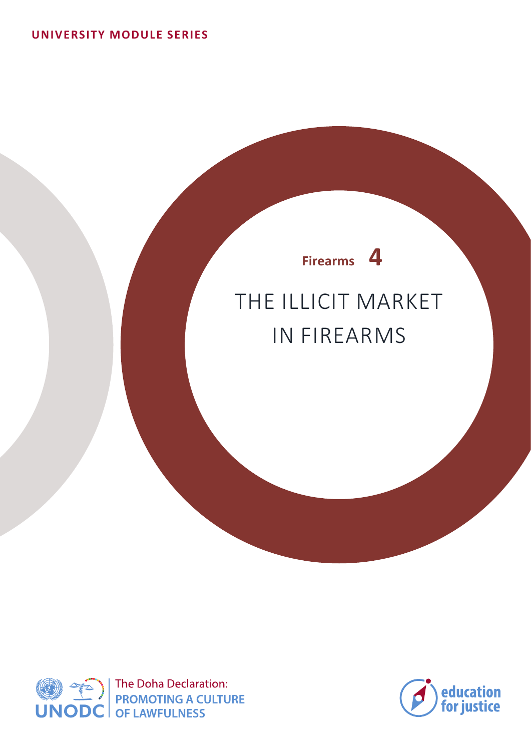UNIVERSITY MODULE SERIES

Firearms 4

# THE ILLICIT MARKET IN FIREARMS

UNODC

The Doha Declaration: PROMOTING A CULTURE OF LAWFULNESS

education for justice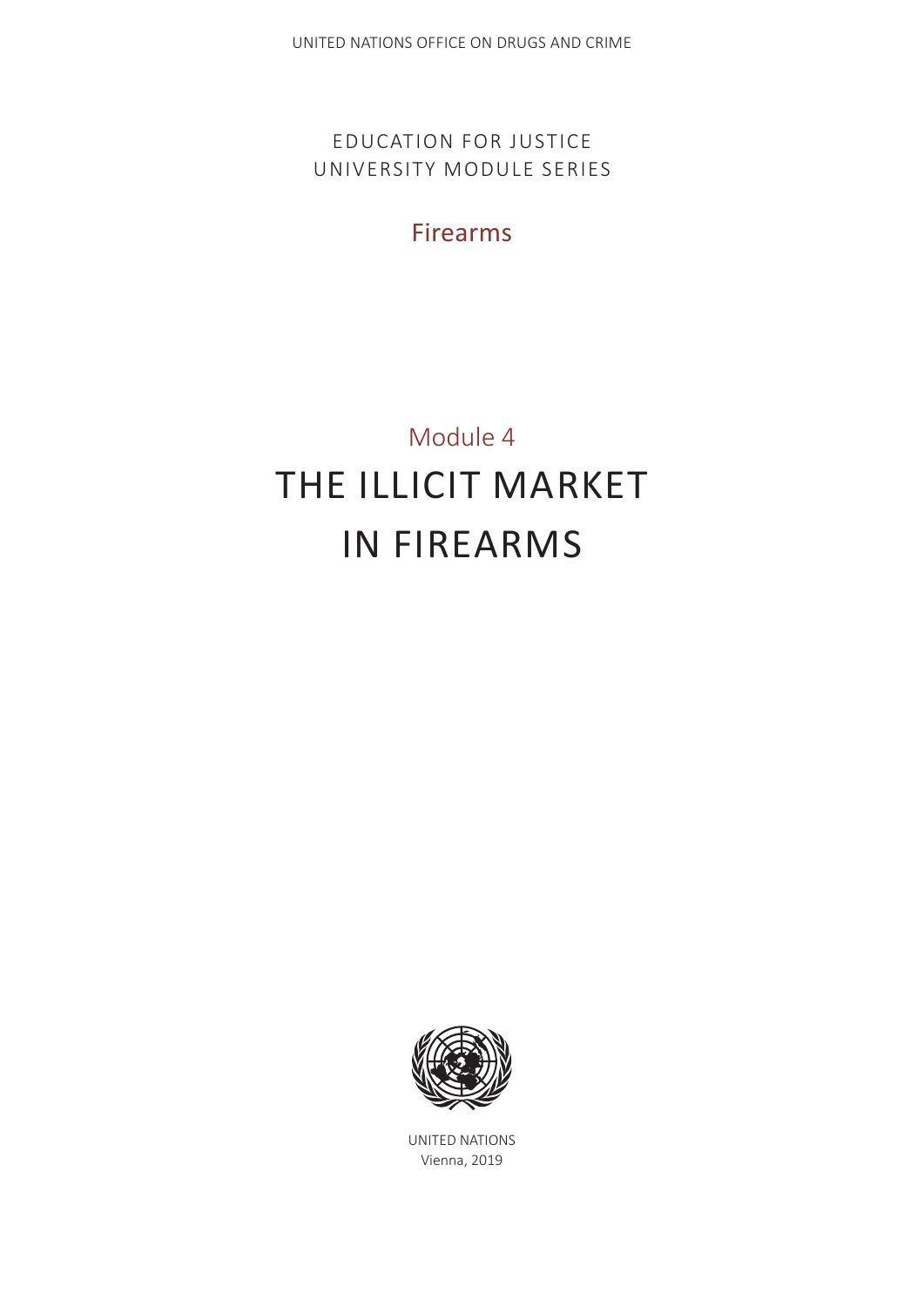UNITED NATIONS OFFICE ON DRUGS AND CRIME

EDUCATION FOR JUSTICE
UNIVERSITY MODULE SERIES

Firearms

Module 4

# THE ILLICIT MARKET IN FIREARMS

UNITED NATIONS
Vienna, 2019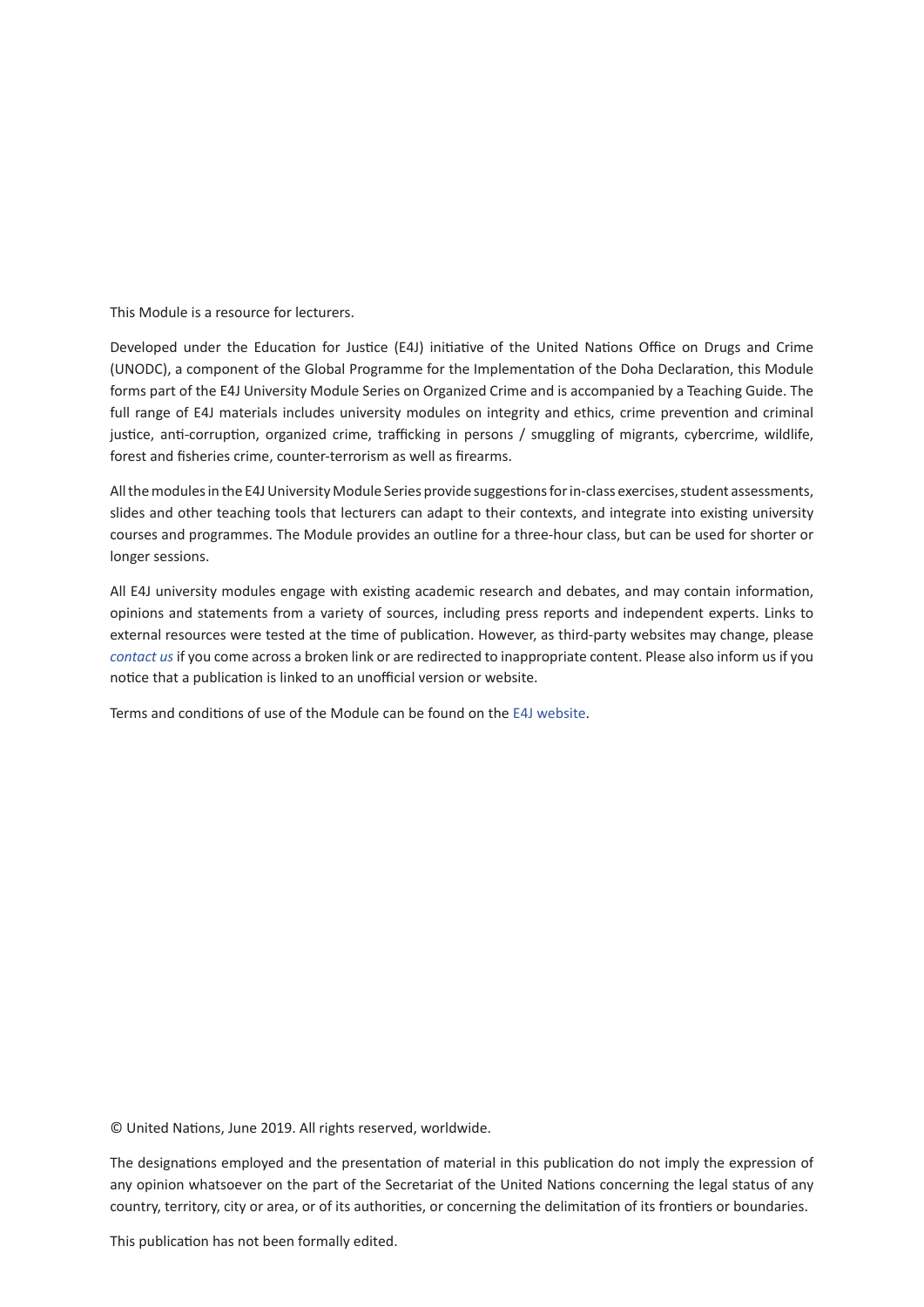This Module is a resource for lecturers.

Developed under the Education for Justice (E4J) initiative of the United Nations Office on Drugs and Crime (UNODC), a component of the Global Programme for the Implementation of the Doha Declaration, this Module forms part of the E4J University Module Series on Organized Crime and is accompanied by a Teaching Guide. The full range of E4J materials includes university modules on integrity and ethics, crime prevention and criminal justice, anti-corruption, organized crime, trafficking in persons / smuggling of migrants, cybercrime, wildlife, forest and fisheries crime, counter-terrorism as well as firearms.

All the modules in the E4J University Module Series provide suggestions for in-class exercises, student assessments, slides and other teaching tools that lecturers can adapt to their contexts, and integrate into existing university courses and programmes. The Module provides an outline for a three-hour class, but can be used for shorter or longer sessions.

All E4J university modules engage with existing academic research and debates, and may contain information, opinions and statements from a variety of sources, including press reports and independent experts. Links to external resources were tested at the time of publication. However, as third-party websites may change, please *contact us* if you come across a broken link or are redirected to inappropriate content. Please also inform us if you notice that a publication is linked to an unofficial version or website.

Terms and conditions of use of the Module can be found on the E4J website.

© United Nations, June 2019. All rights reserved, worldwide.

The designations employed and the presentation of material in this publication do not imply the expression of any opinion whatsoever on the part of the Secretariat of the United Nations concerning the legal status of any country, territory, city or area, or of its authorities, or concerning the delimitation of its frontiers or boundaries.

This publication has not been formally edited.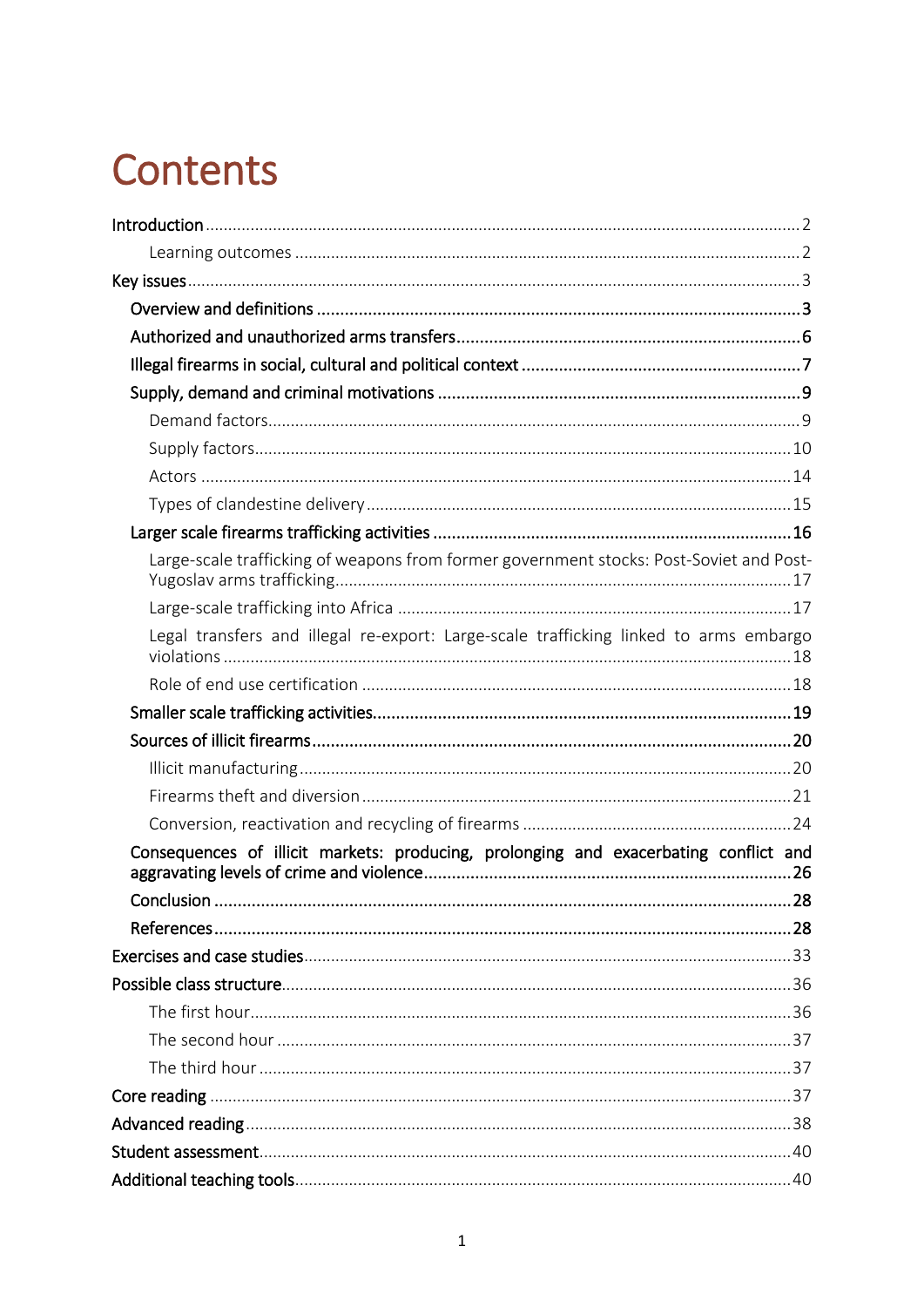# Contents

- Introduction ... 2
    - Learning outcomes ... 2
- Key issues ... 3
    - **Overview and definitions ... 3**
    - **Authorized and unauthorized arms transfers ... 6**
    - **Illegal firearms in social, cultural and political context ... 7**
    - **Supply, demand and criminal motivations ... 9**
        - Demand factors ... 9
        - Supply factors ... 10
        - Actors ... 14
        - Types of clandestine delivery ... 15
    - **Larger scale firearms trafficking activities ... 16**
        - Large-scale trafficking of weapons from former government stocks: Post-Soviet and Post-Yugoslav arms trafficking ... 17
        - Large-scale trafficking into Africa ... 17
        - Legal transfers and illegal re-export: Large-scale trafficking linked to arms embargo violations ... 18
        - Role of end use certification ... 18
    - **Smaller scale trafficking activities ... 19**
    - **Sources of illicit firearms ... 20**
        - Illicit manufacturing ... 20
        - Firearms theft and diversion ... 21
        - Conversion, reactivation and recycling of firearms ... 24
    - **Consequences of illicit markets: producing, prolonging and exacerbating conflict and aggravating levels of crime and violence ... 26**
    - **Conclusion ... 28**
    - **References ... 28**
- Exercises and case studies ... 33
- Possible class structure ... 36
    - The first hour ... 36
    - The second hour ... 37
    - The third hour ... 37
- Core reading ... 37
- Advanced reading ... 38
- Student assessment ... 40
- Additional teaching tools ... 40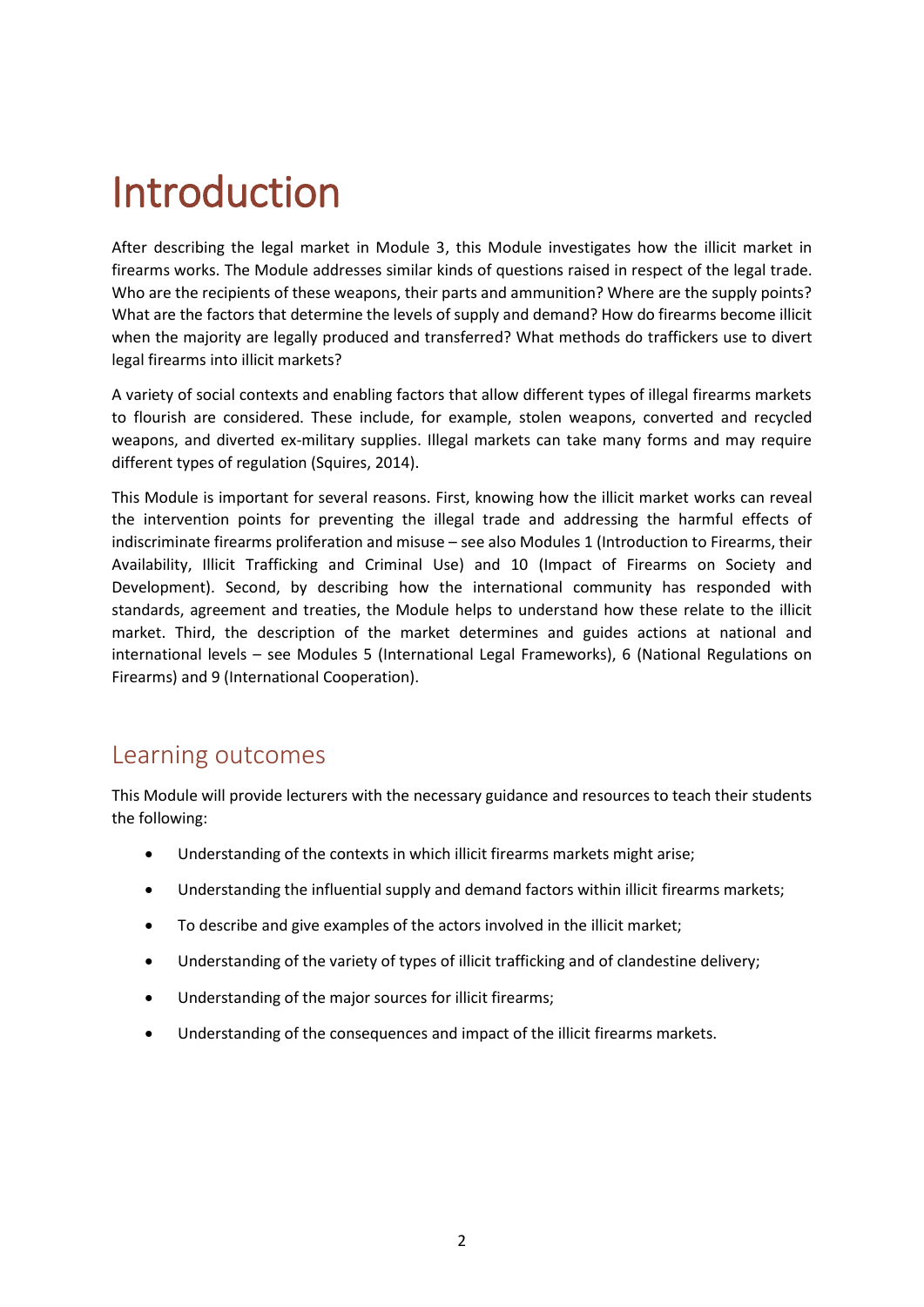# Introduction

After describing the legal market in Module 3, this Module investigates how the illicit market in firearms works. The Module addresses similar kinds of questions raised in respect of the legal trade. Who are the recipients of these weapons, their parts and ammunition? Where are the supply points? What are the factors that determine the levels of supply and demand? How do firearms become illicit when the majority are legally produced and transferred? What methods do traffickers use to divert legal firearms into illicit markets?

A variety of social contexts and enabling factors that allow different types of illegal firearms markets to flourish are considered. These include, for example, stolen weapons, converted and recycled weapons, and diverted ex-military supplies. Illegal markets can take many forms and may require different types of regulation (Squires, 2014).

This Module is important for several reasons. First, knowing how the illicit market works can reveal the intervention points for preventing the illegal trade and addressing the harmful effects of indiscriminate firearms proliferation and misuse – see also Modules 1 (Introduction to Firearms, their Availability, Illicit Trafficking and Criminal Use) and 10 (Impact of Firearms on Society and Development). Second, by describing how the international community has responded with standards, agreement and treaties, the Module helps to understand how these relate to the illicit market. Third, the description of the market determines and guides actions at national and international levels – see Modules 5 (International Legal Frameworks), 6 (National Regulations on Firearms) and 9 (International Cooperation).

## Learning outcomes

This Module will provide lecturers with the necessary guidance and resources to teach their students the following:

- Understanding of the contexts in which illicit firearms markets might arise;
- Understanding the influential supply and demand factors within illicit firearms markets;
- To describe and give examples of the actors involved in the illicit market;
- Understanding of the variety of types of illicit trafficking and of clandestine delivery;
- Understanding of the major sources for illicit firearms;
- Understanding of the consequences and impact of the illicit firearms markets.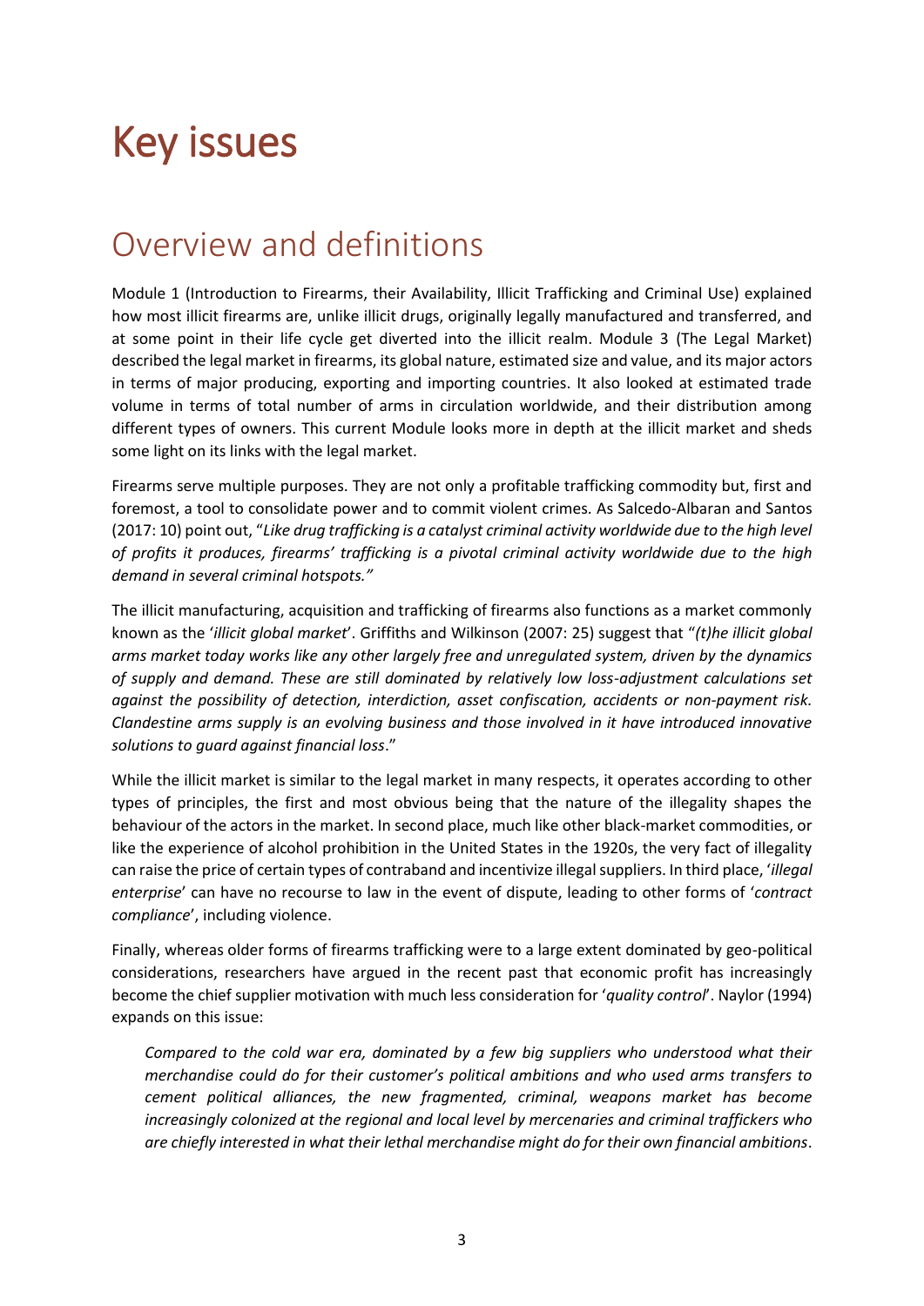# Key issues

## Overview and definitions

Module 1 (Introduction to Firearms, their Availability, Illicit Trafficking and Criminal Use) explained how most illicit firearms are, unlike illicit drugs, originally legally manufactured and transferred, and at some point in their life cycle get diverted into the illicit realm. Module 3 (The Legal Market) described the legal market in firearms, its global nature, estimated size and value, and its major actors in terms of major producing, exporting and importing countries. It also looked at estimated trade volume in terms of total number of arms in circulation worldwide, and their distribution among different types of owners. This current Module looks more in depth at the illicit market and sheds some light on its links with the legal market.

Firearms serve multiple purposes. They are not only a profitable trafficking commodity but, first and foremost, a tool to consolidate power and to commit violent crimes. As Salcedo-Albaran and Santos (2017: 10) point out, "*Like drug trafficking is a catalyst criminal activity worldwide due to the high level of profits it produces, firearms' trafficking is a pivotal criminal activity worldwide due to the high demand in several criminal hotspots."*

The illicit manufacturing, acquisition and trafficking of firearms also functions as a market commonly known as the '*illicit global market*'. Griffiths and Wilkinson (2007: 25) suggest that "*(t)he illicit global arms market today works like any other largely free and unregulated system, driven by the dynamics of supply and demand. These are still dominated by relatively low loss-adjustment calculations set against the possibility of detection, interdiction, asset confiscation, accidents or non-payment risk. Clandestine arms supply is an evolving business and those involved in it have introduced innovative solutions to guard against financial loss*."

While the illicit market is similar to the legal market in many respects, it operates according to other types of principles, the first and most obvious being that the nature of the illegality shapes the behaviour of the actors in the market. In second place, much like other black-market commodities, or like the experience of alcohol prohibition in the United States in the 1920s, the very fact of illegality can raise the price of certain types of contraband and incentivize illegal suppliers. In third place, '*illegal enterprise*' can have no recourse to law in the event of dispute, leading to other forms of '*contract compliance*', including violence.

Finally, whereas older forms of firearms trafficking were to a large extent dominated by geo-political considerations, researchers have argued in the recent past that economic profit has increasingly become the chief supplier motivation with much less consideration for '*quality control*'. Naylor (1994) expands on this issue:

> *Compared to the cold war era, dominated by a few big suppliers who understood what their merchandise could do for their customer's political ambitions and who used arms transfers to cement political alliances, the new fragmented, criminal, weapons market has become increasingly colonized at the regional and local level by mercenaries and criminal traffickers who are chiefly interested in what their lethal merchandise might do for their own financial ambitions*.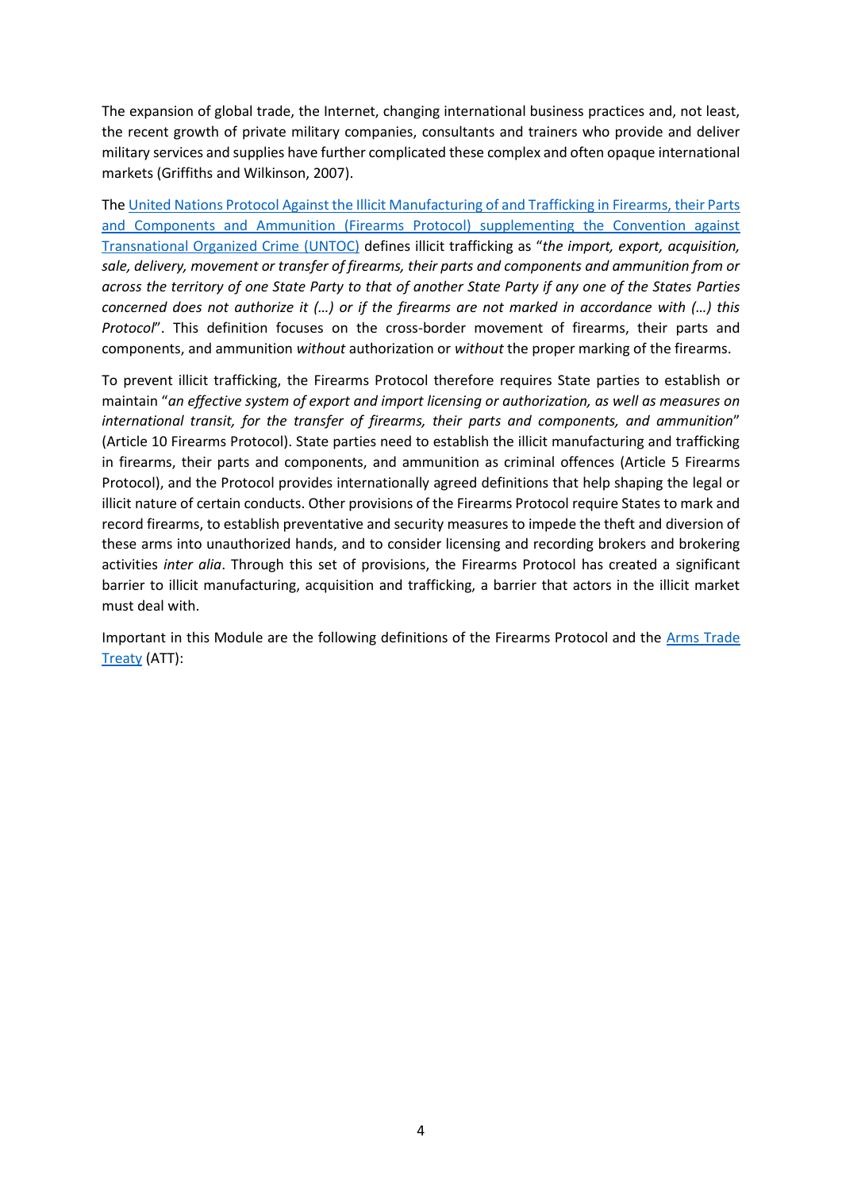The expansion of global trade, the Internet, changing international business practices and, not least, the recent growth of private military companies, consultants and trainers who provide and deliver military services and supplies have further complicated these complex and often opaque international markets (Griffiths and Wilkinson, 2007).

The United Nations Protocol Against the Illicit Manufacturing of and Trafficking in Firearms, their Parts and Components and Ammunition (Firearms Protocol) supplementing the Convention against Transnational Organized Crime (UNTOC) defines illicit trafficking as "*the import, export, acquisition, sale, delivery, movement or transfer of firearms, their parts and components and ammunition from or across the territory of one State Party to that of another State Party if any one of the States Parties concerned does not authorize it (…) or if the firearms are not marked in accordance with (…) this Protocol*". This definition focuses on the cross-border movement of firearms, their parts and components, and ammunition *without* authorization or *without* the proper marking of the firearms.

To prevent illicit trafficking, the Firearms Protocol therefore requires State parties to establish or maintain "*an effective system of export and import licensing or authorization, as well as measures on international transit, for the transfer of firearms, their parts and components, and ammunition*" (Article 10 Firearms Protocol). State parties need to establish the illicit manufacturing and trafficking in firearms, their parts and components, and ammunition as criminal offences (Article 5 Firearms Protocol), and the Protocol provides internationally agreed definitions that help shaping the legal or illicit nature of certain conducts. Other provisions of the Firearms Protocol require States to mark and record firearms, to establish preventative and security measures to impede the theft and diversion of these arms into unauthorized hands, and to consider licensing and recording brokers and brokering activities *inter alia*. Through this set of provisions, the Firearms Protocol has created a significant barrier to illicit manufacturing, acquisition and trafficking, a barrier that actors in the illicit market must deal with.

Important in this Module are the following definitions of the Firearms Protocol and the Arms Trade Treaty (ATT):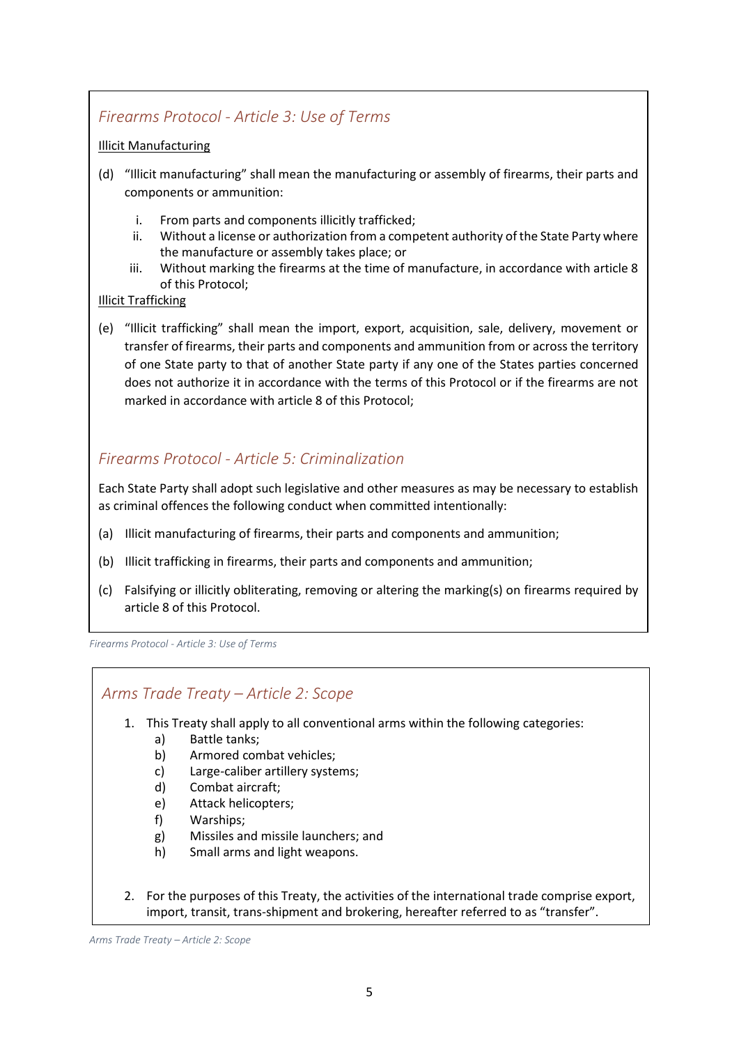### *Firearms Protocol - Article 3: Use of Terms*

Illicit Manufacturing

(d) "Illicit manufacturing" shall mean the manufacturing or assembly of firearms, their parts and components or ammunition:

i. From parts and components illicitly trafficked;
ii. Without a license or authorization from a competent authority of the State Party where the manufacture or assembly takes place; or
iii. Without marking the firearms at the time of manufacture, in accordance with article 8 of this Protocol;

Illicit Trafficking

(e) "Illicit trafficking" shall mean the import, export, acquisition, sale, delivery, movement or transfer of firearms, their parts and components and ammunition from or across the territory of one State party to that of another State party if any one of the States parties concerned does not authorize it in accordance with the terms of this Protocol or if the firearms are not marked in accordance with article 8 of this Protocol;

### *Firearms Protocol - Article 5: Criminalization*

Each State Party shall adopt such legislative and other measures as may be necessary to establish as criminal offences the following conduct when committed intentionally:

(a) Illicit manufacturing of firearms, their parts and components and ammunition;

(b) Illicit trafficking in firearms, their parts and components and ammunition;

(c) Falsifying or illicitly obliterating, removing or altering the marking(s) on firearms required by article 8 of this Protocol.

*Firearms Protocol - Article 3: Use of Terms*

### *Arms Trade Treaty – Article 2: Scope*

1. This Treaty shall apply to all conventional arms within the following categories:
   a) Battle tanks;
   b) Armored combat vehicles;
   c) Large-caliber artillery systems;
   d) Combat aircraft;
   e) Attack helicopters;
   f) Warships;
   g) Missiles and missile launchers; and
   h) Small arms and light weapons.

2. For the purposes of this Treaty, the activities of the international trade comprise export, import, transit, trans-shipment and brokering, hereafter referred to as "transfer".

*Arms Trade Treaty – Article 2: Scope*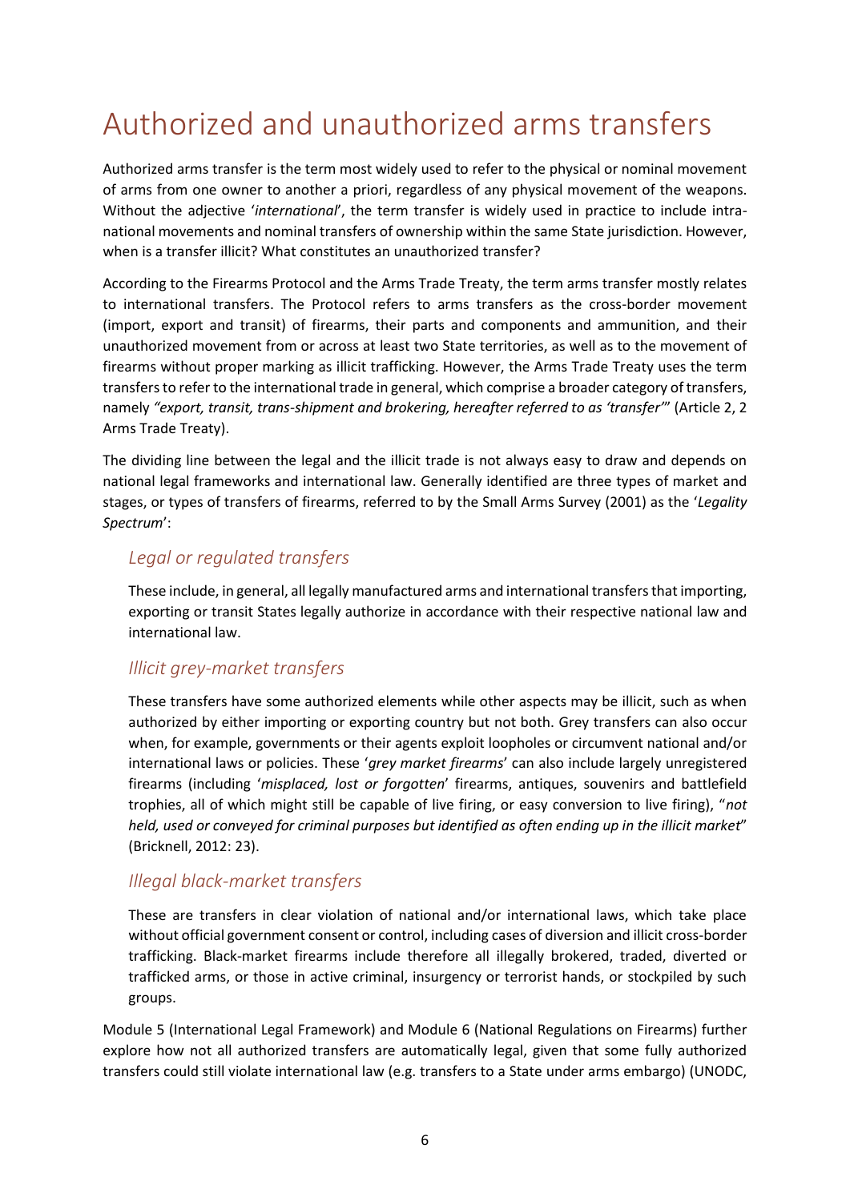# Authorized and unauthorized arms transfers

Authorized arms transfer is the term most widely used to refer to the physical or nominal movement of arms from one owner to another a priori, regardless of any physical movement of the weapons. Without the adjective '*international*', the term transfer is widely used in practice to include intra-national movements and nominal transfers of ownership within the same State jurisdiction. However, when is a transfer illicit? What constitutes an unauthorized transfer?

According to the Firearms Protocol and the Arms Trade Treaty, the term arms transfer mostly relates to international transfers. The Protocol refers to arms transfers as the cross-border movement (import, export and transit) of firearms, their parts and components and ammunition, and their unauthorized movement from or across at least two State territories, as well as to the movement of firearms without proper marking as illicit trafficking. However, the Arms Trade Treaty uses the term transfers to refer to the international trade in general, which comprise a broader category of transfers, namely *"export, transit, trans-shipment and brokering, hereafter referred to as 'transfer'"* (Article 2, 2 Arms Trade Treaty).

The dividing line between the legal and the illicit trade is not always easy to draw and depends on national legal frameworks and international law. Generally identified are three types of market and stages, or types of transfers of firearms, referred to by the Small Arms Survey (2001) as the '*Legality Spectrum*':

## *Legal or regulated transfers*

These include, in general, all legally manufactured arms and international transfers that importing, exporting or transit States legally authorize in accordance with their respective national law and international law.

## *Illicit grey-market transfers*

These transfers have some authorized elements while other aspects may be illicit, such as when authorized by either importing or exporting country but not both. Grey transfers can also occur when, for example, governments or their agents exploit loopholes or circumvent national and/or international laws or policies. These '*grey market firearms*' can also include largely unregistered firearms (including '*misplaced, lost or forgotten*' firearms, antiques, souvenirs and battlefield trophies, all of which might still be capable of live firing, or easy conversion to live firing), "*not held, used or conveyed for criminal purposes but identified as often ending up in the illicit market*" (Bricknell, 2012: 23).

## *Illegal black-market transfers*

These are transfers in clear violation of national and/or international laws, which take place without official government consent or control, including cases of diversion and illicit cross-border trafficking. Black-market firearms include therefore all illegally brokered, traded, diverted or trafficked arms, or those in active criminal, insurgency or terrorist hands, or stockpiled by such groups.

Module 5 (International Legal Framework) and Module 6 (National Regulations on Firearms) further explore how not all authorized transfers are automatically legal, given that some fully authorized transfers could still violate international law (e.g. transfers to a State under arms embargo) (UNODC,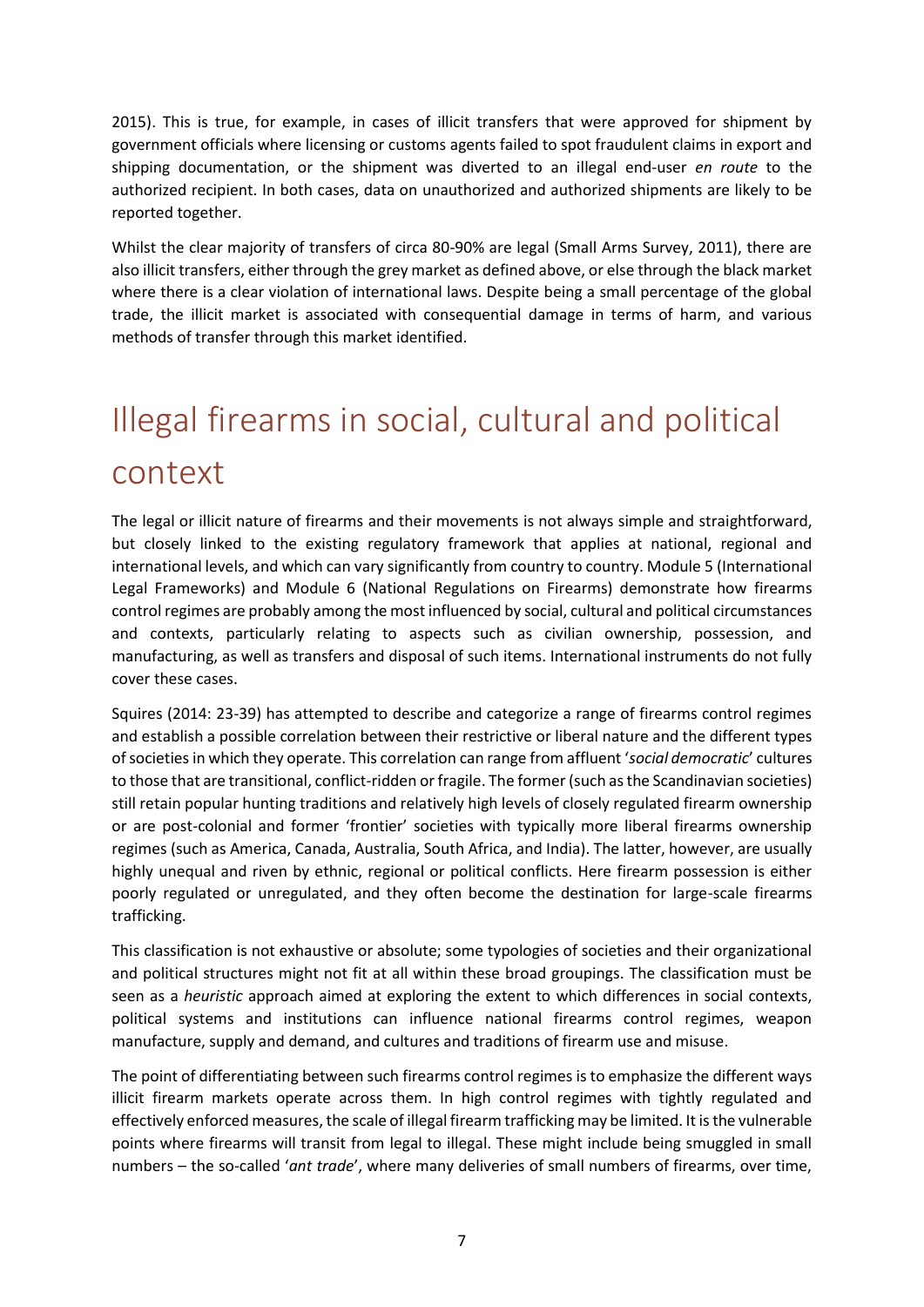2015). This is true, for example, in cases of illicit transfers that were approved for shipment by government officials where licensing or customs agents failed to spot fraudulent claims in export and shipping documentation, or the shipment was diverted to an illegal end-user *en route* to the authorized recipient. In both cases, data on unauthorized and authorized shipments are likely to be reported together.

Whilst the clear majority of transfers of circa 80-90% are legal (Small Arms Survey, 2011), there are also illicit transfers, either through the grey market as defined above, or else through the black market where there is a clear violation of international laws. Despite being a small percentage of the global trade, the illicit market is associated with consequential damage in terms of harm, and various methods of transfer through this market identified.

# Illegal firearms in social, cultural and political context

The legal or illicit nature of firearms and their movements is not always simple and straightforward, but closely linked to the existing regulatory framework that applies at national, regional and international levels, and which can vary significantly from country to country. Module 5 (International Legal Frameworks) and Module 6 (National Regulations on Firearms) demonstrate how firearms control regimes are probably among the most influenced by social, cultural and political circumstances and contexts, particularly relating to aspects such as civilian ownership, possession, and manufacturing, as well as transfers and disposal of such items. International instruments do not fully cover these cases.

Squires (2014: 23-39) has attempted to describe and categorize a range of firearms control regimes and establish a possible correlation between their restrictive or liberal nature and the different types of societies in which they operate. This correlation can range from affluent '*social democratic*' cultures to those that are transitional, conflict-ridden or fragile. The former (such as the Scandinavian societies) still retain popular hunting traditions and relatively high levels of closely regulated firearm ownership or are post-colonial and former 'frontier' societies with typically more liberal firearms ownership regimes (such as America, Canada, Australia, South Africa, and India). The latter, however, are usually highly unequal and riven by ethnic, regional or political conflicts. Here firearm possession is either poorly regulated or unregulated, and they often become the destination for large-scale firearms trafficking.

This classification is not exhaustive or absolute; some typologies of societies and their organizational and political structures might not fit at all within these broad groupings. The classification must be seen as a *heuristic* approach aimed at exploring the extent to which differences in social contexts, political systems and institutions can influence national firearms control regimes, weapon manufacture, supply and demand, and cultures and traditions of firearm use and misuse.

The point of differentiating between such firearms control regimes is to emphasize the different ways illicit firearm markets operate across them. In high control regimes with tightly regulated and effectively enforced measures, the scale of illegal firearm trafficking may be limited. It is the vulnerable points where firearms will transit from legal to illegal. These might include being smuggled in small numbers – the so-called '*ant trade*', where many deliveries of small numbers of firearms, over time,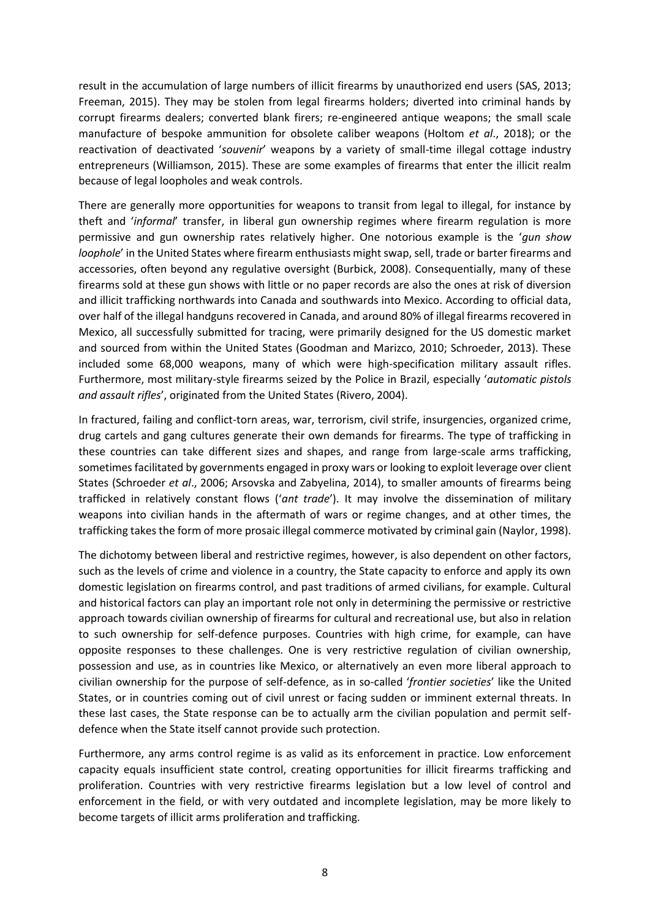result in the accumulation of large numbers of illicit firearms by unauthorized end users (SAS, 2013; Freeman, 2015). They may be stolen from legal firearms holders; diverted into criminal hands by corrupt firearms dealers; converted blank firers; re-engineered antique weapons; the small scale manufacture of bespoke ammunition for obsolete caliber weapons (Holtom *et al*., 2018); or the reactivation of deactivated '*souvenir*' weapons by a variety of small-time illegal cottage industry entrepreneurs (Williamson, 2015). These are some examples of firearms that enter the illicit realm because of legal loopholes and weak controls.

There are generally more opportunities for weapons to transit from legal to illegal, for instance by theft and '*informal*' transfer, in liberal gun ownership regimes where firearm regulation is more permissive and gun ownership rates relatively higher. One notorious example is the '*gun show loophole*' in the United States where firearm enthusiasts might swap, sell, trade or barter firearms and accessories, often beyond any regulative oversight (Burbick, 2008). Consequentially, many of these firearms sold at these gun shows with little or no paper records are also the ones at risk of diversion and illicit trafficking northwards into Canada and southwards into Mexico. According to official data, over half of the illegal handguns recovered in Canada, and around 80% of illegal firearms recovered in Mexico, all successfully submitted for tracing, were primarily designed for the US domestic market and sourced from within the United States (Goodman and Marizco, 2010; Schroeder, 2013). These included some 68,000 weapons, many of which were high-specification military assault rifles. Furthermore, most military-style firearms seized by the Police in Brazil, especially '*automatic pistols and assault rifles*', originated from the United States (Rivero, 2004).

In fractured, failing and conflict-torn areas, war, terrorism, civil strife, insurgencies, organized crime, drug cartels and gang cultures generate their own demands for firearms. The type of trafficking in these countries can take different sizes and shapes, and range from large-scale arms trafficking, sometimes facilitated by governments engaged in proxy wars or looking to exploit leverage over client States (Schroeder *et al*., 2006; Arsovska and Zabyelina, 2014), to smaller amounts of firearms being trafficked in relatively constant flows ('*ant trade*'). It may involve the dissemination of military weapons into civilian hands in the aftermath of wars or regime changes, and at other times, the trafficking takes the form of more prosaic illegal commerce motivated by criminal gain (Naylor, 1998).

The dichotomy between liberal and restrictive regimes, however, is also dependent on other factors, such as the levels of crime and violence in a country, the State capacity to enforce and apply its own domestic legislation on firearms control, and past traditions of armed civilians, for example. Cultural and historical factors can play an important role not only in determining the permissive or restrictive approach towards civilian ownership of firearms for cultural and recreational use, but also in relation to such ownership for self-defence purposes. Countries with high crime, for example, can have opposite responses to these challenges. One is very restrictive regulation of civilian ownership, possession and use, as in countries like Mexico, or alternatively an even more liberal approach to civilian ownership for the purpose of self-defence, as in so-called '*frontier societies*' like the United States, or in countries coming out of civil unrest or facing sudden or imminent external threats. In these last cases, the State response can be to actually arm the civilian population and permit self-defence when the State itself cannot provide such protection.

Furthermore, any arms control regime is as valid as its enforcement in practice. Low enforcement capacity equals insufficient state control, creating opportunities for illicit firearms trafficking and proliferation. Countries with very restrictive firearms legislation but a low level of control and enforcement in the field, or with very outdated and incomplete legislation, may be more likely to become targets of illicit arms proliferation and trafficking.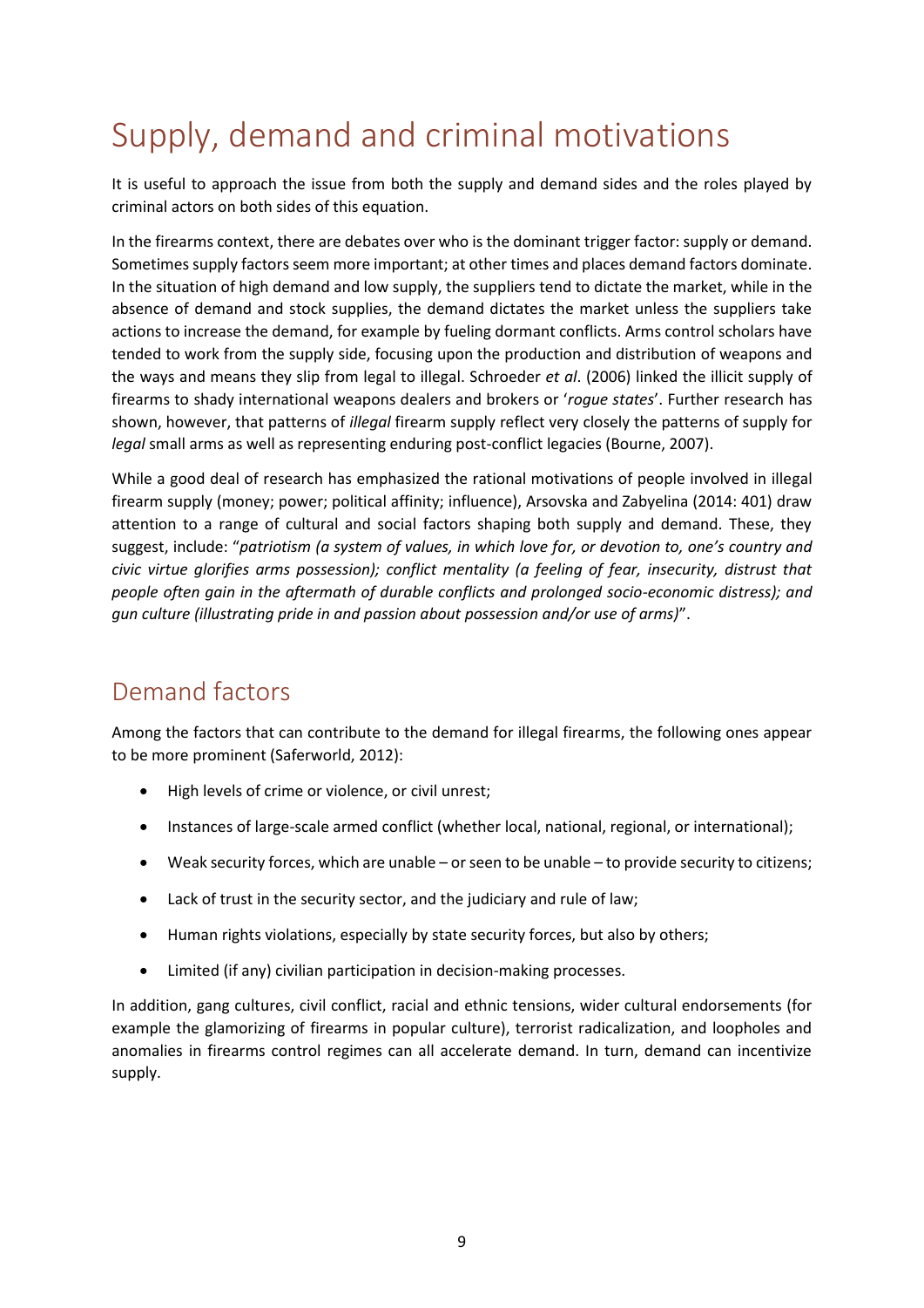# Supply, demand and criminal motivations

It is useful to approach the issue from both the supply and demand sides and the roles played by criminal actors on both sides of this equation.

In the firearms context, there are debates over who is the dominant trigger factor: supply or demand. Sometimes supply factors seem more important; at other times and places demand factors dominate. In the situation of high demand and low supply, the suppliers tend to dictate the market, while in the absence of demand and stock supplies, the demand dictates the market unless the suppliers take actions to increase the demand, for example by fueling dormant conflicts. Arms control scholars have tended to work from the supply side, focusing upon the production and distribution of weapons and the ways and means they slip from legal to illegal. Schroeder *et al*. (2006) linked the illicit supply of firearms to shady international weapons dealers and brokers or '*rogue states*'. Further research has shown, however, that patterns of *illegal* firearm supply reflect very closely the patterns of supply for *legal* small arms as well as representing enduring post-conflict legacies (Bourne, 2007).

While a good deal of research has emphasized the rational motivations of people involved in illegal firearm supply (money; power; political affinity; influence), Arsovska and Zabyelina (2014: 401) draw attention to a range of cultural and social factors shaping both supply and demand. These, they suggest, include: "***patriotism (a system of values, in which love for, or devotion to, one's country and civic virtue glorifies arms possession); conflict mentality (a feeling of fear, insecurity, distrust that people often gain in the aftermath of durable conflicts and prolonged socio-economic distress); and gun culture (illustrating pride in and passion about possession and/or use of arms)***".

## Demand factors

Among the factors that can contribute to the demand for illegal firearms, the following ones appear to be more prominent (Saferworld, 2012):

- High levels of crime or violence, or civil unrest;
- Instances of large-scale armed conflict (whether local, national, regional, or international);
- Weak security forces, which are unable – or seen to be unable – to provide security to citizens;
- Lack of trust in the security sector, and the judiciary and rule of law;
- Human rights violations, especially by state security forces, but also by others;
- Limited (if any) civilian participation in decision-making processes.

In addition, gang cultures, civil conflict, racial and ethnic tensions, wider cultural endorsements (for example the glamorizing of firearms in popular culture), terrorist radicalization, and loopholes and anomalies in firearms control regimes can all accelerate demand. In turn, demand can incentivize supply.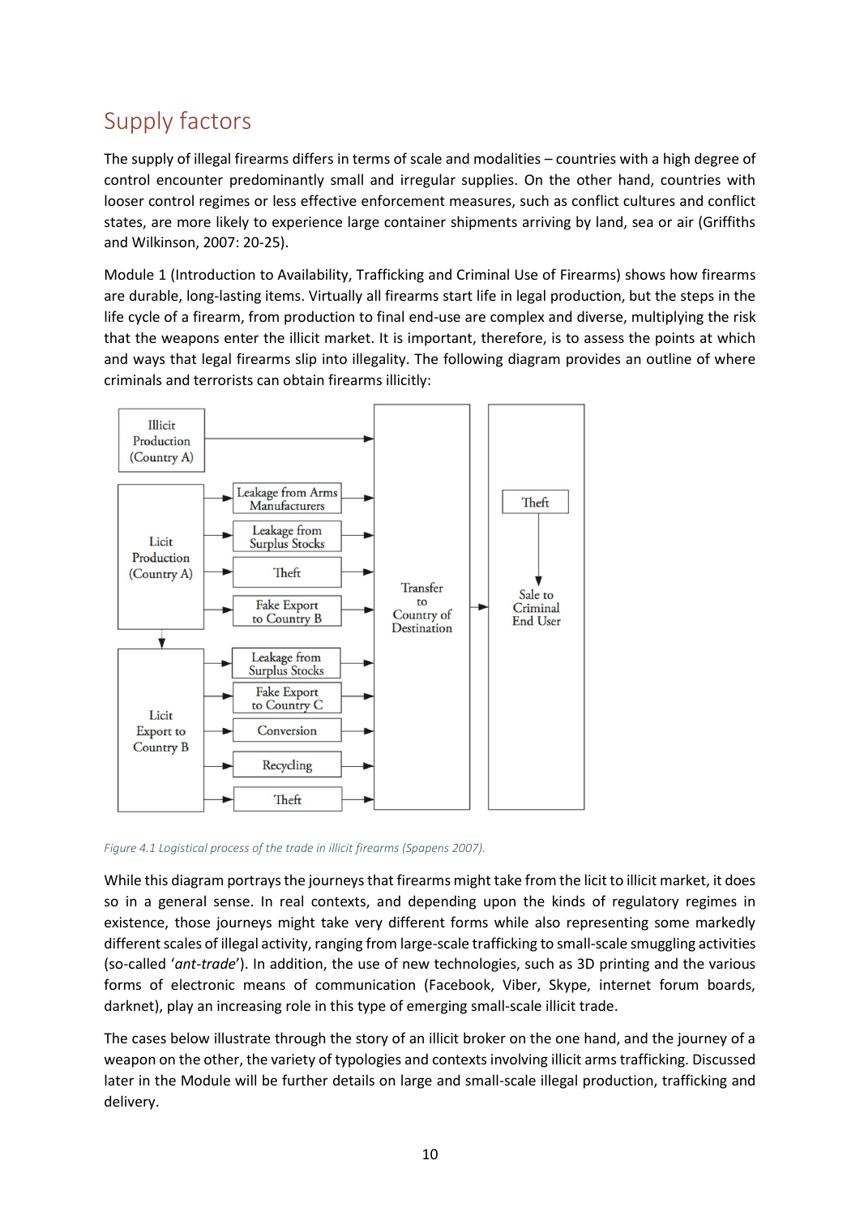## Supply factors

The supply of illegal firearms differs in terms of scale and modalities – countries with a high degree of control encounter predominantly small and irregular supplies. On the other hand, countries with looser control regimes or less effective enforcement measures, such as conflict cultures and conflict states, are more likely to experience large container shipments arriving by land, sea or air (Griffiths and Wilkinson, 2007: 20-25).

Module 1 (Introduction to Availability, Trafficking and Criminal Use of Firearms) shows how firearms are durable, long-lasting items. Virtually all firearms start life in legal production, but the steps in the life cycle of a firearm, from production to final end-use are complex and diverse, multiplying the risk that the weapons enter the illicit market. It is important, therefore, is to assess the points at which and ways that legal firearms slip into illegality. The following diagram provides an outline of where criminals and terrorists can obtain firearms illicitly:

*Figure 4.1 Logistical process of the trade in illicit firearms (Spapens 2007).*

While this diagram portrays the journeys that firearms might take from the licit to illicit market, it does so in a general sense. In real contexts, and depending upon the kinds of regulatory regimes in existence, those journeys might take very different forms while also representing some markedly different scales of illegal activity, ranging from large-scale trafficking to small-scale smuggling activities (so-called '*ant-trade*'). In addition, the use of new technologies, such as 3D printing and the various forms of electronic means of communication (Facebook, Viber, Skype, internet forum boards, darknet), play an increasing role in this type of emerging small-scale illicit trade.

The cases below illustrate through the story of an illicit broker on the one hand, and the journey of a weapon on the other, the variety of typologies and contexts involving illicit arms trafficking. Discussed later in the Module will be further details on large and small-scale illegal production, trafficking and delivery.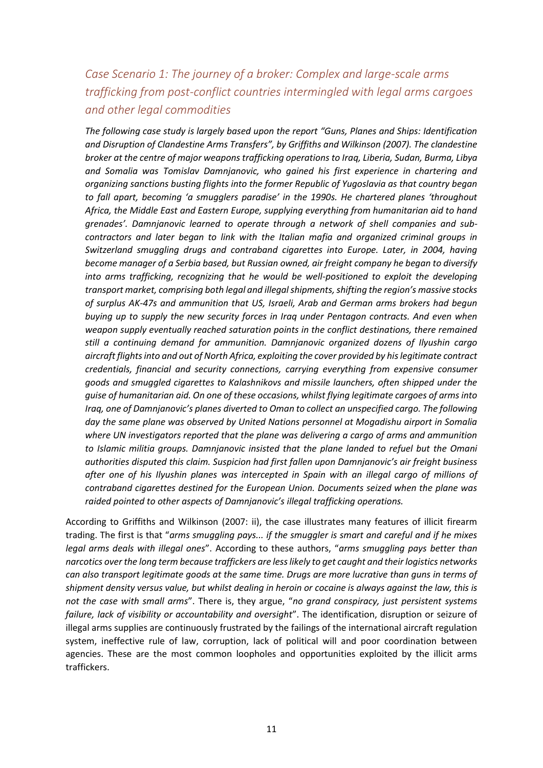## *Case Scenario 1: The journey of a broker: Complex and large-scale arms trafficking from post-conflict countries intermingled with legal arms cargoes and other legal commodities*

*The following case study is largely based upon the report "Guns, Planes and Ships: Identification and Disruption of Clandestine Arms Transfers", by Griffiths and Wilkinson (2007). The clandestine broker at the centre of major weapons trafficking operations to Iraq, Liberia, Sudan, Burma, Libya and Somalia was Tomislav Damnjanovic, who gained his first experience in chartering and organizing sanctions busting flights into the former Republic of Yugoslavia as that country began to fall apart, becoming 'a smugglers paradise' in the 1990s. He chartered planes 'throughout Africa, the Middle East and Eastern Europe, supplying everything from humanitarian aid to hand grenades'. Damnjanovic learned to operate through a network of shell companies and sub-contractors and later began to link with the Italian mafia and organized criminal groups in Switzerland smuggling drugs and contraband cigarettes into Europe. Later, in 2004, having become manager of a Serbia based, but Russian owned, air freight company he began to diversify into arms trafficking, recognizing that he would be well-positioned to exploit the developing transport market, comprising both legal and illegal shipments, shifting the region's massive stocks of surplus AK-47s and ammunition that US, Israeli, Arab and German arms brokers had begun buying up to supply the new security forces in Iraq under Pentagon contracts. And even when weapon supply eventually reached saturation points in the conflict destinations, there remained still a continuing demand for ammunition. Damnjanovic organized dozens of Ilyushin cargo aircraft flights into and out of North Africa, exploiting the cover provided by his legitimate contract credentials, financial and security connections, carrying everything from expensive consumer goods and smuggled cigarettes to Kalashnikovs and missile launchers, often shipped under the guise of humanitarian aid. On one of these occasions, whilst flying legitimate cargoes of arms into Iraq, one of Damnjanovic's planes diverted to Oman to collect an unspecified cargo. The following day the same plane was observed by United Nations personnel at Mogadishu airport in Somalia where UN investigators reported that the plane was delivering a cargo of arms and ammunition to Islamic militia groups. Damnjanovic insisted that the plane landed to refuel but the Omani authorities disputed this claim. Suspicion had first fallen upon Damnjanovic's air freight business after one of his Ilyushin planes was intercepted in Spain with an illegal cargo of millions of contraband cigarettes destined for the European Union. Documents seized when the plane was raided pointed to other aspects of Damnjanovic's illegal trafficking operations.*

According to Griffiths and Wilkinson (2007: ii), the case illustrates many features of illicit firearm trading. The first is that "*arms smuggling pays... if the smuggler is smart and careful and if he mixes legal arms deals with illegal ones*". According to these authors, "*arms smuggling pays better than narcotics over the long term because traffickers are less likely to get caught and their logistics networks can also transport legitimate goods at the same time. Drugs are more lucrative than guns in terms of shipment density versus value, but whilst dealing in heroin or cocaine is always against the law, this is not the case with small arms*". There is, they argue, "*no grand conspiracy, just persistent systems failure, lack of visibility or accountability and oversight*". The identification, disruption or seizure of illegal arms supplies are continuously frustrated by the failings of the international aircraft regulation system, ineffective rule of law, corruption, lack of political will and poor coordination between agencies. These are the most common loopholes and opportunities exploited by the illicit arms traffickers.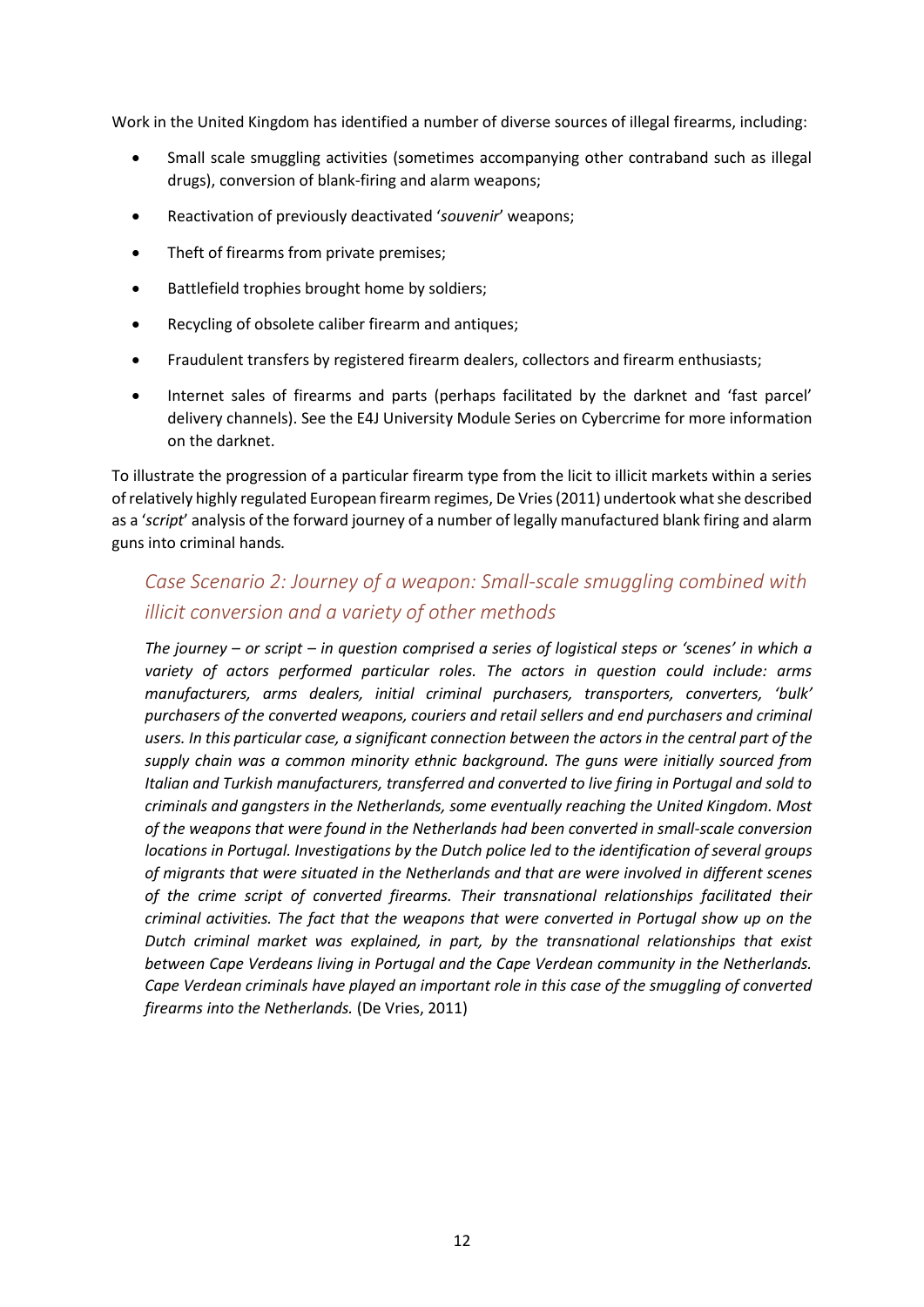Work in the United Kingdom has identified a number of diverse sources of illegal firearms, including:

- Small scale smuggling activities (sometimes accompanying other contraband such as illegal drugs), conversion of blank-firing and alarm weapons;
- Reactivation of previously deactivated '*souvenir*' weapons;
- Theft of firearms from private premises;
- Battlefield trophies brought home by soldiers;
- Recycling of obsolete caliber firearm and antiques;
- Fraudulent transfers by registered firearm dealers, collectors and firearm enthusiasts;
- Internet sales of firearms and parts (perhaps facilitated by the darknet and 'fast parcel' delivery channels). See the E4J University Module Series on Cybercrime for more information on the darknet.

To illustrate the progression of a particular firearm type from the licit to illicit markets within a series of relatively highly regulated European firearm regimes, De Vries (2011) undertook what she described as a '*script*' analysis of the forward journey of a number of legally manufactured blank firing and alarm guns into criminal hands.

### Case Scenario 2: Journey of a weapon: Small-scale smuggling combined with illicit conversion and a variety of other methods

*The journey – or script – in question comprised a series of logistical steps or 'scenes' in which a variety of actors performed particular roles. The actors in question could include: arms manufacturers, arms dealers, initial criminal purchasers, transporters, converters, 'bulk' purchasers of the converted weapons, couriers and retail sellers and end purchasers and criminal users. In this particular case, a significant connection between the actors in the central part of the supply chain was a common minority ethnic background. The guns were initially sourced from Italian and Turkish manufacturers, transferred and converted to live firing in Portugal and sold to criminals and gangsters in the Netherlands, some eventually reaching the United Kingdom. Most of the weapons that were found in the Netherlands had been converted in small-scale conversion locations in Portugal. Investigations by the Dutch police led to the identification of several groups of migrants that were situated in the Netherlands and that are were involved in different scenes of the crime script of converted firearms. Their transnational relationships facilitated their criminal activities. The fact that the weapons that were converted in Portugal show up on the Dutch criminal market was explained, in part, by the transnational relationships that exist between Cape Verdeans living in Portugal and the Cape Verdean community in the Netherlands. Cape Verdean criminals have played an important role in this case of the smuggling of converted firearms into the Netherlands.* (De Vries, 2011)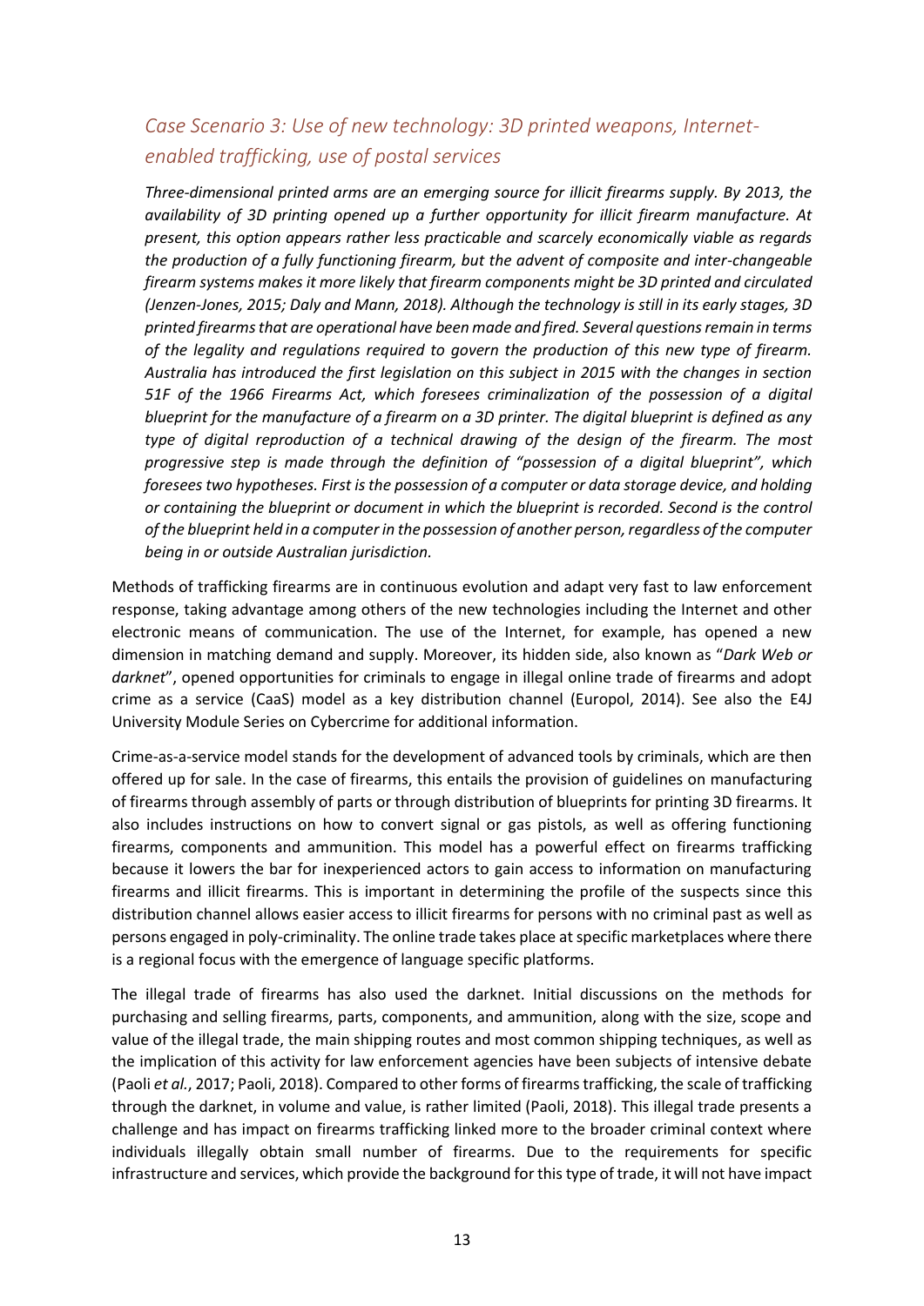## *Case Scenario 3: Use of new technology: 3D printed weapons, Internet-enabled trafficking, use of postal services*

***Three-dimensional printed arms are an emerging source for illicit firearms supply. By 2013, the availability of 3D printing opened up a further opportunity for illicit firearm manufacture. At present, this option appears rather less practicable and scarcely economically viable as regards the production of a fully functioning firearm, but the advent of composite and inter-changeable firearm systems makes it more likely that firearm components might be 3D printed and circulated (Jenzen-Jones, 2015; Daly and Mann, 2018). Although the technology is still in its early stages, 3D printed firearms that are operational have been made and fired. Several questions remain in terms of the legality and regulations required to govern the production of this new type of firearm. Australia has introduced the first legislation on this subject in 2015 with the changes in section 51F of the 1966 Firearms Act, which foresees criminalization of the possession of a digital blueprint for the manufacture of a firearm on a 3D printer. The digital blueprint is defined as any type of digital reproduction of a technical drawing of the design of the firearm. The most progressive step is made through the definition of "possession of a digital blueprint", which foresees two hypotheses. First is the possession of a computer or data storage device, and holding or containing the blueprint or document in which the blueprint is recorded. Second is the control of the blueprint held in a computer in the possession of another person, regardless of the computer being in or outside Australian jurisdiction.***

Methods of trafficking firearms are in continuous evolution and adapt very fast to law enforcement response, taking advantage among others of the new technologies including the Internet and other electronic means of communication. The use of the Internet, for example, has opened a new dimension in matching demand and supply. Moreover, its hidden side, also known as "*Dark Web or darknet*", opened opportunities for criminals to engage in illegal online trade of firearms and adopt crime as a service (CaaS) model as a key distribution channel (Europol, 2014). See also the E4J University Module Series on Cybercrime for additional information.

Crime-as-a-service model stands for the development of advanced tools by criminals, which are then offered up for sale. In the case of firearms, this entails the provision of guidelines on manufacturing of firearms through assembly of parts or through distribution of blueprints for printing 3D firearms. It also includes instructions on how to convert signal or gas pistols, as well as offering functioning firearms, components and ammunition. This model has a powerful effect on firearms trafficking because it lowers the bar for inexperienced actors to gain access to information on manufacturing firearms and illicit firearms. This is important in determining the profile of the suspects since this distribution channel allows easier access to illicit firearms for persons with no criminal past as well as persons engaged in poly-criminality. The online trade takes place at specific marketplaces where there is a regional focus with the emergence of language specific platforms.

The illegal trade of firearms has also used the darknet. Initial discussions on the methods for purchasing and selling firearms, parts, components, and ammunition, along with the size, scope and value of the illegal trade, the main shipping routes and most common shipping techniques, as well as the implication of this activity for law enforcement agencies have been subjects of intensive debate (Paoli *et al.*, 2017; Paoli, 2018). Compared to other forms of firearms trafficking, the scale of trafficking through the darknet, in volume and value, is rather limited (Paoli, 2018). This illegal trade presents a challenge and has impact on firearms trafficking linked more to the broader criminal context where individuals illegally obtain small number of firearms. Due to the requirements for specific infrastructure and services, which provide the background for this type of trade, it will not have impact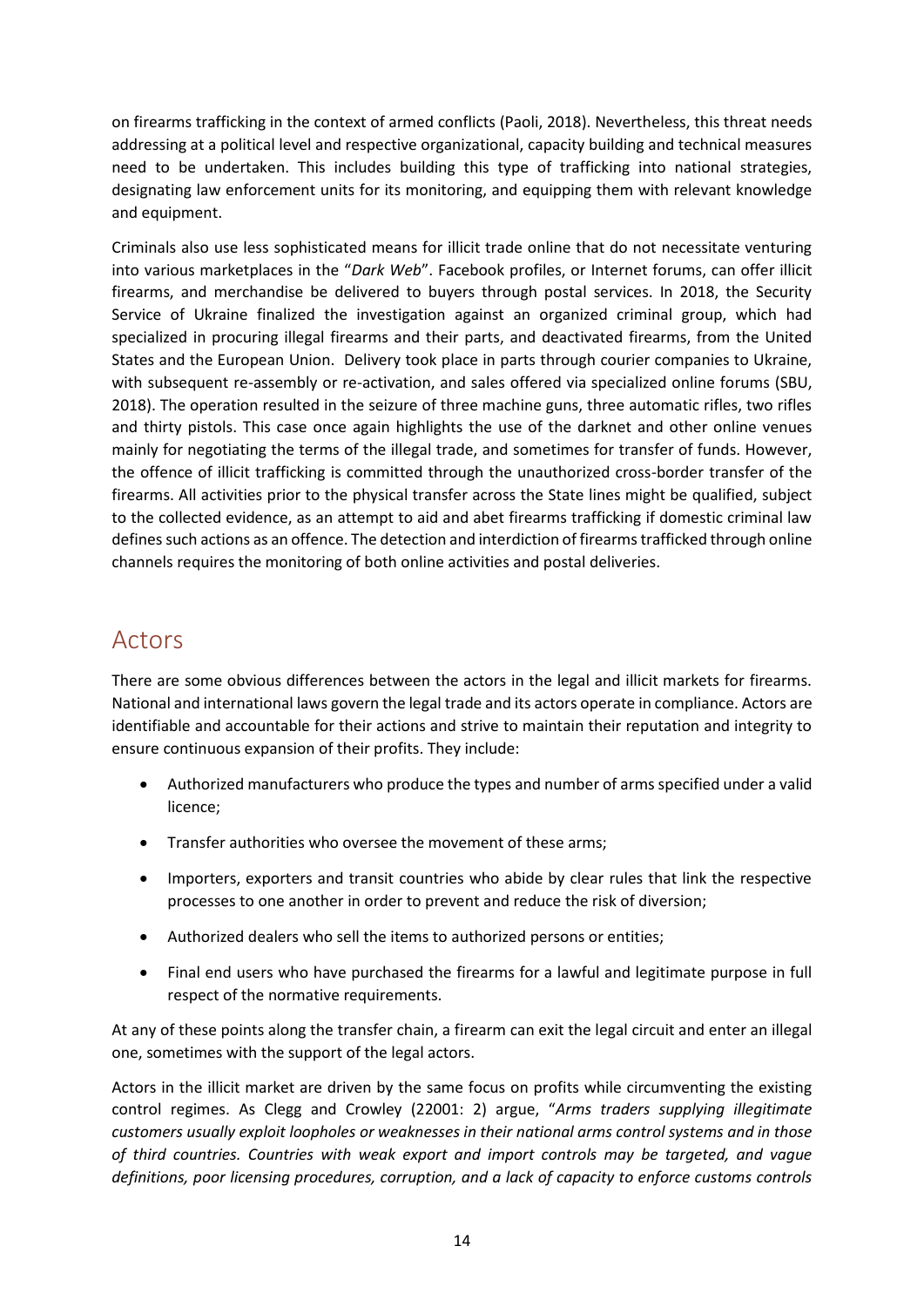on firearms trafficking in the context of armed conflicts (Paoli, 2018). Nevertheless, this threat needs addressing at a political level and respective organizational, capacity building and technical measures need to be undertaken. This includes building this type of trafficking into national strategies, designating law enforcement units for its monitoring, and equipping them with relevant knowledge and equipment.

Criminals also use less sophisticated means for illicit trade online that do not necessitate venturing into various marketplaces in the "*Dark Web*". Facebook profiles, or Internet forums, can offer illicit firearms, and merchandise be delivered to buyers through postal services. In 2018, the Security Service of Ukraine finalized the investigation against an organized criminal group, which had specialized in procuring illegal firearms and their parts, and deactivated firearms, from the United States and the European Union. Delivery took place in parts through courier companies to Ukraine, with subsequent re-assembly or re-activation, and sales offered via specialized online forums (SBU, 2018). The operation resulted in the seizure of three machine guns, three automatic rifles, two rifles and thirty pistols. This case once again highlights the use of the darknet and other online venues mainly for negotiating the terms of the illegal trade, and sometimes for transfer of funds. However, the offence of illicit trafficking is committed through the unauthorized cross-border transfer of the firearms. All activities prior to the physical transfer across the State lines might be qualified, subject to the collected evidence, as an attempt to aid and abet firearms trafficking if domestic criminal law defines such actions as an offence. The detection and interdiction of firearms trafficked through online channels requires the monitoring of both online activities and postal deliveries.

## Actors

There are some obvious differences between the actors in the legal and illicit markets for firearms. National and international laws govern the legal trade and its actors operate in compliance. Actors are identifiable and accountable for their actions and strive to maintain their reputation and integrity to ensure continuous expansion of their profits. They include:

- Authorized manufacturers who produce the types and number of arms specified under a valid licence;
- Transfer authorities who oversee the movement of these arms;
- Importers, exporters and transit countries who abide by clear rules that link the respective processes to one another in order to prevent and reduce the risk of diversion;
- Authorized dealers who sell the items to authorized persons or entities;
- Final end users who have purchased the firearms for a lawful and legitimate purpose in full respect of the normative requirements.

At any of these points along the transfer chain, a firearm can exit the legal circuit and enter an illegal one, sometimes with the support of the legal actors.

Actors in the illicit market are driven by the same focus on profits while circumventing the existing control regimes. As Clegg and Crowley (22001: 2) argue, "*Arms traders supplying illegitimate customers usually exploit loopholes or weaknesses in their national arms control systems and in those of third countries. Countries with weak export and import controls may be targeted, and vague definitions, poor licensing procedures, corruption, and a lack of capacity to enforce customs controls*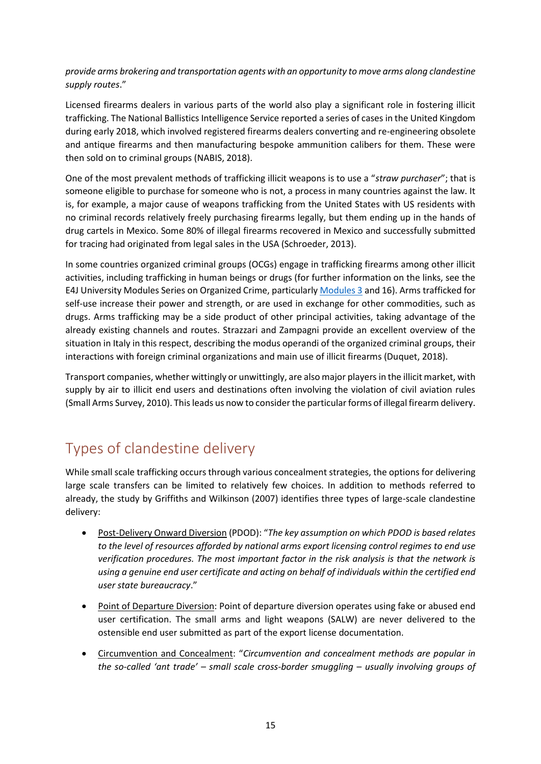*provide arms brokering and transportation agents with an opportunity to move arms along clandestine supply routes*."

Licensed firearms dealers in various parts of the world also play a significant role in fostering illicit trafficking. The National Ballistics Intelligence Service reported a series of cases in the United Kingdom during early 2018, which involved registered firearms dealers converting and re-engineering obsolete and antique firearms and then manufacturing bespoke ammunition calibers for them. These were then sold on to criminal groups (NABIS, 2018).

One of the most prevalent methods of trafficking illicit weapons is to use a "*straw purchaser*"; that is someone eligible to purchase for someone who is not, a process in many countries against the law. It is, for example, a major cause of weapons trafficking from the United States with US residents with no criminal records relatively freely purchasing firearms legally, but them ending up in the hands of drug cartels in Mexico. Some 80% of illegal firearms recovered in Mexico and successfully submitted for tracing had originated from legal sales in the USA (Schroeder, 2013).

In some countries organized criminal groups (OCGs) engage in trafficking firearms among other illicit activities, including trafficking in human beings or drugs (for further information on the links, see the E4J University Modules Series on Organized Crime, particularly [Modules 3]() and 16). Arms trafficked for self-use increase their power and strength, or are used in exchange for other commodities, such as drugs. Arms trafficking may be a side product of other principal activities, taking advantage of the already existing channels and routes. Strazzari and Zampagni provide an excellent overview of the situation in Italy in this respect, describing the modus operandi of the organized criminal groups, their interactions with foreign criminal organizations and main use of illicit firearms (Duquet, 2018).

Transport companies, whether wittingly or unwittingly, are also major players in the illicit market, with supply by air to illicit end users and destinations often involving the violation of civil aviation rules (Small Arms Survey, 2010). This leads us now to consider the particular forms of illegal firearm delivery.

## Types of clandestine delivery

While small scale trafficking occurs through various concealment strategies, the options for delivering large scale transfers can be limited to relatively few choices. In addition to methods referred to already, the study by Griffiths and Wilkinson (2007) identifies three types of large-scale clandestine delivery:

- Post-Delivery Onward Diversion (PDOD): "*The key assumption on which PDOD is based relates to the level of resources afforded by national arms export licensing control regimes to end use verification procedures. The most important factor in the risk analysis is that the network is using a genuine end user certificate and acting on behalf of individuals within the certified end user state bureaucracy*."
- Point of Departure Diversion: Point of departure diversion operates using fake or abused end user certification. The small arms and light weapons (SALW) are never delivered to the ostensible end user submitted as part of the export license documentation.
- Circumvention and Concealment: "*Circumvention and concealment methods are popular in the so-called 'ant trade' – small scale cross-border smuggling – usually involving groups of*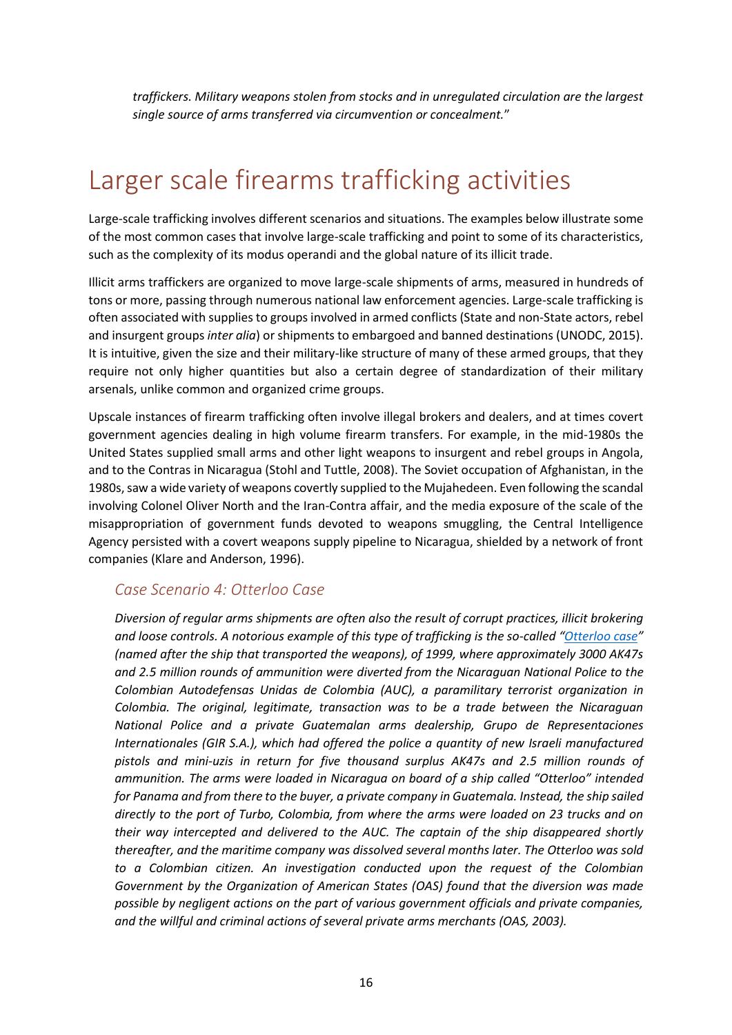*traffickers. Military weapons stolen from stocks and in unregulated circulation are the largest single source of arms transferred via circumvention or concealment.*"

# Larger scale firearms trafficking activities

Large-scale trafficking involves different scenarios and situations. The examples below illustrate some of the most common cases that involve large-scale trafficking and point to some of its characteristics, such as the complexity of its modus operandi and the global nature of its illicit trade.

Illicit arms traffickers are organized to move large-scale shipments of arms, measured in hundreds of tons or more, passing through numerous national law enforcement agencies. Large-scale trafficking is often associated with supplies to groups involved in armed conflicts (State and non-State actors, rebel and insurgent groups *inter alia*) or shipments to embargoed and banned destinations (UNODC, 2015). It is intuitive, given the size and their military-like structure of many of these armed groups, that they require not only higher quantities but also a certain degree of standardization of their military arsenals, unlike common and organized crime groups.

Upscale instances of firearm trafficking often involve illegal brokers and dealers, and at times covert government agencies dealing in high volume firearm transfers. For example, in the mid-1980s the United States supplied small arms and other light weapons to insurgent and rebel groups in Angola, and to the Contras in Nicaragua (Stohl and Tuttle, 2008). The Soviet occupation of Afghanistan, in the 1980s, saw a wide variety of weapons covertly supplied to the Mujahedeen. Even following the scandal involving Colonel Oliver North and the Iran-Contra affair, and the media exposure of the scale of the misappropriation of government funds devoted to weapons smuggling, the Central Intelligence Agency persisted with a covert weapons supply pipeline to Nicaragua, shielded by a network of front companies (Klare and Anderson, 1996).

## Case Scenario 4: Otterloo Case

*Diversion of regular arms shipments are often also the result of corrupt practices, illicit brokering and loose controls. A notorious example of this type of trafficking is the so-called "Otterloo case" (named after the ship that transported the weapons), of 1999, where approximately 3000 AK47s and 2.5 million rounds of ammunition were diverted from the Nicaraguan National Police to the Colombian Autodefensas Unidas de Colombia (AUC), a paramilitary terrorist organization in Colombia. The original, legitimate, transaction was to be a trade between the Nicaraguan National Police and a private Guatemalan arms dealership, Grupo de Representaciones Internationales (GIR S.A.), which had offered the police a quantity of new Israeli manufactured pistols and mini-uzis in return for five thousand surplus AK47s and 2.5 million rounds of ammunition. The arms were loaded in Nicaragua on board of a ship called "Otterloo" intended for Panama and from there to the buyer, a private company in Guatemala. Instead, the ship sailed directly to the port of Turbo, Colombia, from where the arms were loaded on 23 trucks and on their way intercepted and delivered to the AUC. The captain of the ship disappeared shortly thereafter, and the maritime company was dissolved several months later. The Otterloo was sold to a Colombian citizen. An investigation conducted upon the request of the Colombian Government by the Organization of American States (OAS) found that the diversion was made possible by negligent actions on the part of various government officials and private companies, and the willful and criminal actions of several private arms merchants (OAS, 2003).*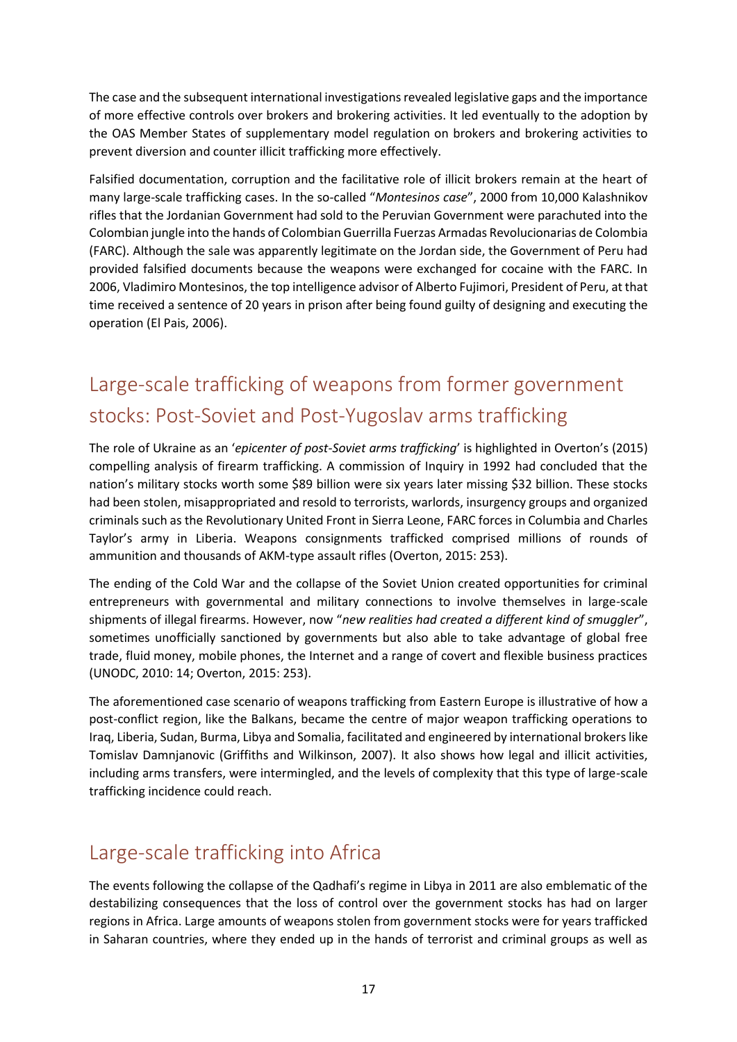The case and the subsequent international investigations revealed legislative gaps and the importance of more effective controls over brokers and brokering activities. It led eventually to the adoption by the OAS Member States of supplementary model regulation on brokers and brokering activities to prevent diversion and counter illicit trafficking more effectively.

Falsified documentation, corruption and the facilitative role of illicit brokers remain at the heart of many large-scale trafficking cases. In the so-called "*Montesinos case*", 2000 from 10,000 Kalashnikov rifles that the Jordanian Government had sold to the Peruvian Government were parachuted into the Colombian jungle into the hands of Colombian Guerrilla Fuerzas Armadas Revolucionarias de Colombia (FARC). Although the sale was apparently legitimate on the Jordan side, the Government of Peru had provided falsified documents because the weapons were exchanged for cocaine with the FARC. In 2006, Vladimiro Montesinos, the top intelligence advisor of Alberto Fujimori, President of Peru, at that time received a sentence of 20 years in prison after being found guilty of designing and executing the operation (El Pais, 2006).

## Large-scale trafficking of weapons from former government stocks: Post-Soviet and Post-Yugoslav arms trafficking

The role of Ukraine as an '*epicenter of post-Soviet arms trafficking*' is highlighted in Overton's (2015) compelling analysis of firearm trafficking. A commission of Inquiry in 1992 had concluded that the nation's military stocks worth some $89 billion were six years later missing $32 billion. These stocks had been stolen, misappropriated and resold to terrorists, warlords, insurgency groups and organized criminals such as the Revolutionary United Front in Sierra Leone, FARC forces in Columbia and Charles Taylor's army in Liberia. Weapons consignments trafficked comprised millions of rounds of ammunition and thousands of AKM-type assault rifles (Overton, 2015: 253).

The ending of the Cold War and the collapse of the Soviet Union created opportunities for criminal entrepreneurs with governmental and military connections to involve themselves in large-scale shipments of illegal firearms. However, now "*new realities had created a different kind of smuggler*", sometimes unofficially sanctioned by governments but also able to take advantage of global free trade, fluid money, mobile phones, the Internet and a range of covert and flexible business practices (UNODC, 2010: 14; Overton, 2015: 253).

The aforementioned case scenario of weapons trafficking from Eastern Europe is illustrative of how a post-conflict region, like the Balkans, became the centre of major weapon trafficking operations to Iraq, Liberia, Sudan, Burma, Libya and Somalia, facilitated and engineered by international brokers like Tomislav Damnjanovic (Griffiths and Wilkinson, 2007). It also shows how legal and illicit activities, including arms transfers, were intermingled, and the levels of complexity that this type of large-scale trafficking incidence could reach.

## Large-scale trafficking into Africa

The events following the collapse of the Qadhafi's regime in Libya in 2011 are also emblematic of the destabilizing consequences that the loss of control over the government stocks has had on larger regions in Africa. Large amounts of weapons stolen from government stocks were for years trafficked in Saharan countries, where they ended up in the hands of terrorist and criminal groups as well as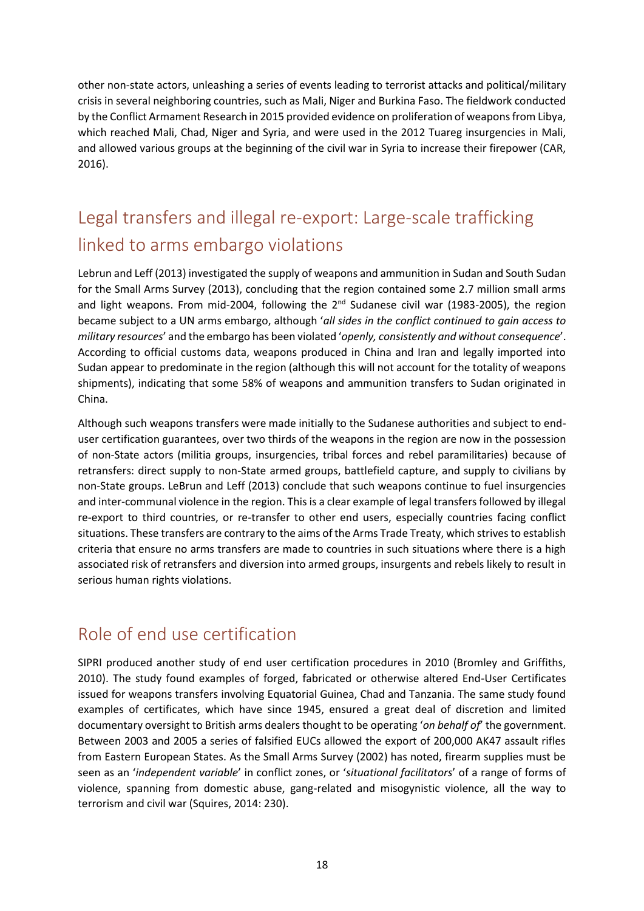other non-state actors, unleashing a series of events leading to terrorist attacks and political/military crisis in several neighboring countries, such as Mali, Niger and Burkina Faso. The fieldwork conducted by the Conflict Armament Research in 2015 provided evidence on proliferation of weapons from Libya, which reached Mali, Chad, Niger and Syria, and were used in the 2012 Tuareg insurgencies in Mali, and allowed various groups at the beginning of the civil war in Syria to increase their firepower (CAR, 2016).

## Legal transfers and illegal re-export: Large-scale trafficking linked to arms embargo violations

Lebrun and Leff (2013) investigated the supply of weapons and ammunition in Sudan and South Sudan for the Small Arms Survey (2013), concluding that the region contained some 2.7 million small arms and light weapons. From mid-2004, following the 2nd Sudanese civil war (1983-2005), the region became subject to a UN arms embargo, although '*all sides in the conflict continued to gain access to military resources*' and the embargo has been violated '*openly, consistently and without consequence*'. According to official customs data, weapons produced in China and Iran and legally imported into Sudan appear to predominate in the region (although this will not account for the totality of weapons shipments), indicating that some 58% of weapons and ammunition transfers to Sudan originated in China.

Although such weapons transfers were made initially to the Sudanese authorities and subject to end-user certification guarantees, over two thirds of the weapons in the region are now in the possession of non-State actors (militia groups, insurgencies, tribal forces and rebel paramilitaries) because of retransfers: direct supply to non-State armed groups, battlefield capture, and supply to civilians by non-State groups. LeBrun and Leff (2013) conclude that such weapons continue to fuel insurgencies and inter-communal violence in the region. This is a clear example of legal transfers followed by illegal re-export to third countries, or re-transfer to other end users, especially countries facing conflict situations. These transfers are contrary to the aims of the Arms Trade Treaty, which strives to establish criteria that ensure no arms transfers are made to countries in such situations where there is a high associated risk of retransfers and diversion into armed groups, insurgents and rebels likely to result in serious human rights violations.

## Role of end use certification

SIPRI produced another study of end user certification procedures in 2010 (Bromley and Griffiths, 2010). The study found examples of forged, fabricated or otherwise altered End-User Certificates issued for weapons transfers involving Equatorial Guinea, Chad and Tanzania. The same study found examples of certificates, which have since 1945, ensured a great deal of discretion and limited documentary oversight to British arms dealers thought to be operating '*on behalf of*' the government. Between 2003 and 2005 a series of falsified EUCs allowed the export of 200,000 AK47 assault rifles from Eastern European States. As the Small Arms Survey (2002) has noted, firearm supplies must be seen as an '*independent variable*' in conflict zones, or '*situational facilitators*' of a range of forms of violence, spanning from domestic abuse, gang-related and misogynistic violence, all the way to terrorism and civil war (Squires, 2014: 230).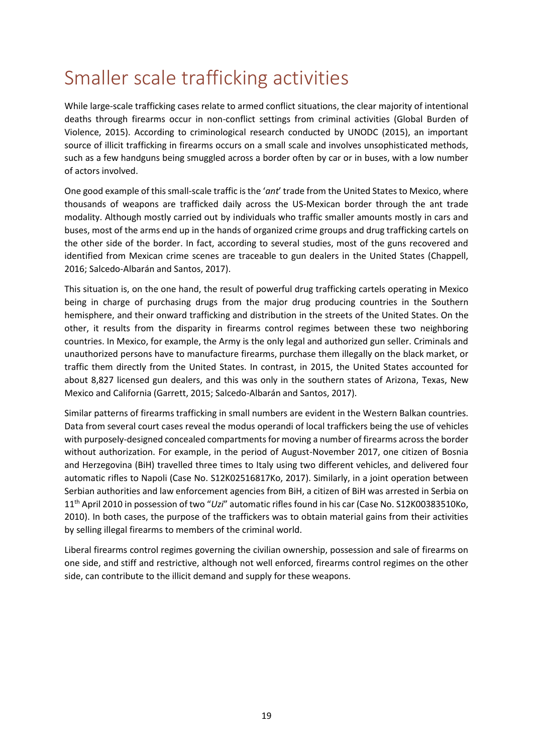# Smaller scale trafficking activities

While large-scale trafficking cases relate to armed conflict situations, the clear majority of intentional deaths through firearms occur in non-conflict settings from criminal activities (Global Burden of Violence, 2015). According to criminological research conducted by UNODC (2015), an important source of illicit trafficking in firearms occurs on a small scale and involves unsophisticated methods, such as a few handguns being smuggled across a border often by car or in buses, with a low number of actors involved.

One good example of this small-scale traffic is the '*ant*' trade from the United States to Mexico, where thousands of weapons are trafficked daily across the US-Mexican border through the ant trade modality. Although mostly carried out by individuals who traffic smaller amounts mostly in cars and buses, most of the arms end up in the hands of organized crime groups and drug trafficking cartels on the other side of the border. In fact, according to several studies, most of the guns recovered and identified from Mexican crime scenes are traceable to gun dealers in the United States (Chappell, 2016; Salcedo-Albarán and Santos, 2017).

This situation is, on the one hand, the result of powerful drug trafficking cartels operating in Mexico being in charge of purchasing drugs from the major drug producing countries in the Southern hemisphere, and their onward trafficking and distribution in the streets of the United States. On the other, it results from the disparity in firearms control regimes between these two neighboring countries. In Mexico, for example, the Army is the only legal and authorized gun seller. Criminals and unauthorized persons have to manufacture firearms, purchase them illegally on the black market, or traffic them directly from the United States. In contrast, in 2015, the United States accounted for about 8,827 licensed gun dealers, and this was only in the southern states of Arizona, Texas, New Mexico and California (Garrett, 2015; Salcedo-Albarán and Santos, 2017).

Similar patterns of firearms trafficking in small numbers are evident in the Western Balkan countries. Data from several court cases reveal the modus operandi of local traffickers being the use of vehicles with purposely-designed concealed compartments for moving a number of firearms across the border without authorization. For example, in the period of August-November 2017, one citizen of Bosnia and Herzegovina (BiH) travelled three times to Italy using two different vehicles, and delivered four automatic rifles to Napoli (Case No. S12K02516817Ko, 2017). Similarly, in a joint operation between Serbian authorities and law enforcement agencies from BiH, a citizen of BiH was arrested in Serbia on 11th April 2010 in possession of two "*Uzi*" automatic rifles found in his car (Case No. S12K00383510Ko, 2010). In both cases, the purpose of the traffickers was to obtain material gains from their activities by selling illegal firearms to members of the criminal world.

Liberal firearms control regimes governing the civilian ownership, possession and sale of firearms on one side, and stiff and restrictive, although not well enforced, firearms control regimes on the other side, can contribute to the illicit demand and supply for these weapons.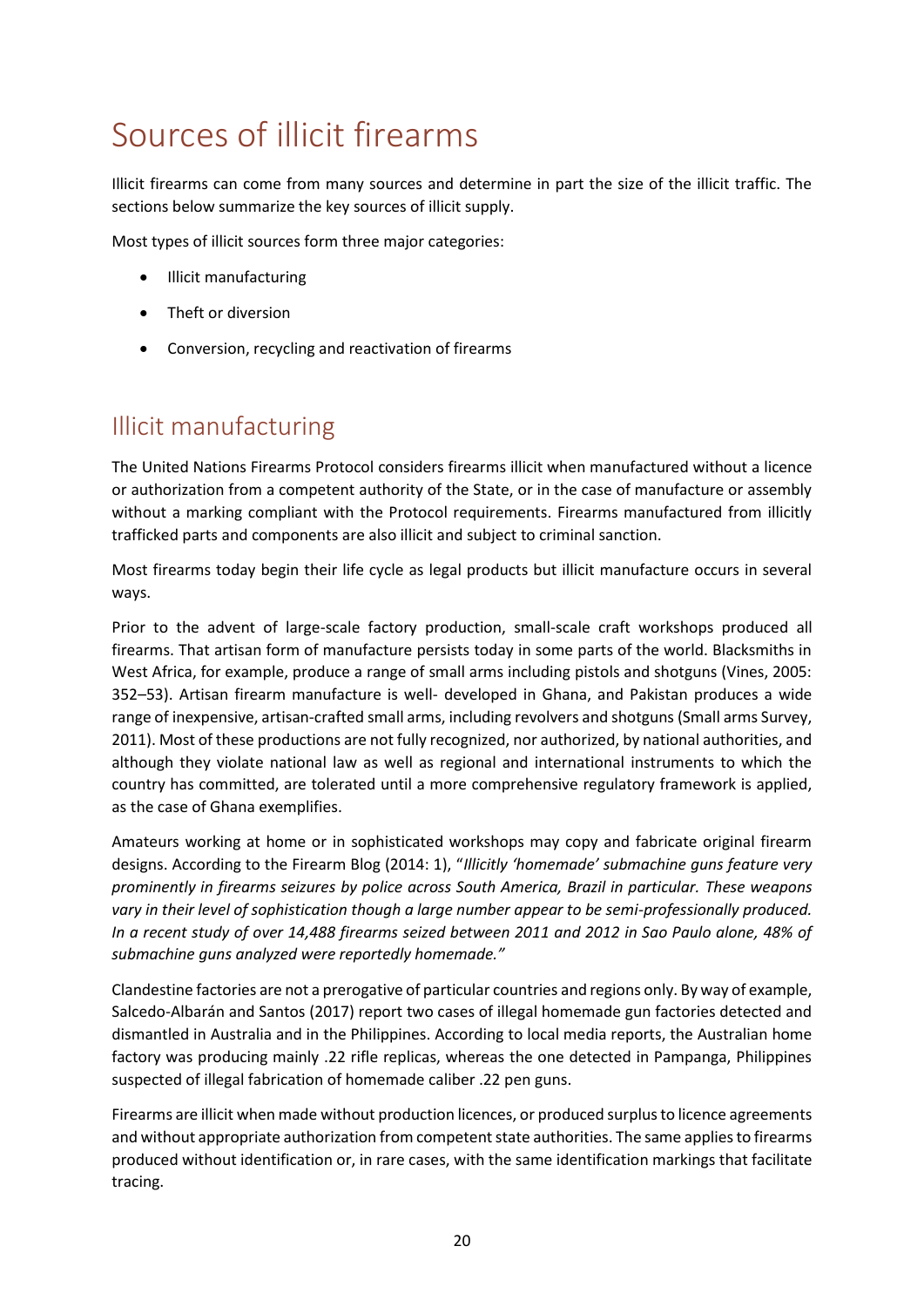# Sources of illicit firearms

Illicit firearms can come from many sources and determine in part the size of the illicit traffic. The sections below summarize the key sources of illicit supply.

Most types of illicit sources form three major categories:

- Illicit manufacturing
- Theft or diversion
- Conversion, recycling and reactivation of firearms

## Illicit manufacturing

The United Nations Firearms Protocol considers firearms illicit when manufactured without a licence or authorization from a competent authority of the State, or in the case of manufacture or assembly without a marking compliant with the Protocol requirements. Firearms manufactured from illicitly trafficked parts and components are also illicit and subject to criminal sanction.

Most firearms today begin their life cycle as legal products but illicit manufacture occurs in several ways.

Prior to the advent of large-scale factory production, small-scale craft workshops produced all firearms. That artisan form of manufacture persists today in some parts of the world. Blacksmiths in West Africa, for example, produce a range of small arms including pistols and shotguns (Vines, 2005: 352–53). Artisan firearm manufacture is well- developed in Ghana, and Pakistan produces a wide range of inexpensive, artisan-crafted small arms, including revolvers and shotguns (Small arms Survey, 2011). Most of these productions are not fully recognized, nor authorized, by national authorities, and although they violate national law as well as regional and international instruments to which the country has committed, are tolerated until a more comprehensive regulatory framework is applied, as the case of Ghana exemplifies.

Amateurs working at home or in sophisticated workshops may copy and fabricate original firearm designs. According to the Firearm Blog (2014: 1), "*Illicitly 'homemade' submachine guns feature very prominently in firearms seizures by police across South America, Brazil in particular. These weapons vary in their level of sophistication though a large number appear to be semi-professionally produced. In a recent study of over 14,488 firearms seized between 2011 and 2012 in Sao Paulo alone, 48% of submachine guns analyzed were reportedly homemade.*"

Clandestine factories are not a prerogative of particular countries and regions only. By way of example, Salcedo-Albarán and Santos (2017) report two cases of illegal homemade gun factories detected and dismantled in Australia and in the Philippines. According to local media reports, the Australian home factory was producing mainly .22 rifle replicas, whereas the one detected in Pampanga, Philippines suspected of illegal fabrication of homemade caliber .22 pen guns.

Firearms are illicit when made without production licences, or produced surplus to licence agreements and without appropriate authorization from competent state authorities. The same applies to firearms produced without identification or, in rare cases, with the same identification markings that facilitate tracing.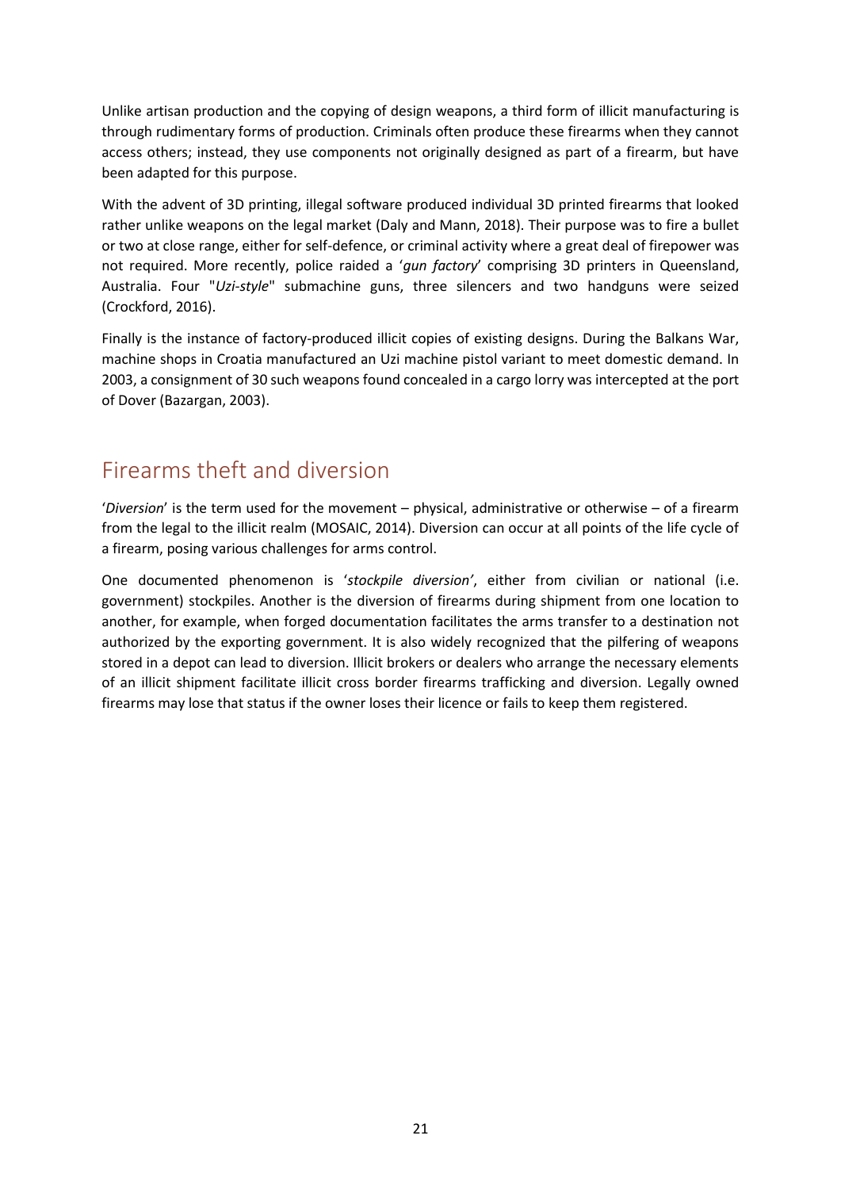Unlike artisan production and the copying of design weapons, a third form of illicit manufacturing is through rudimentary forms of production. Criminals often produce these firearms when they cannot access others; instead, they use components not originally designed as part of a firearm, but have been adapted for this purpose.

With the advent of 3D printing, illegal software produced individual 3D printed firearms that looked rather unlike weapons on the legal market (Daly and Mann, 2018). Their purpose was to fire a bullet or two at close range, either for self-defence, or criminal activity where a great deal of firepower was not required. More recently, police raided a '*gun factory*' comprising 3D printers in Queensland, Australia. Four "*Uzi-style*" submachine guns, three silencers and two handguns were seized (Crockford, 2016).

Finally is the instance of factory-produced illicit copies of existing designs. During the Balkans War, machine shops in Croatia manufactured an Uzi machine pistol variant to meet domestic demand. In 2003, a consignment of 30 such weapons found concealed in a cargo lorry was intercepted at the port of Dover (Bazargan, 2003).

## Firearms theft and diversion

'*Diversion*' is the term used for the movement – physical, administrative or otherwise – of a firearm from the legal to the illicit realm (MOSAIC, 2014). Diversion can occur at all points of the life cycle of a firearm, posing various challenges for arms control.

One documented phenomenon is '*stockpile diversion'*, either from civilian or national (i.e. government) stockpiles. Another is the diversion of firearms during shipment from one location to another, for example, when forged documentation facilitates the arms transfer to a destination not authorized by the exporting government. It is also widely recognized that the pilfering of weapons stored in a depot can lead to diversion. Illicit brokers or dealers who arrange the necessary elements of an illicit shipment facilitate illicit cross border firearms trafficking and diversion. Legally owned firearms may lose that status if the owner loses their licence or fails to keep them registered.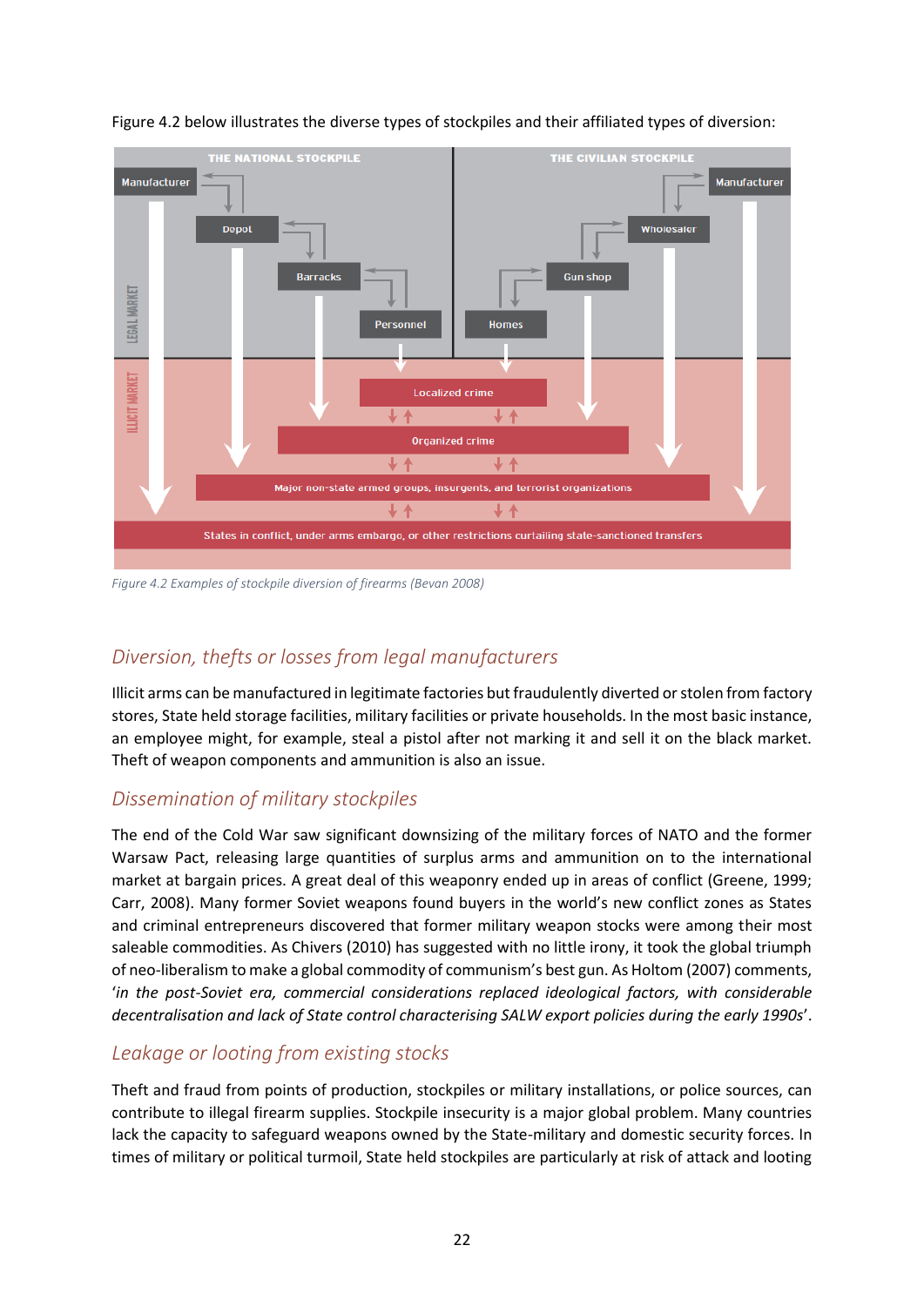Figure 4.2 below illustrates the diverse types of stockpiles and their affiliated types of diversion:

Figure 4.2 Examples of stockpile diversion of firearms (Bevan 2008)

## *Diversion, thefts or losses from legal manufacturers*

Illicit arms can be manufactured in legitimate factories but fraudulently diverted or stolen from factory stores, State held storage facilities, military facilities or private households. In the most basic instance, an employee might, for example, steal a pistol after not marking it and sell it on the black market. Theft of weapon components and ammunition is also an issue.

## *Dissemination of military stockpiles*

The end of the Cold War saw significant downsizing of the military forces of NATO and the former Warsaw Pact, releasing large quantities of surplus arms and ammunition on to the international market at bargain prices. A great deal of this weaponry ended up in areas of conflict (Greene, 1999; Carr, 2008). Many former Soviet weapons found buyers in the world's new conflict zones as States and criminal entrepreneurs discovered that former military weapon stocks were among their most saleable commodities. As Chivers (2010) has suggested with no little irony, it took the global triumph of neo-liberalism to make a global commodity of communism's best gun. As Holtom (2007) comments, '*in the post-Soviet era, commercial considerations replaced ideological factors, with considerable decentralisation and lack of State control characterising SALW export policies during the early 1990s*'.

## *Leakage or looting from existing stocks*

Theft and fraud from points of production, stockpiles or military installations, or police sources, can contribute to illegal firearm supplies. Stockpile insecurity is a major global problem. Many countries lack the capacity to safeguard weapons owned by the State-military and domestic security forces. In times of military or political turmoil, State held stockpiles are particularly at risk of attack and looting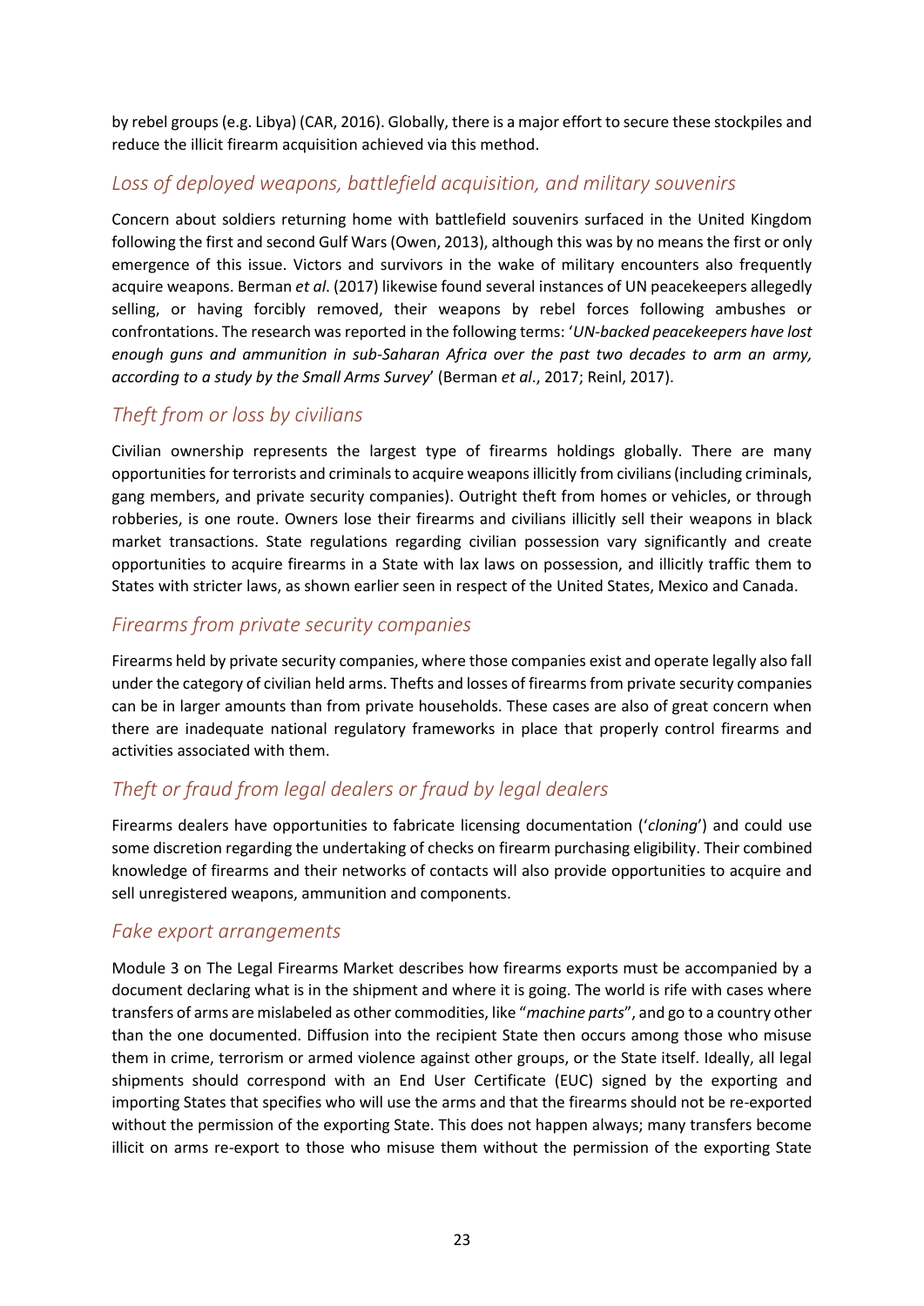by rebel groups (e.g. Libya) (CAR, 2016). Globally, there is a major effort to secure these stockpiles and reduce the illicit firearm acquisition achieved via this method.

### *Loss of deployed weapons, battlefield acquisition, and military souvenirs*

Concern about soldiers returning home with battlefield souvenirs surfaced in the United Kingdom following the first and second Gulf Wars (Owen, 2013), although this was by no means the first or only emergence of this issue. Victors and survivors in the wake of military encounters also frequently acquire weapons. Berman *et al*. (2017) likewise found several instances of UN peacekeepers allegedly selling, or having forcibly removed, their weapons by rebel forces following ambushes or confrontations. The research was reported in the following terms: '*UN-backed peacekeepers have lost enough guns and ammunition in sub-Saharan Africa over the past two decades to arm an army, according to a study by the Small Arms Survey*' (Berman *et al*., 2017; Reinl, 2017).

### *Theft from or loss by civilians*

Civilian ownership represents the largest type of firearms holdings globally. There are many opportunities for terrorists and criminals to acquire weapons illicitly from civilians (including criminals, gang members, and private security companies). Outright theft from homes or vehicles, or through robberies, is one route. Owners lose their firearms and civilians illicitly sell their weapons in black market transactions. State regulations regarding civilian possession vary significantly and create opportunities to acquire firearms in a State with lax laws on possession, and illicitly traffic them to States with stricter laws, as shown earlier seen in respect of the United States, Mexico and Canada.

### *Firearms from private security companies*

Firearms held by private security companies, where those companies exist and operate legally also fall under the category of civilian held arms. Thefts and losses of firearms from private security companies can be in larger amounts than from private households. These cases are also of great concern when there are inadequate national regulatory frameworks in place that properly control firearms and activities associated with them.

### *Theft or fraud from legal dealers or fraud by legal dealers*

Firearms dealers have opportunities to fabricate licensing documentation ('*cloning*') and could use some discretion regarding the undertaking of checks on firearm purchasing eligibility. Their combined knowledge of firearms and their networks of contacts will also provide opportunities to acquire and sell unregistered weapons, ammunition and components.

### *Fake export arrangements*

Module 3 on The Legal Firearms Market describes how firearms exports must be accompanied by a document declaring what is in the shipment and where it is going. The world is rife with cases where transfers of arms are mislabeled as other commodities, like "*machine parts*", and go to a country other than the one documented. Diffusion into the recipient State then occurs among those who misuse them in crime, terrorism or armed violence against other groups, or the State itself. Ideally, all legal shipments should correspond with an End User Certificate (EUC) signed by the exporting and importing States that specifies who will use the arms and that the firearms should not be re-exported without the permission of the exporting State. This does not happen always; many transfers become illicit on arms re-export to those who misuse them without the permission of the exporting State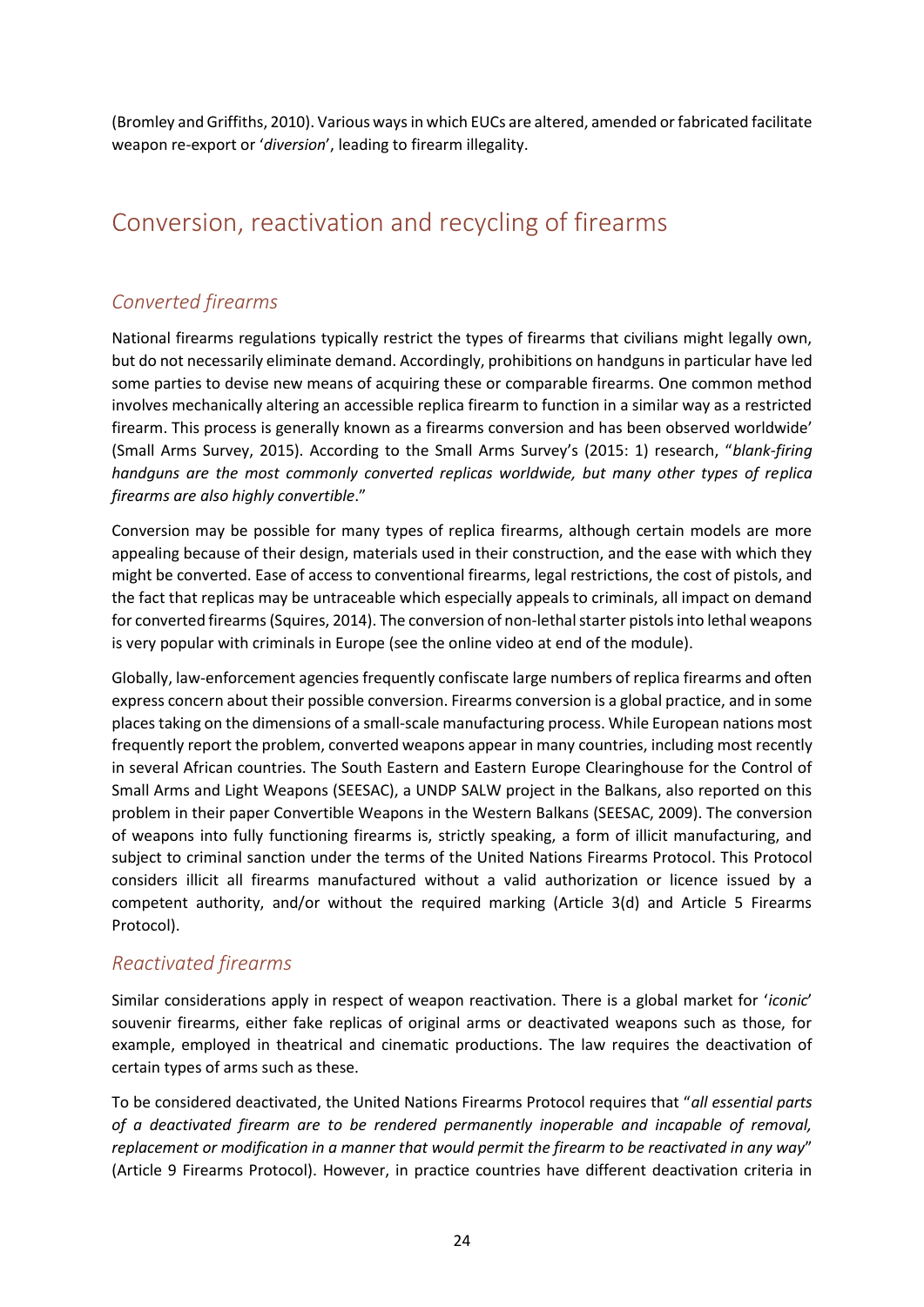(Bromley and Griffiths, 2010). Various ways in which EUCs are altered, amended or fabricated facilitate weapon re-export or '*diversion*', leading to firearm illegality.

## Conversion, reactivation and recycling of firearms

### *Converted firearms*

National firearms regulations typically restrict the types of firearms that civilians might legally own, but do not necessarily eliminate demand. Accordingly, prohibitions on handguns in particular have led some parties to devise new means of acquiring these or comparable firearms. One common method involves mechanically altering an accessible replica firearm to function in a similar way as a restricted firearm. This process is generally known as a firearms conversion and has been observed worldwide' (Small Arms Survey, 2015). According to the Small Arms Survey's (2015: 1) research, "*blank-firing handguns are the most commonly converted replicas worldwide, but many other types of replica firearms are also highly convertible*."

Conversion may be possible for many types of replica firearms, although certain models are more appealing because of their design, materials used in their construction, and the ease with which they might be converted. Ease of access to conventional firearms, legal restrictions, the cost of pistols, and the fact that replicas may be untraceable which especially appeals to criminals, all impact on demand for converted firearms (Squires, 2014). The conversion of non-lethal starter pistols into lethal weapons is very popular with criminals in Europe (see the online video at end of the module).

Globally, law-enforcement agencies frequently confiscate large numbers of replica firearms and often express concern about their possible conversion. Firearms conversion is a global practice, and in some places taking on the dimensions of a small-scale manufacturing process. While European nations most frequently report the problem, converted weapons appear in many countries, including most recently in several African countries. The South Eastern and Eastern Europe Clearinghouse for the Control of Small Arms and Light Weapons (SEESAC), a UNDP SALW project in the Balkans, also reported on this problem in their paper Convertible Weapons in the Western Balkans (SEESAC, 2009). The conversion of weapons into fully functioning firearms is, strictly speaking, a form of illicit manufacturing, and subject to criminal sanction under the terms of the United Nations Firearms Protocol. This Protocol considers illicit all firearms manufactured without a valid authorization or licence issued by a competent authority, and/or without the required marking (Article 3(d) and Article 5 Firearms Protocol).

### *Reactivated firearms*

Similar considerations apply in respect of weapon reactivation. There is a global market for '*iconic*' souvenir firearms, either fake replicas of original arms or deactivated weapons such as those, for example, employed in theatrical and cinematic productions. The law requires the deactivation of certain types of arms such as these.

To be considered deactivated, the United Nations Firearms Protocol requires that "*all essential parts of a deactivated firearm are to be rendered permanently inoperable and incapable of removal, replacement or modification in a manner that would permit the firearm to be reactivated in any way*" (Article 9 Firearms Protocol). However, in practice countries have different deactivation criteria in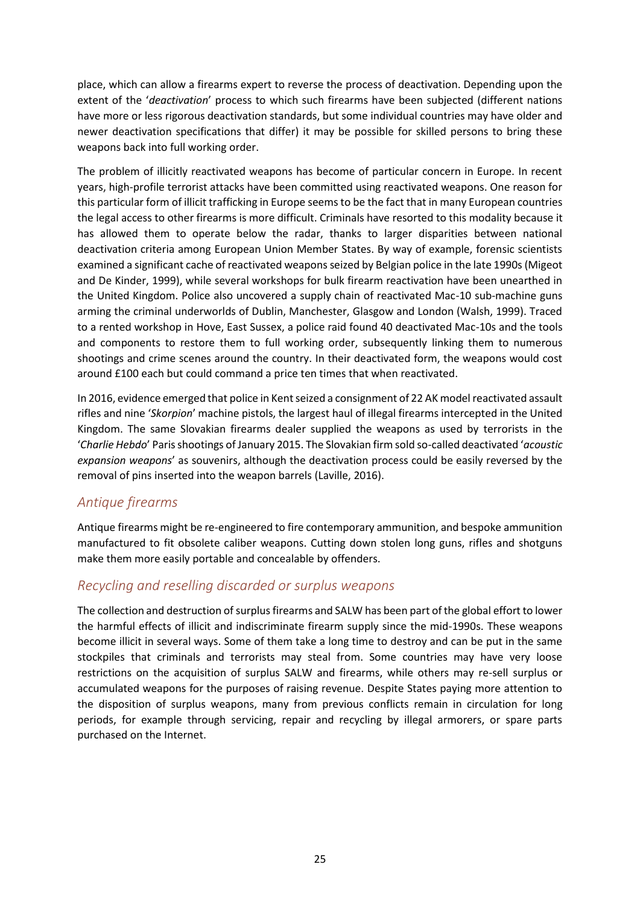place, which can allow a firearms expert to reverse the process of deactivation. Depending upon the extent of the '*deactivation*' process to which such firearms have been subjected (different nations have more or less rigorous deactivation standards, but some individual countries may have older and newer deactivation specifications that differ) it may be possible for skilled persons to bring these weapons back into full working order.

The problem of illicitly reactivated weapons has become of particular concern in Europe. In recent years, high-profile terrorist attacks have been committed using reactivated weapons. One reason for this particular form of illicit trafficking in Europe seems to be the fact that in many European countries the legal access to other firearms is more difficult. Criminals have resorted to this modality because it has allowed them to operate below the radar, thanks to larger disparities between national deactivation criteria among European Union Member States. By way of example, forensic scientists examined a significant cache of reactivated weapons seized by Belgian police in the late 1990s (Migeot and De Kinder, 1999), while several workshops for bulk firearm reactivation have been unearthed in the United Kingdom. Police also uncovered a supply chain of reactivated Mac-10 sub-machine guns arming the criminal underworlds of Dublin, Manchester, Glasgow and London (Walsh, 1999). Traced to a rented workshop in Hove, East Sussex, a police raid found 40 deactivated Mac-10s and the tools and components to restore them to full working order, subsequently linking them to numerous shootings and crime scenes around the country. In their deactivated form, the weapons would cost around £100 each but could command a price ten times that when reactivated.

In 2016, evidence emerged that police in Kent seized a consignment of 22 AK model reactivated assault rifles and nine '*Skorpion*' machine pistols, the largest haul of illegal firearms intercepted in the United Kingdom. The same Slovakian firearms dealer supplied the weapons as used by terrorists in the '*Charlie Hebdo*' Paris shootings of January 2015. The Slovakian firm sold so-called deactivated '*acoustic expansion weapons*' as souvenirs, although the deactivation process could be easily reversed by the removal of pins inserted into the weapon barrels (Laville, 2016).

## *Antique firearms*

Antique firearms might be re-engineered to fire contemporary ammunition, and bespoke ammunition manufactured to fit obsolete caliber weapons. Cutting down stolen long guns, rifles and shotguns make them more easily portable and concealable by offenders.

## *Recycling and reselling discarded or surplus weapons*

The collection and destruction of surplus firearms and SALW has been part of the global effort to lower the harmful effects of illicit and indiscriminate firearm supply since the mid-1990s. These weapons become illicit in several ways. Some of them take a long time to destroy and can be put in the same stockpiles that criminals and terrorists may steal from. Some countries may have very loose restrictions on the acquisition of surplus SALW and firearms, while others may re-sell surplus or accumulated weapons for the purposes of raising revenue. Despite States paying more attention to the disposition of surplus weapons, many from previous conflicts remain in circulation for long periods, for example through servicing, repair and recycling by illegal armorers, or spare parts purchased on the Internet.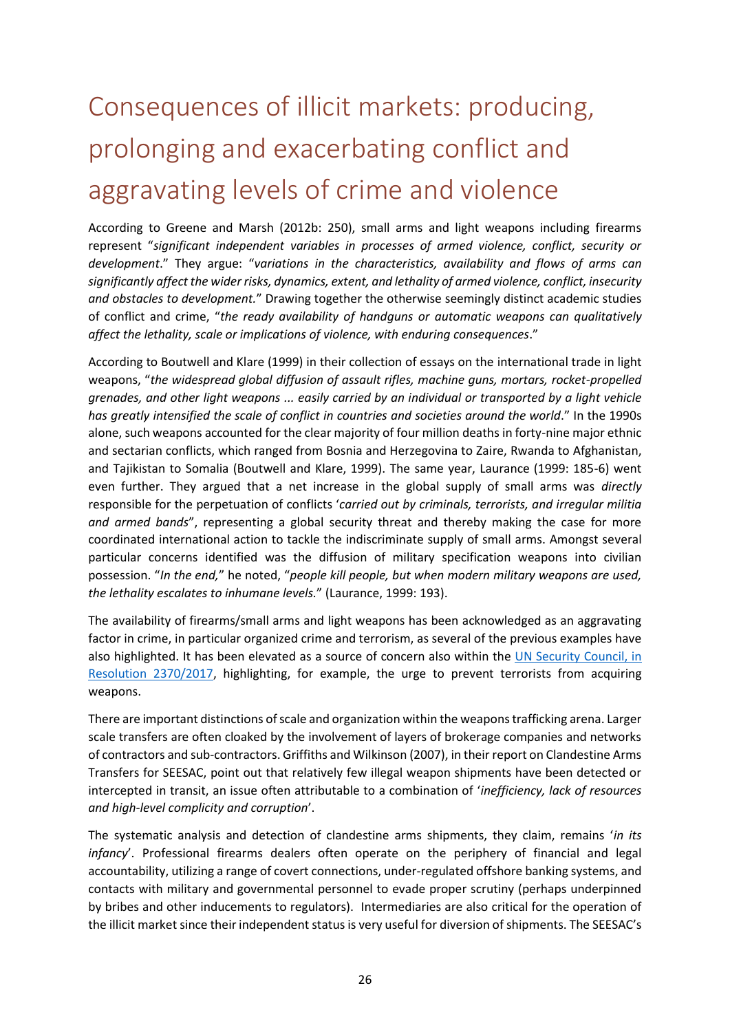# Consequences of illicit markets: producing, prolonging and exacerbating conflict and aggravating levels of crime and violence

According to Greene and Marsh (2012b: 250), small arms and light weapons including firearms represent "*significant independent variables in processes of armed violence, conflict, security or development*." They argue: "*variations in the characteristics, availability and flows of arms can significantly affect the wider risks, dynamics, extent, and lethality of armed violence, conflict, insecurity and obstacles to development.*" Drawing together the otherwise seemingly distinct academic studies of conflict and crime, "*the ready availability of handguns or automatic weapons can qualitatively affect the lethality, scale or implications of violence, with enduring consequences*."

According to Boutwell and Klare (1999) in their collection of essays on the international trade in light weapons, "*the widespread global diffusion of assault rifles, machine guns, mortars, rocket-propelled grenades, and other light weapons ... easily carried by an individual or transported by a light vehicle has greatly intensified the scale of conflict in countries and societies around the world*." In the 1990s alone, such weapons accounted for the clear majority of four million deaths in forty-nine major ethnic and sectarian conflicts, which ranged from Bosnia and Herzegovina to Zaire, Rwanda to Afghanistan, and Tajikistan to Somalia (Boutwell and Klare, 1999). The same year, Laurance (1999: 185-6) went even further. They argued that a net increase in the global supply of small arms was *directly* responsible for the perpetuation of conflicts '*carried out by criminals, terrorists, and irregular militia and armed bands*", representing a global security threat and thereby making the case for more coordinated international action to tackle the indiscriminate supply of small arms. Amongst several particular concerns identified was the diffusion of military specification weapons into civilian possession. "*In the end,*" he noted, "*people kill people, but when modern military weapons are used, the lethality escalates to inhumane levels.*" (Laurance, 1999: 193).

The availability of firearms/small arms and light weapons has been acknowledged as an aggravating factor in crime, in particular organized crime and terrorism, as several of the previous examples have also highlighted. It has been elevated as a source of concern also within the UN Security Council, in Resolution 2370/2017, highlighting, for example, the urge to prevent terrorists from acquiring weapons.

There are important distinctions of scale and organization within the weapons trafficking arena. Larger scale transfers are often cloaked by the involvement of layers of brokerage companies and networks of contractors and sub-contractors. Griffiths and Wilkinson (2007), in their report on Clandestine Arms Transfers for SEESAC, point out that relatively few illegal weapon shipments have been detected or intercepted in transit, an issue often attributable to a combination of '*inefficiency, lack of resources and high-level complicity and corruption*'.

The systematic analysis and detection of clandestine arms shipments, they claim, remains '*in its infancy*'. Professional firearms dealers often operate on the periphery of financial and legal accountability, utilizing a range of covert connections, under-regulated offshore banking systems, and contacts with military and governmental personnel to evade proper scrutiny (perhaps underpinned by bribes and other inducements to regulators). Intermediaries are also critical for the operation of the illicit market since their independent status is very useful for diversion of shipments. The SEESAC's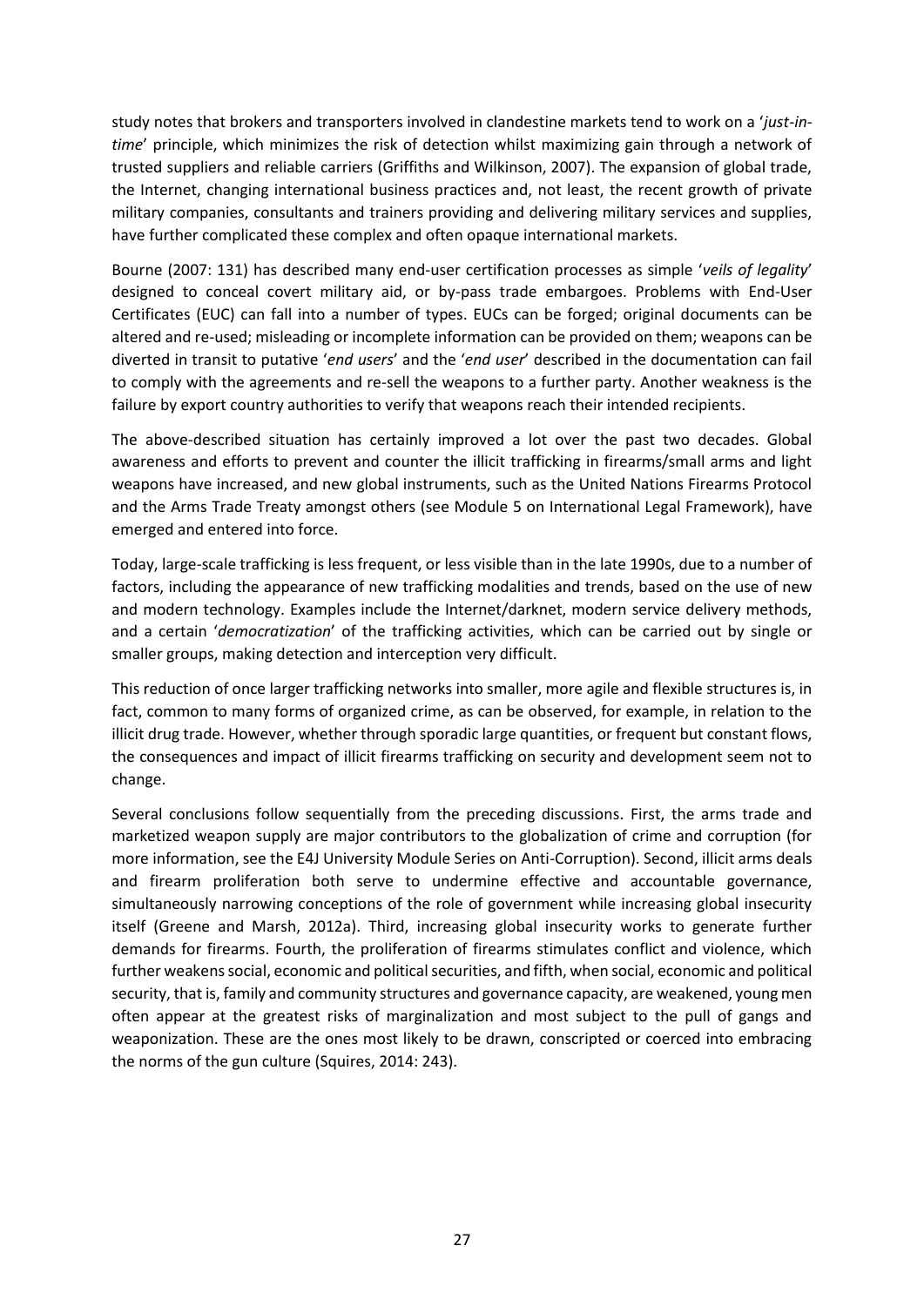study notes that brokers and transporters involved in clandestine markets tend to work on a '*just-in-time*' principle, which minimizes the risk of detection whilst maximizing gain through a network of trusted suppliers and reliable carriers (Griffiths and Wilkinson, 2007). The expansion of global trade, the Internet, changing international business practices and, not least, the recent growth of private military companies, consultants and trainers providing and delivering military services and supplies, have further complicated these complex and often opaque international markets.

Bourne (2007: 131) has described many end-user certification processes as simple '*veils of legality*' designed to conceal covert military aid, or by-pass trade embargoes. Problems with End-User Certificates (EUC) can fall into a number of types. EUCs can be forged; original documents can be altered and re-used; misleading or incomplete information can be provided on them; weapons can be diverted in transit to putative '*end users*' and the '*end user*' described in the documentation can fail to comply with the agreements and re-sell the weapons to a further party. Another weakness is the failure by export country authorities to verify that weapons reach their intended recipients.

The above-described situation has certainly improved a lot over the past two decades. Global awareness and efforts to prevent and counter the illicit trafficking in firearms/small arms and light weapons have increased, and new global instruments, such as the United Nations Firearms Protocol and the Arms Trade Treaty amongst others (see Module 5 on International Legal Framework), have emerged and entered into force.

Today, large-scale trafficking is less frequent, or less visible than in the late 1990s, due to a number of factors, including the appearance of new trafficking modalities and trends, based on the use of new and modern technology. Examples include the Internet/darknet, modern service delivery methods, and a certain '*democratization*' of the trafficking activities, which can be carried out by single or smaller groups, making detection and interception very difficult.

This reduction of once larger trafficking networks into smaller, more agile and flexible structures is, in fact, common to many forms of organized crime, as can be observed, for example, in relation to the illicit drug trade. However, whether through sporadic large quantities, or frequent but constant flows, the consequences and impact of illicit firearms trafficking on security and development seem not to change.

Several conclusions follow sequentially from the preceding discussions. First, the arms trade and marketized weapon supply are major contributors to the globalization of crime and corruption (for more information, see the E4J University Module Series on Anti-Corruption). Second, illicit arms deals and firearm proliferation both serve to undermine effective and accountable governance, simultaneously narrowing conceptions of the role of government while increasing global insecurity itself (Greene and Marsh, 2012a). Third, increasing global insecurity works to generate further demands for firearms. Fourth, the proliferation of firearms stimulates conflict and violence, which further weakens social, economic and political securities, and fifth, when social, economic and political security, that is, family and community structures and governance capacity, are weakened, young men often appear at the greatest risks of marginalization and most subject to the pull of gangs and weaponization. These are the ones most likely to be drawn, conscripted or coerced into embracing the norms of the gun culture (Squires, 2014: 243).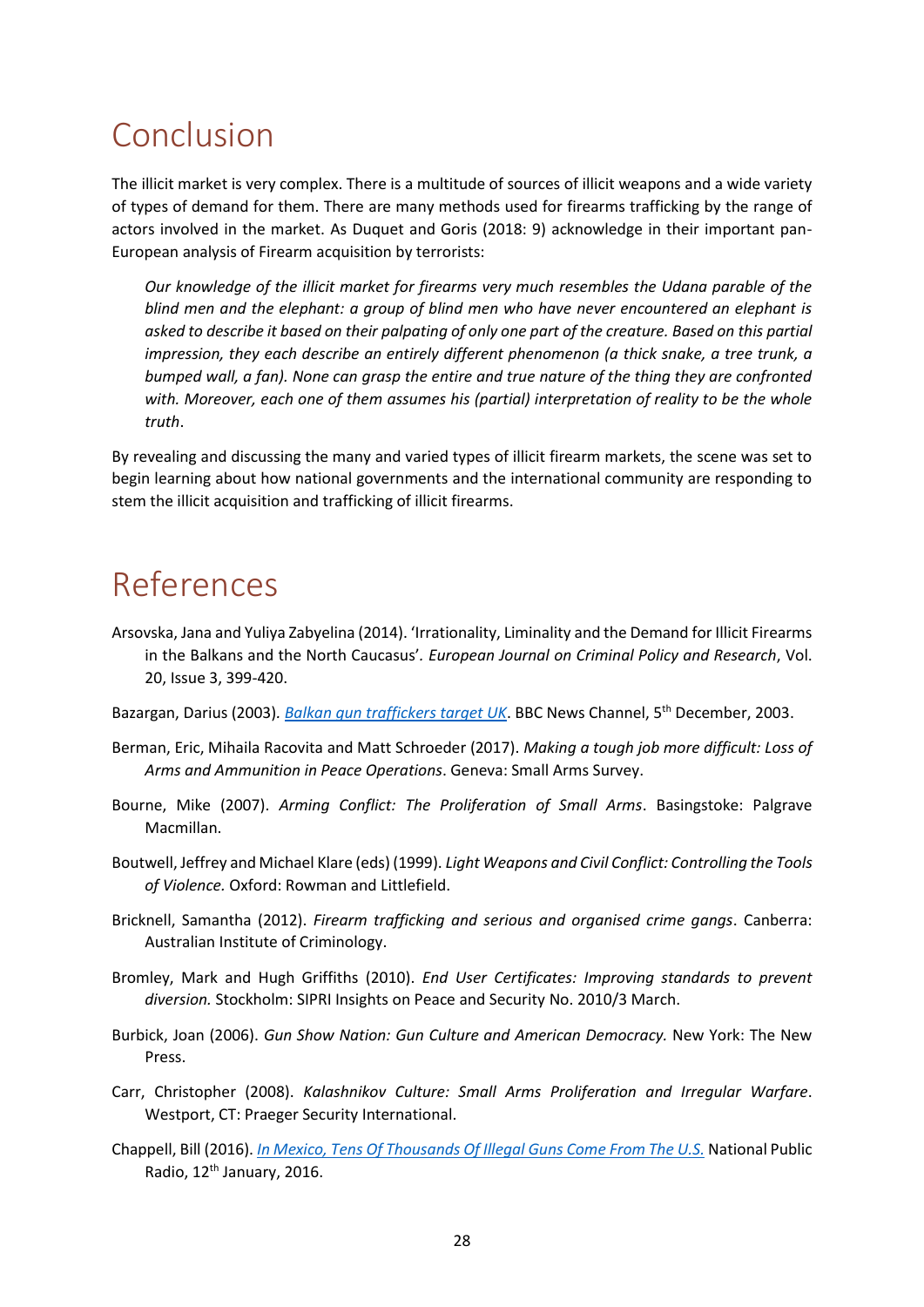# Conclusion

The illicit market is very complex. There is a multitude of sources of illicit weapons and a wide variety of types of demand for them. There are many methods used for firearms trafficking by the range of actors involved in the market. As Duquet and Goris (2018: 9) acknowledge in their important pan-European analysis of Firearm acquisition by terrorists:

> *Our knowledge of the illicit market for firearms very much resembles the Udana parable of the blind men and the elephant: a group of blind men who have never encountered an elephant is asked to describe it based on their palpating of only one part of the creature. Based on this partial impression, they each describe an entirely different phenomenon (a thick snake, a tree trunk, a bumped wall, a fan). None can grasp the entire and true nature of the thing they are confronted with. Moreover, each one of them assumes his (partial) interpretation of reality to be the whole truth*.

By revealing and discussing the many and varied types of illicit firearm markets, the scene was set to begin learning about how national governments and the international community are responding to stem the illicit acquisition and trafficking of illicit firearms.

# References

Arsovska, Jana and Yuliya Zabyelina (2014). 'Irrationality, Liminality and the Demand for Illicit Firearms in the Balkans and the North Caucasus'. *European Journal on Criminal Policy and Research*, Vol. 20, Issue 3, 399-420.

Bazargan, Darius (2003). *Balkan gun traffickers target UK*. BBC News Channel, 5th December, 2003.

Berman, Eric, Mihaila Racovita and Matt Schroeder (2017). *Making a tough job more difficult: Loss of Arms and Ammunition in Peace Operations*. Geneva: Small Arms Survey.

Bourne, Mike (2007). *Arming Conflict: The Proliferation of Small Arms*. Basingstoke: Palgrave Macmillan.

Boutwell, Jeffrey and Michael Klare (eds) (1999). *Light Weapons and Civil Conflict: Controlling the Tools of Violence.* Oxford: Rowman and Littlefield.

Bricknell, Samantha (2012). *Firearm trafficking and serious and organised crime gangs*. Canberra: Australian Institute of Criminology.

Bromley, Mark and Hugh Griffiths (2010). *End User Certificates: Improving standards to prevent diversion.* Stockholm: SIPRI Insights on Peace and Security No. 2010/3 March.

Burbick, Joan (2006). *Gun Show Nation: Gun Culture and American Democracy.* New York: The New Press.

Carr, Christopher (2008). *Kalashnikov Culture: Small Arms Proliferation and Irregular Warfare*. Westport, CT: Praeger Security International.

Chappell, Bill (2016). *In Mexico, Tens Of Thousands Of Illegal Guns Come From The U.S.* National Public Radio, 12th January, 2016.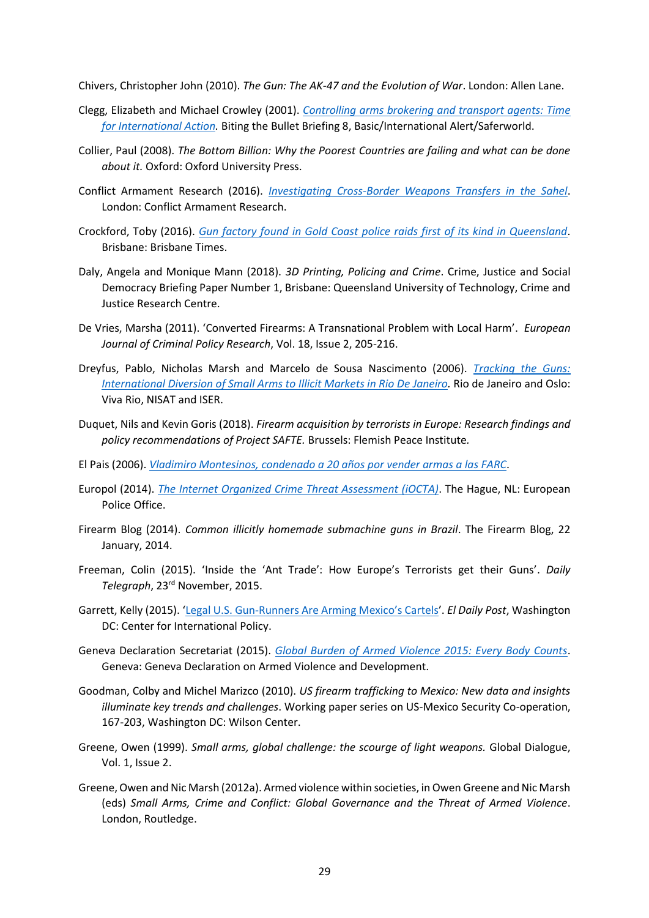Chivers, Christopher John (2010). *The Gun: The AK-47 and the Evolution of War*. London: Allen Lane.

Clegg, Elizabeth and Michael Crowley (2001). *Controlling arms brokering and transport agents: Time for International Action*. Biting the Bullet Briefing 8, Basic/International Alert/Saferworld.

Collier, Paul (2008). *The Bottom Billion: Why the Poorest Countries are failing and what can be done about it.* Oxford: Oxford University Press.

Conflict Armament Research (2016). *Investigating Cross-Border Weapons Transfers in the Sahel*. London: Conflict Armament Research.

Crockford, Toby (2016). *Gun factory found in Gold Coast police raids first of its kind in Queensland*. Brisbane: Brisbane Times.

Daly, Angela and Monique Mann (2018). *3D Printing, Policing and Crime*. Crime, Justice and Social Democracy Briefing Paper Number 1, Brisbane: Queensland University of Technology, Crime and Justice Research Centre.

De Vries, Marsha (2011). 'Converted Firearms: A Transnational Problem with Local Harm'. *European Journal of Criminal Policy Research*, Vol. 18, Issue 2, 205-216.

Dreyfus, Pablo, Nicholas Marsh and Marcelo de Sousa Nascimento (2006). *Tracking the Guns: International Diversion of Small Arms to Illicit Markets in Rio De Janeiro*. Rio de Janeiro and Oslo: Viva Rio, NISAT and ISER.

Duquet, Nils and Kevin Goris (2018). *Firearm acquisition by terrorists in Europe: Research findings and policy recommendations of Project SAFTE.* Brussels: Flemish Peace Institute.

El Pais (2006). *Vladimiro Montesinos, condenado a 20 años por vender armas a las FARC*.

Europol (2014). *The Internet Organized Crime Threat Assessment (iOCTA)*. The Hague, NL: European Police Office.

Firearm Blog (2014). *Common illicitly homemade submachine guns in Brazil*. The Firearm Blog, 22 January, 2014.

Freeman, Colin (2015). 'Inside the 'Ant Trade': How Europe's Terrorists get their Guns'. *Daily Telegraph*, 23rd November, 2015.

Garrett, Kelly (2015). 'Legal U.S. Gun-Runners Are Arming Mexico's Cartels'. *El Daily Post*, Washington DC: Center for International Policy.

Geneva Declaration Secretariat (2015). *Global Burden of Armed Violence 2015: Every Body Counts*. Geneva: Geneva Declaration on Armed Violence and Development.

Goodman, Colby and Michel Marizco (2010). *US firearm trafficking to Mexico: New data and insights illuminate key trends and challenges*. Working paper series on US-Mexico Security Co-operation, 167-203, Washington DC: Wilson Center.

Greene, Owen (1999). *Small arms, global challenge: the scourge of light weapons.* Global Dialogue, Vol. 1, Issue 2.

Greene, Owen and Nic Marsh (2012a). Armed violence within societies, in Owen Greene and Nic Marsh (eds) *Small Arms, Crime and Conflict: Global Governance and the Threat of Armed Violence*. London, Routledge.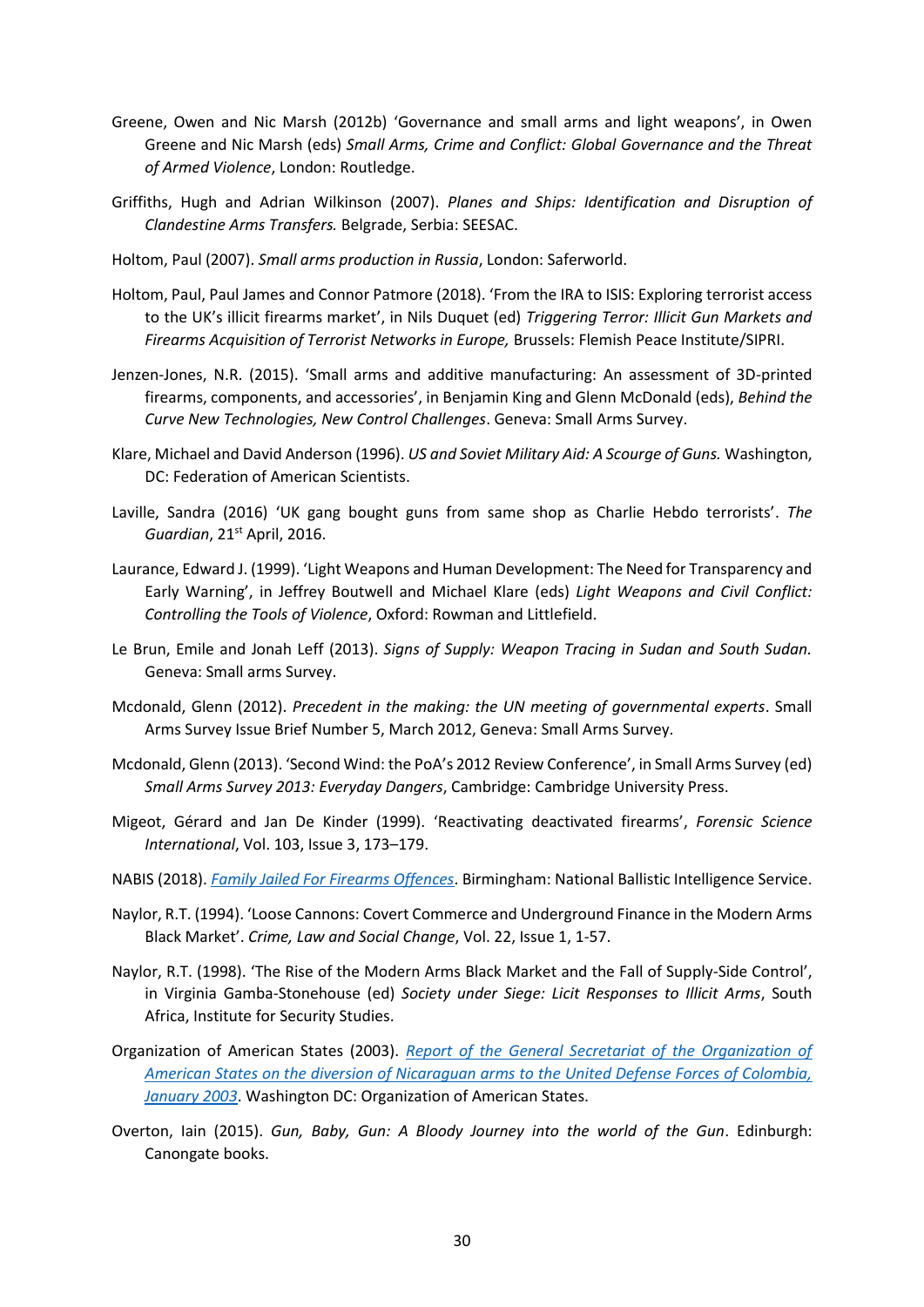Greene, Owen and Nic Marsh (2012b) 'Governance and small arms and light weapons', in Owen Greene and Nic Marsh (eds) *Small Arms, Crime and Conflict: Global Governance and the Threat of Armed Violence*, London: Routledge.

Griffiths, Hugh and Adrian Wilkinson (2007). *Planes and Ships: Identification and Disruption of Clandestine Arms Transfers.* Belgrade, Serbia: SEESAC.

Holtom, Paul (2007). *Small arms production in Russia*, London: Saferworld.

Holtom, Paul, Paul James and Connor Patmore (2018). 'From the IRA to ISIS: Exploring terrorist access to the UK's illicit firearms market', in Nils Duquet (ed) *Triggering Terror: Illicit Gun Markets and Firearms Acquisition of Terrorist Networks in Europe,* Brussels: Flemish Peace Institute/SIPRI.

Jenzen-Jones, N.R. (2015). 'Small arms and additive manufacturing: An assessment of 3D-printed firearms, components, and accessories', in Benjamin King and Glenn McDonald (eds), *Behind the Curve New Technologies, New Control Challenges*. Geneva: Small Arms Survey.

Klare, Michael and David Anderson (1996). *US and Soviet Military Aid: A Scourge of Guns.* Washington, DC: Federation of American Scientists.

Laville, Sandra (2016) 'UK gang bought guns from same shop as Charlie Hebdo terrorists'. *The Guardian*, 21st April, 2016.

Laurance, Edward J. (1999). 'Light Weapons and Human Development: The Need for Transparency and Early Warning', in Jeffrey Boutwell and Michael Klare (eds) *Light Weapons and Civil Conflict: Controlling the Tools of Violence*, Oxford: Rowman and Littlefield.

Le Brun, Emile and Jonah Leff (2013). *Signs of Supply: Weapon Tracing in Sudan and South Sudan.* Geneva: Small arms Survey.

Mcdonald, Glenn (2012). *Precedent in the making: the UN meeting of governmental experts*. Small Arms Survey Issue Brief Number 5, March 2012, Geneva: Small Arms Survey.

Mcdonald, Glenn (2013). 'Second Wind: the PoA's 2012 Review Conference', in Small Arms Survey (ed) *Small Arms Survey 2013: Everyday Dangers*, Cambridge: Cambridge University Press.

Migeot, Gérard and Jan De Kinder (1999). 'Reactivating deactivated firearms', *Forensic Science International*, Vol. 103, Issue 3, 173–179.

NABIS (2018). *Family Jailed For Firearms Offences*. Birmingham: National Ballistic Intelligence Service.

Naylor, R.T. (1994). 'Loose Cannons: Covert Commerce and Underground Finance in the Modern Arms Black Market'. *Crime, Law and Social Change*, Vol. 22, Issue 1, 1-57.

Naylor, R.T. (1998). 'The Rise of the Modern Arms Black Market and the Fall of Supply-Side Control', in Virginia Gamba-Stonehouse (ed) *Society under Siege: Licit Responses to Illicit Arms*, South Africa, Institute for Security Studies.

Organization of American States (2003). *Report of the General Secretariat of the Organization of American States on the diversion of Nicaraguan arms to the United Defense Forces of Colombia, January 2003*. Washington DC: Organization of American States.

Overton, Iain (2015). *Gun, Baby, Gun: A Bloody Journey into the world of the Gun*. Edinburgh: Canongate books.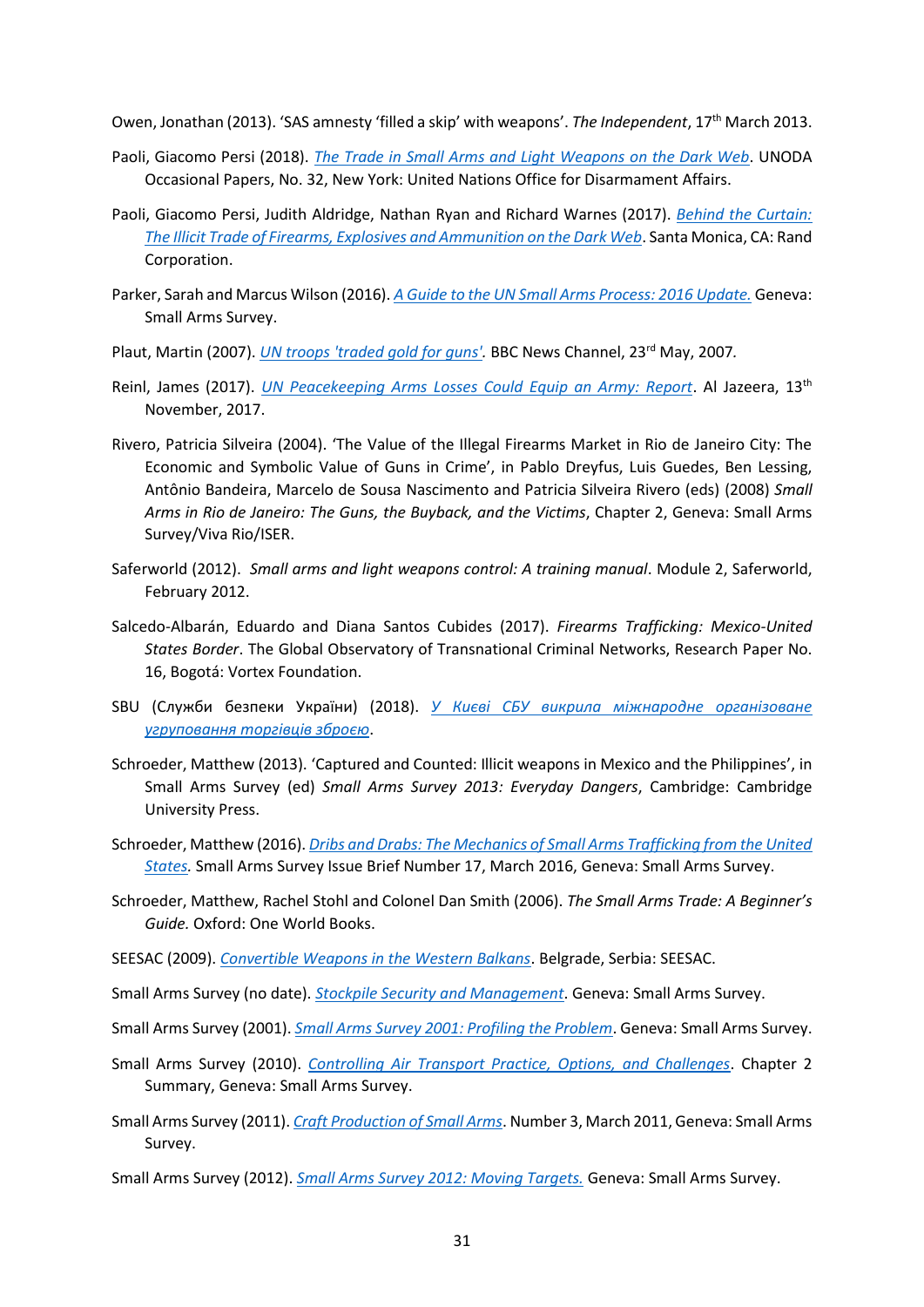Owen, Jonathan (2013). 'SAS amnesty 'filled a skip' with weapons'. *The Independent*, 17th March 2013.

Paoli, Giacomo Persi (2018). [The Trade in Small Arms and Light Weapons on the Dark Web](). UNODA Occasional Papers, No. 32, New York: United Nations Office for Disarmament Affairs.

Paoli, Giacomo Persi, Judith Aldridge, Nathan Ryan and Richard Warnes (2017). [Behind the Curtain: The Illicit Trade of Firearms, Explosives and Ammunition on the Dark Web](). Santa Monica, CA: Rand Corporation.

Parker, Sarah and Marcus Wilson (2016). [A Guide to the UN Small Arms Process: 2016 Update.]() Geneva: Small Arms Survey.

Plaut, Martin (2007). [UN troops 'traded gold for guns'.]() BBC News Channel, 23rd May, 2007.

Reinl, James (2017). [UN Peacekeeping Arms Losses Could Equip an Army: Report](). Al Jazeera, 13th November, 2017.

Rivero, Patricia Silveira (2004). 'The Value of the Illegal Firearms Market in Rio de Janeiro City: The Economic and Symbolic Value of Guns in Crime', in Pablo Dreyfus, Luis Guedes, Ben Lessing, Antônio Bandeira, Marcelo de Sousa Nascimento and Patricia Silveira Rivero (eds) (2008) *Small Arms in Rio de Janeiro: The Guns, the Buyback, and the Victims*, Chapter 2, Geneva: Small Arms Survey/Viva Rio/ISER.

Saferworld (2012). *Small arms and light weapons control: A training manual*. Module 2, Saferworld, February 2012.

Salcedo-Albarán, Eduardo and Diana Santos Cubides (2017). *Firearms Trafficking: Mexico-United States Border*. The Global Observatory of Transnational Criminal Networks, Research Paper No. 16, Bogotá: Vortex Foundation.

SBU (Служби безпеки України) (2018). [У Києві СБУ викрила міжнародне організоване угруповання торгівців зброєю]().

Schroeder, Matthew (2013). 'Captured and Counted: Illicit weapons in Mexico and the Philippines', in Small Arms Survey (ed) *Small Arms Survey 2013: Everyday Dangers*, Cambridge: Cambridge University Press.

Schroeder, Matthew (2016). [Dribs and Drabs: The Mechanics of Small Arms Trafficking from the United States.]() Small Arms Survey Issue Brief Number 17, March 2016, Geneva: Small Arms Survey.

Schroeder, Matthew, Rachel Stohl and Colonel Dan Smith (2006). *The Small Arms Trade: A Beginner's Guide.* Oxford: One World Books.

SEESAC (2009). [Convertible Weapons in the Western Balkans](). Belgrade, Serbia: SEESAC.

Small Arms Survey (no date). [Stockpile Security and Management](). Geneva: Small Arms Survey.

Small Arms Survey (2001). [Small Arms Survey 2001: Profiling the Problem](). Geneva: Small Arms Survey.

Small Arms Survey (2010). [Controlling Air Transport Practice, Options, and Challenges](). Chapter 2 Summary, Geneva: Small Arms Survey.

Small Arms Survey (2011). [Craft Production of Small Arms](). Number 3, March 2011, Geneva: Small Arms Survey.

Small Arms Survey (2012). [Small Arms Survey 2012: Moving Targets.]() Geneva: Small Arms Survey.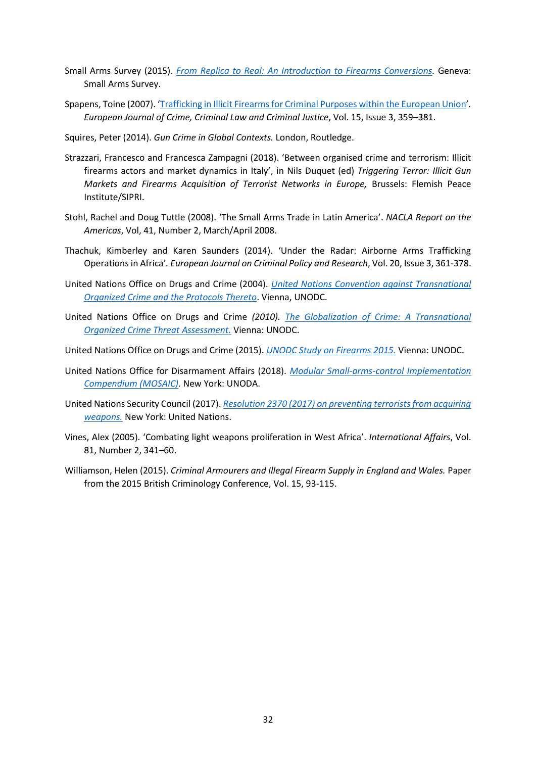Small Arms Survey (2015). *From Replica to Real: An Introduction to Firearms Conversions.* Geneva: Small Arms Survey.

Spapens, Toine (2007). 'Trafficking in Illicit Firearms for Criminal Purposes within the European Union'. *European Journal of Crime, Criminal Law and Criminal Justice*, Vol. 15, Issue 3, 359–381.

Squires, Peter (2014). *Gun Crime in Global Contexts.* London, Routledge.

Strazzari, Francesco and Francesca Zampagni (2018). 'Between organised crime and terrorism: Illicit firearms actors and market dynamics in Italy', in Nils Duquet (ed) *Triggering Terror: Illicit Gun Markets and Firearms Acquisition of Terrorist Networks in Europe,* Brussels: Flemish Peace Institute/SIPRI.

Stohl, Rachel and Doug Tuttle (2008). 'The Small Arms Trade in Latin America'. *NACLA Report on the Americas*, Vol, 41, Number 2, March/April 2008.

Thachuk, Kimberley and Karen Saunders (2014). 'Under the Radar: Airborne Arms Trafficking Operations in Africa'. *European Journal on Criminal Policy and Research*, Vol. 20, Issue 3, 361-378.

United Nations Office on Drugs and Crime (2004). *United Nations Convention against Transnational Organized Crime and the Protocols Thereto*. Vienna, UNODC.

United Nations Office on Drugs and Crime *(2010). The Globalization of Crime: A Transnational Organized Crime Threat Assessment.* Vienna: UNODC.

United Nations Office on Drugs and Crime (2015). *UNODC Study on Firearms 2015.* Vienna: UNODC.

United Nations Office for Disarmament Affairs (2018). *Modular Small-arms-control Implementation Compendium (MOSAIC)*. New York: UNODA.

United Nations Security Council (2017). *Resolution 2370 (2017) on preventing terrorists from acquiring weapons.* New York: United Nations.

Vines, Alex (2005). 'Combating light weapons proliferation in West Africa'. *International Affairs*, Vol. 81, Number 2, 341–60.

Williamson, Helen (2015). *Criminal Armourers and Illegal Firearm Supply in England and Wales.* Paper from the 2015 British Criminology Conference, Vol. 15, 93-115.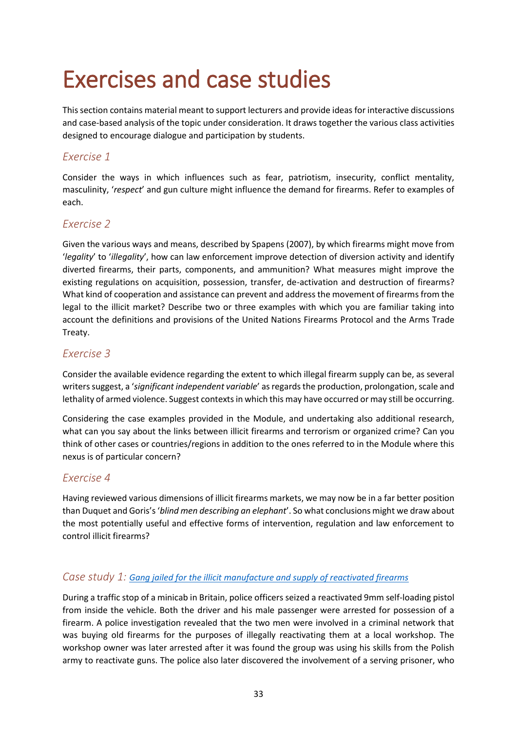# Exercises and case studies

This section contains material meant to support lecturers and provide ideas for interactive discussions and case-based analysis of the topic under consideration. It draws together the various class activities designed to encourage dialogue and participation by students.

## *Exercise 1*

Consider the ways in which influences such as fear, patriotism, insecurity, conflict mentality, masculinity, '*respect*' and gun culture might influence the demand for firearms. Refer to examples of each.

## *Exercise 2*

Given the various ways and means, described by Spapens (2007), by which firearms might move from '*legality*' to '*illegality*', how can law enforcement improve detection of diversion activity and identify diverted firearms, their parts, components, and ammunition? What measures might improve the existing regulations on acquisition, possession, transfer, de-activation and destruction of firearms? What kind of cooperation and assistance can prevent and address the movement of firearms from the legal to the illicit market? Describe two or three examples with which you are familiar taking into account the definitions and provisions of the United Nations Firearms Protocol and the Arms Trade Treaty.

## *Exercise 3*

Consider the available evidence regarding the extent to which illegal firearm supply can be, as several writers suggest, a '*significant independent variable*' as regards the production, prolongation, scale and lethality of armed violence. Suggest contexts in which this may have occurred or may still be occurring.

Considering the case examples provided in the Module, and undertaking also additional research, what can you say about the links between illicit firearms and terrorism or organized crime? Can you think of other cases or countries/regions in addition to the ones referred to in the Module where this nexus is of particular concern?

## *Exercise 4*

Having reviewed various dimensions of illicit firearms markets, we may now be in a far better position than Duquet and Goris's '*blind men describing an elephant*'. So what conclusions might we draw about the most potentially useful and effective forms of intervention, regulation and law enforcement to control illicit firearms?

## *Case study 1: Gang jailed for the illicit manufacture and supply of reactivated firearms*

During a traffic stop of a minicab in Britain, police officers seized a reactivated 9mm self-loading pistol from inside the vehicle. Both the driver and his male passenger were arrested for possession of a firearm. A police investigation revealed that the two men were involved in a criminal network that was buying old firearms for the purposes of illegally reactivating them at a local workshop. The workshop owner was later arrested after it was found the group was using his skills from the Polish army to reactivate guns. The police also later discovered the involvement of a serving prisoner, who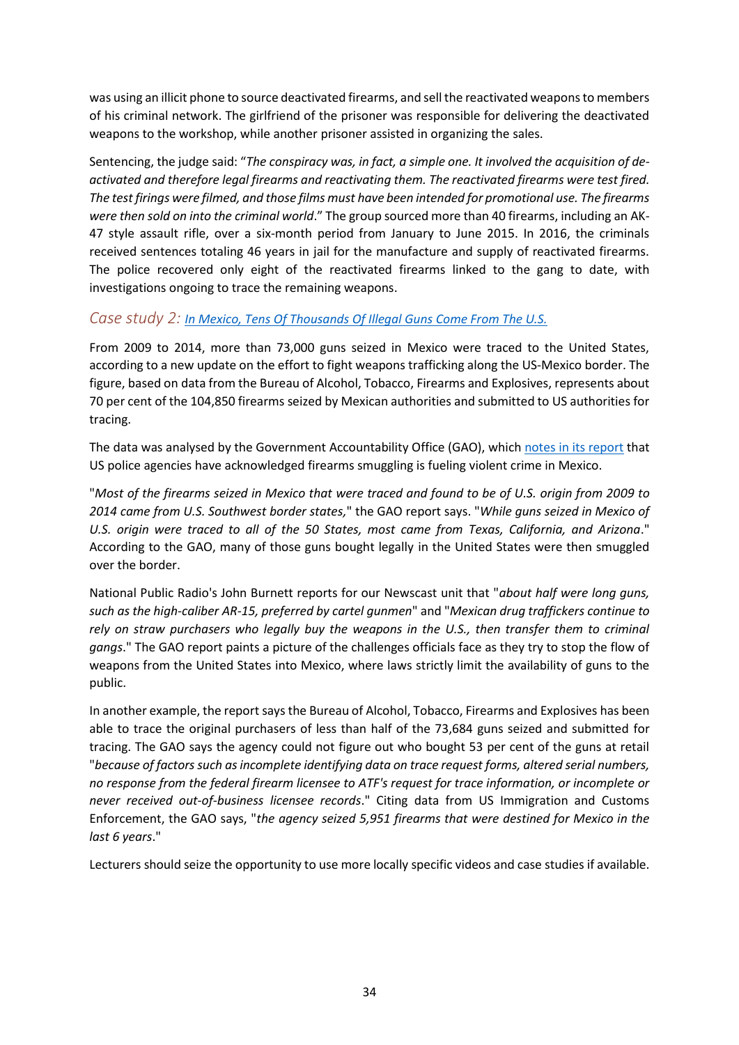was using an illicit phone to source deactivated firearms, and sell the reactivated weapons to members of his criminal network. The girlfriend of the prisoner was responsible for delivering the deactivated weapons to the workshop, while another prisoner assisted in organizing the sales.

Sentencing, the judge said: "*The conspiracy was, in fact, a simple one. It involved the acquisition of de-activated and therefore legal firearms and reactivating them. The reactivated firearms were test fired. The test firings were filmed, and those films must have been intended for promotional use. The firearms were then sold on into the criminal world*." The group sourced more than 40 firearms, including an AK-47 style assault rifle, over a six-month period from January to June 2015. In 2016, the criminals received sentences totaling 46 years in jail for the manufacture and supply of reactivated firearms. The police recovered only eight of the reactivated firearms linked to the gang to date, with investigations ongoing to trace the remaining weapons.

## *Case study 2: In Mexico, Tens Of Thousands Of Illegal Guns Come From The U.S.*

From 2009 to 2014, more than 73,000 guns seized in Mexico were traced to the United States, according to a new update on the effort to fight weapons trafficking along the US-Mexico border. The figure, based on data from the Bureau of Alcohol, Tobacco, Firearms and Explosives, represents about 70 per cent of the 104,850 firearms seized by Mexican authorities and submitted to US authorities for tracing.

The data was analysed by the Government Accountability Office (GAO), which notes in its report that US police agencies have acknowledged firearms smuggling is fueling violent crime in Mexico.

"*Most of the firearms seized in Mexico that were traced and found to be of U.S. origin from 2009 to 2014 came from U.S. Southwest border states,*" the GAO report says. "*While guns seized in Mexico of U.S. origin were traced to all of the 50 States, most came from Texas, California, and Arizona*." According to the GAO, many of those guns bought legally in the United States were then smuggled over the border.

National Public Radio's John Burnett reports for our Newscast unit that "*about half were long guns, such as the high-caliber AR-15, preferred by cartel gunmen*" and "*Mexican drug traffickers continue to rely on straw purchasers who legally buy the weapons in the U.S., then transfer them to criminal gangs*." The GAO report paints a picture of the challenges officials face as they try to stop the flow of weapons from the United States into Mexico, where laws strictly limit the availability of guns to the public.

In another example, the report says the Bureau of Alcohol, Tobacco, Firearms and Explosives has been able to trace the original purchasers of less than half of the 73,684 guns seized and submitted for tracing. The GAO says the agency could not figure out who bought 53 per cent of the guns at retail "*because of factors such as incomplete identifying data on trace request forms, altered serial numbers, no response from the federal firearm licensee to ATF's request for trace information, or incomplete or never received out-of-business licensee records*." Citing data from US Immigration and Customs Enforcement, the GAO says, "*the agency seized 5,951 firearms that were destined for Mexico in the last 6 years*."

Lecturers should seize the opportunity to use more locally specific videos and case studies if available.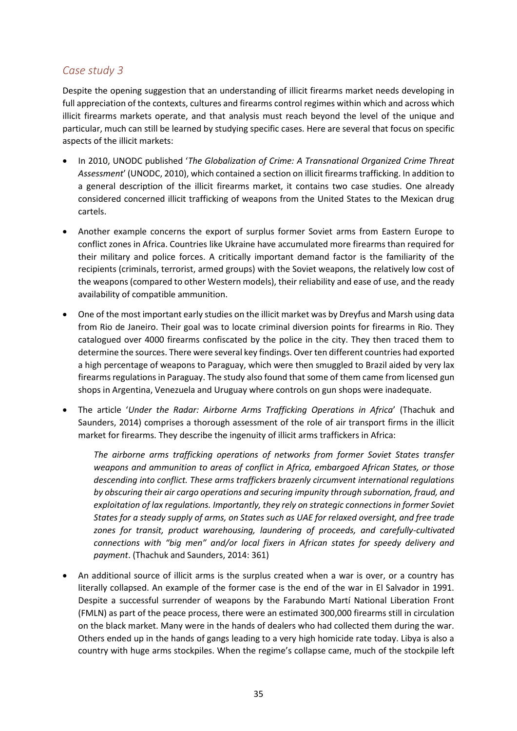## *Case study 3*

Despite the opening suggestion that an understanding of illicit firearms market needs developing in full appreciation of the contexts, cultures and firearms control regimes within which and across which illicit firearms markets operate, and that analysis must reach beyond the level of the unique and particular, much can still be learned by studying specific cases. Here are several that focus on specific aspects of the illicit markets:

- In 2010, UNODC published '*The Globalization of Crime: A Transnational Organized Crime Threat Assessment*' (UNODC, 2010), which contained a section on illicit firearms trafficking. In addition to a general description of the illicit firearms market, it contains two case studies. One already considered concerned illicit trafficking of weapons from the United States to the Mexican drug cartels.
- Another example concerns the export of surplus former Soviet arms from Eastern Europe to conflict zones in Africa. Countries like Ukraine have accumulated more firearms than required for their military and police forces. A critically important demand factor is the familiarity of the recipients (criminals, terrorist, armed groups) with the Soviet weapons, the relatively low cost of the weapons (compared to other Western models), their reliability and ease of use, and the ready availability of compatible ammunition.
- One of the most important early studies on the illicit market was by Dreyfus and Marsh using data from Rio de Janeiro. Their goal was to locate criminal diversion points for firearms in Rio. They catalogued over 4000 firearms confiscated by the police in the city. They then traced them to determine the sources. There were several key findings. Over ten different countries had exported a high percentage of weapons to Paraguay, which were then smuggled to Brazil aided by very lax firearms regulations in Paraguay. The study also found that some of them came from licensed gun shops in Argentina, Venezuela and Uruguay where controls on gun shops were inadequate.
- The article '*Under the Radar: Airborne Arms Trafficking Operations in Africa*' (Thachuk and Saunders, 2014) comprises a thorough assessment of the role of air transport firms in the illicit market for firearms. They describe the ingenuity of illicit arms traffickers in Africa:

  *The airborne arms trafficking operations of networks from former Soviet States transfer weapons and ammunition to areas of conflict in Africa, embargoed African States, or those descending into conflict. These arms traffickers brazenly circumvent international regulations by obscuring their air cargo operations and securing impunity through subornation, fraud, and exploitation of lax regulations. Importantly, they rely on strategic connections in former Soviet States for a steady supply of arms, on States such as UAE for relaxed oversight, and free trade zones for transit, product warehousing, laundering of proceeds, and carefully-cultivated connections with "big men" and/or local fixers in African states for speedy delivery and payment*. (Thachuk and Saunders, 2014: 361)

- An additional source of illicit arms is the surplus created when a war is over, or a country has literally collapsed. An example of the former case is the end of the war in El Salvador in 1991. Despite a successful surrender of weapons by the Farabundo Martí National Liberation Front (FMLN) as part of the peace process, there were an estimated 300,000 firearms still in circulation on the black market. Many were in the hands of dealers who had collected them during the war. Others ended up in the hands of gangs leading to a very high homicide rate today. Libya is also a country with huge arms stockpiles. When the regime's collapse came, much of the stockpile left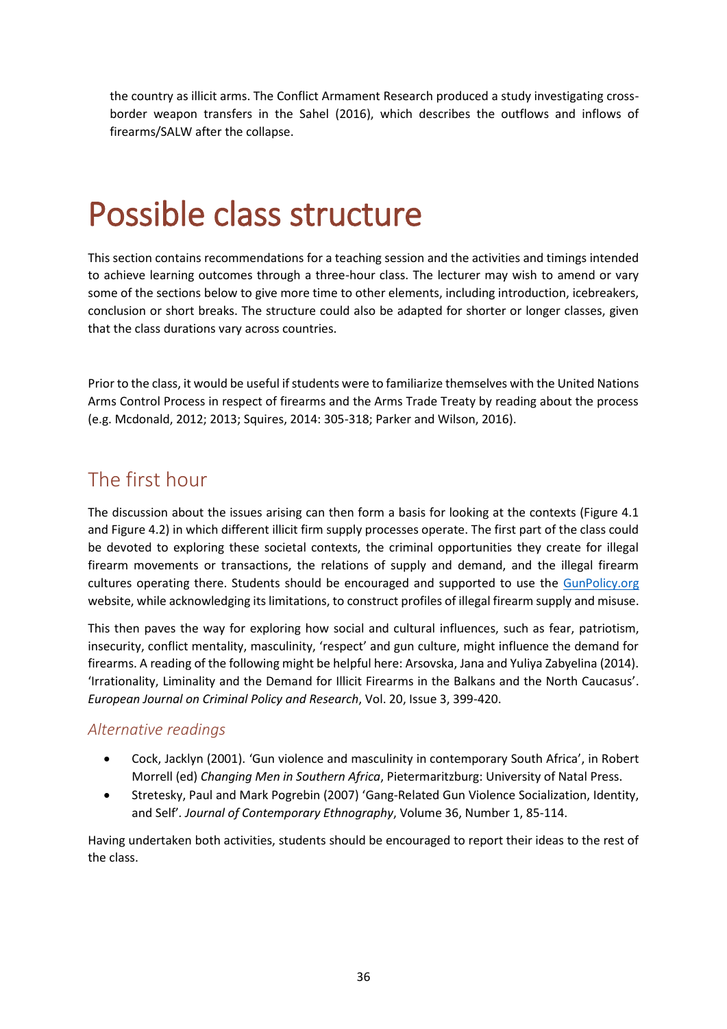the country as illicit arms. The Conflict Armament Research produced a study investigating cross-border weapon transfers in the Sahel (2016), which describes the outflows and inflows of firearms/SALW after the collapse.

# Possible class structure

This section contains recommendations for a teaching session and the activities and timings intended to achieve learning outcomes through a three-hour class. The lecturer may wish to amend or vary some of the sections below to give more time to other elements, including introduction, icebreakers, conclusion or short breaks. The structure could also be adapted for shorter or longer classes, given that the class durations vary across countries.

Prior to the class, it would be useful if students were to familiarize themselves with the United Nations Arms Control Process in respect of firearms and the Arms Trade Treaty by reading about the process (e.g. Mcdonald, 2012; 2013; Squires, 2014: 305-318; Parker and Wilson, 2016).

## The first hour

The discussion about the issues arising can then form a basis for looking at the contexts (Figure 4.1 and Figure 4.2) in which different illicit firm supply processes operate. The first part of the class could be devoted to exploring these societal contexts, the criminal opportunities they create for illegal firearm movements or transactions, the relations of supply and demand, and the illegal firearm cultures operating there. Students should be encouraged and supported to use the [GunPolicy.org](GunPolicy.org) website, while acknowledging its limitations, to construct profiles of illegal firearm supply and misuse.

This then paves the way for exploring how social and cultural influences, such as fear, patriotism, insecurity, conflict mentality, masculinity, 'respect' and gun culture, might influence the demand for firearms. A reading of the following might be helpful here: Arsovska, Jana and Yuliya Zabyelina (2014). 'Irrationality, Liminality and the Demand for Illicit Firearms in the Balkans and the North Caucasus'. *European Journal on Criminal Policy and Research*, Vol. 20, Issue 3, 399-420.

### *Alternative readings*

- Cock, Jacklyn (2001). 'Gun violence and masculinity in contemporary South Africa', in Robert Morrell (ed) *Changing Men in Southern Africa*, Pietermaritzburg: University of Natal Press.
- Stretesky, Paul and Mark Pogrebin (2007) 'Gang-Related Gun Violence Socialization, Identity, and Self'. *Journal of Contemporary Ethnography*, Volume 36, Number 1, 85-114.

Having undertaken both activities, students should be encouraged to report their ideas to the rest of the class.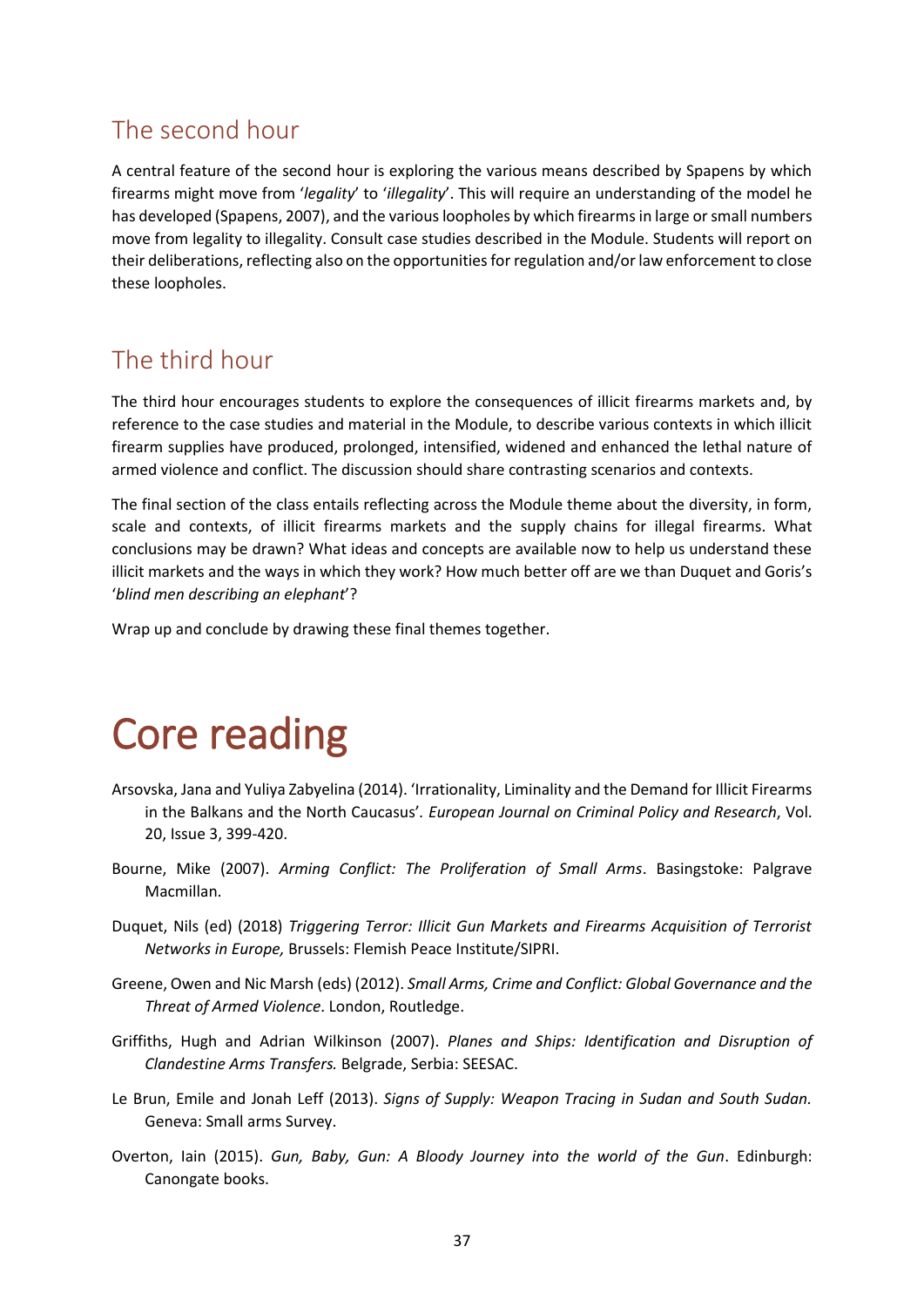## The second hour

A central feature of the second hour is exploring the various means described by Spapens by which firearms might move from '*legality*' to '*illegality*'. This will require an understanding of the model he has developed (Spapens, 2007), and the various loopholes by which firearms in large or small numbers move from legality to illegality. Consult case studies described in the Module. Students will report on their deliberations, reflecting also on the opportunities for regulation and/or law enforcement to close these loopholes.

## The third hour

The third hour encourages students to explore the consequences of illicit firearms markets and, by reference to the case studies and material in the Module, to describe various contexts in which illicit firearm supplies have produced, prolonged, intensified, widened and enhanced the lethal nature of armed violence and conflict. The discussion should share contrasting scenarios and contexts.

The final section of the class entails reflecting across the Module theme about the diversity, in form, scale and contexts, of illicit firearms markets and the supply chains for illegal firearms. What conclusions may be drawn? What ideas and concepts are available now to help us understand these illicit markets and the ways in which they work? How much better off are we than Duquet and Goris's '*blind men describing an elephant*'?

Wrap up and conclude by drawing these final themes together.

# Core reading

Arsovska, Jana and Yuliya Zabyelina (2014). 'Irrationality, Liminality and the Demand for Illicit Firearms in the Balkans and the North Caucasus'. *European Journal on Criminal Policy and Research*, Vol. 20, Issue 3, 399-420.

Bourne, Mike (2007). *Arming Conflict: The Proliferation of Small Arms*. Basingstoke: Palgrave Macmillan.

Duquet, Nils (ed) (2018) *Triggering Terror: Illicit Gun Markets and Firearms Acquisition of Terrorist Networks in Europe,* Brussels: Flemish Peace Institute/SIPRI.

Greene, Owen and Nic Marsh (eds) (2012). *Small Arms, Crime and Conflict: Global Governance and the Threat of Armed Violence*. London, Routledge.

Griffiths, Hugh and Adrian Wilkinson (2007). *Planes and Ships: Identification and Disruption of Clandestine Arms Transfers.* Belgrade, Serbia: SEESAC.

Le Brun, Emile and Jonah Leff (2013). *Signs of Supply: Weapon Tracing in Sudan and South Sudan.* Geneva: Small arms Survey.

Overton, Iain (2015). *Gun, Baby, Gun: A Bloody Journey into the world of the Gun*. Edinburgh: Canongate books.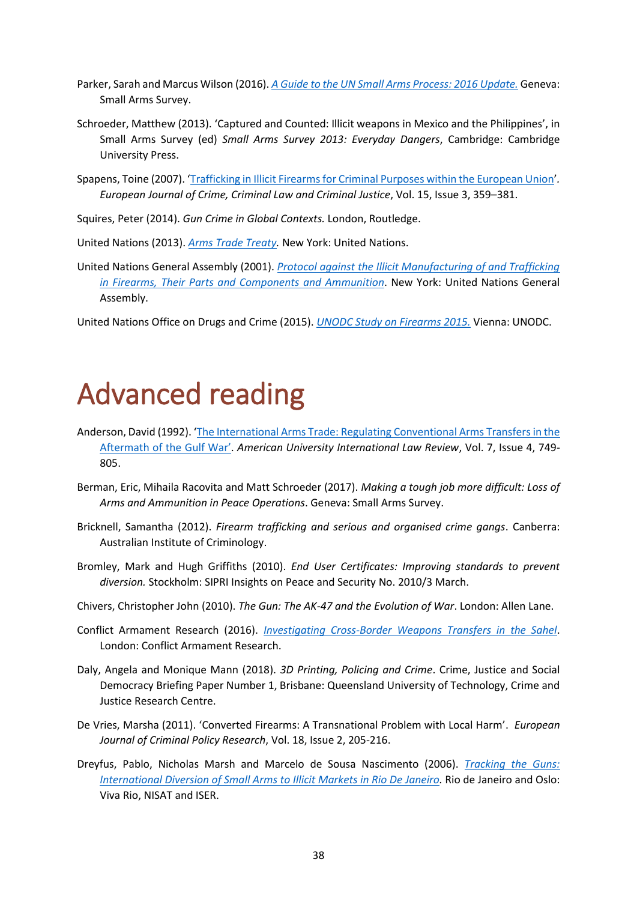Parker, Sarah and Marcus Wilson (2016). *A Guide to the UN Small Arms Process: 2016 Update.* Geneva: Small Arms Survey.

Schroeder, Matthew (2013). 'Captured and Counted: Illicit weapons in Mexico and the Philippines', in Small Arms Survey (ed) *Small Arms Survey 2013: Everyday Dangers*, Cambridge: Cambridge University Press.

Spapens, Toine (2007). 'Trafficking in Illicit Firearms for Criminal Purposes within the European Union'. *European Journal of Crime, Criminal Law and Criminal Justice*, Vol. 15, Issue 3, 359–381.

Squires, Peter (2014). *Gun Crime in Global Contexts.* London, Routledge.

United Nations (2013). *Arms Trade Treaty.* New York: United Nations.

United Nations General Assembly (2001). *Protocol against the Illicit Manufacturing of and Trafficking in Firearms, Their Parts and Components and Ammunition*. New York: United Nations General Assembly.

United Nations Office on Drugs and Crime (2015). *UNODC Study on Firearms 2015.* Vienna: UNODC.

# Advanced reading

Anderson, David (1992). 'The International Arms Trade: Regulating Conventional Arms Transfers in the Aftermath of the Gulf War'. *American University International Law Review*, Vol. 7, Issue 4, 749-805.

Berman, Eric, Mihaila Racovita and Matt Schroeder (2017). *Making a tough job more difficult: Loss of Arms and Ammunition in Peace Operations*. Geneva: Small Arms Survey.

Bricknell, Samantha (2012). *Firearm trafficking and serious and organised crime gangs*. Canberra: Australian Institute of Criminology.

Bromley, Mark and Hugh Griffiths (2010). *End User Certificates: Improving standards to prevent diversion.* Stockholm: SIPRI Insights on Peace and Security No. 2010/3 March.

Chivers, Christopher John (2010). *The Gun: The AK-47 and the Evolution of War*. London: Allen Lane.

Conflict Armament Research (2016). *Investigating Cross-Border Weapons Transfers in the Sahel*. London: Conflict Armament Research.

Daly, Angela and Monique Mann (2018). *3D Printing, Policing and Crime*. Crime, Justice and Social Democracy Briefing Paper Number 1, Brisbane: Queensland University of Technology, Crime and Justice Research Centre.

De Vries, Marsha (2011). 'Converted Firearms: A Transnational Problem with Local Harm'. *European Journal of Criminal Policy Research*, Vol. 18, Issue 2, 205-216.

Dreyfus, Pablo, Nicholas Marsh and Marcelo de Sousa Nascimento (2006). *Tracking the Guns: International Diversion of Small Arms to Illicit Markets in Rio De Janeiro.* Rio de Janeiro and Oslo: Viva Rio, NISAT and ISER.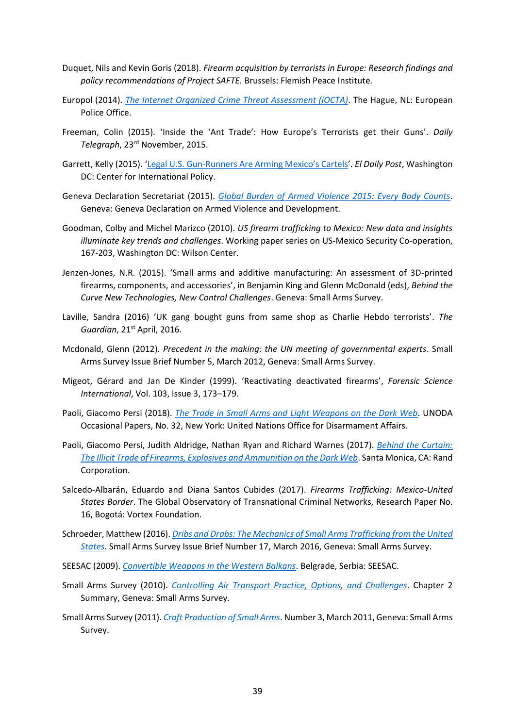Duquet, Nils and Kevin Goris (2018). *Firearm acquisition by terrorists in Europe: Research findings and policy recommendations of Project SAFTE.* Brussels: Flemish Peace Institute.

Europol (2014). *The Internet Organized Crime Threat Assessment (iOCTA)*. The Hague, NL: European Police Office.

Freeman, Colin (2015). 'Inside the 'Ant Trade': How Europe's Terrorists get their Guns'. *Daily Telegraph*, 23rd November, 2015.

Garrett, Kelly (2015). 'Legal U.S. Gun-Runners Are Arming Mexico's Cartels'. *El Daily Post*, Washington DC: Center for International Policy.

Geneva Declaration Secretariat (2015). *Global Burden of Armed Violence 2015: Every Body Counts*. Geneva: Geneva Declaration on Armed Violence and Development.

Goodman, Colby and Michel Marizco (2010). *US firearm trafficking to Mexico: New data and insights illuminate key trends and challenges*. Working paper series on US-Mexico Security Co-operation, 167-203, Washington DC: Wilson Center.

Jenzen-Jones, N.R. (2015). 'Small arms and additive manufacturing: An assessment of 3D-printed firearms, components, and accessories', in Benjamin King and Glenn McDonald (eds), *Behind the Curve New Technologies, New Control Challenges*. Geneva: Small Arms Survey.

Laville, Sandra (2016) 'UK gang bought guns from same shop as Charlie Hebdo terrorists'. *The Guardian*, 21st April, 2016.

Mcdonald, Glenn (2012). *Precedent in the making: the UN meeting of governmental experts*. Small Arms Survey Issue Brief Number 5, March 2012, Geneva: Small Arms Survey.

Migeot, Gérard and Jan De Kinder (1999). 'Reactivating deactivated firearms', *Forensic Science International*, Vol. 103, Issue 3, 173–179.

Paoli, Giacomo Persi (2018). *The Trade in Small Arms and Light Weapons on the Dark Web*. UNODA Occasional Papers, No. 32, New York: United Nations Office for Disarmament Affairs.

Paoli, Giacomo Persi, Judith Aldridge, Nathan Ryan and Richard Warnes (2017). *Behind the Curtain: The Illicit Trade of Firearms, Explosives and Ammunition on the Dark Web*. Santa Monica, CA: Rand Corporation.

Salcedo-Albarán, Eduardo and Diana Santos Cubides (2017). *Firearms Trafficking: Mexico-United States Border*. The Global Observatory of Transnational Criminal Networks, Research Paper No. 16, Bogotá: Vortex Foundation.

Schroeder, Matthew (2016). *Dribs and Drabs: The Mechanics of Small Arms Trafficking from the United States.* Small Arms Survey Issue Brief Number 17, March 2016, Geneva: Small Arms Survey.

SEESAC (2009). *Convertible Weapons in the Western Balkans*. Belgrade, Serbia: SEESAC.

Small Arms Survey (2010). *Controlling Air Transport Practice, Options, and Challenges*. Chapter 2 Summary, Geneva: Small Arms Survey.

Small Arms Survey (2011). *Craft Production of Small Arms*. Number 3, March 2011, Geneva: Small Arms Survey.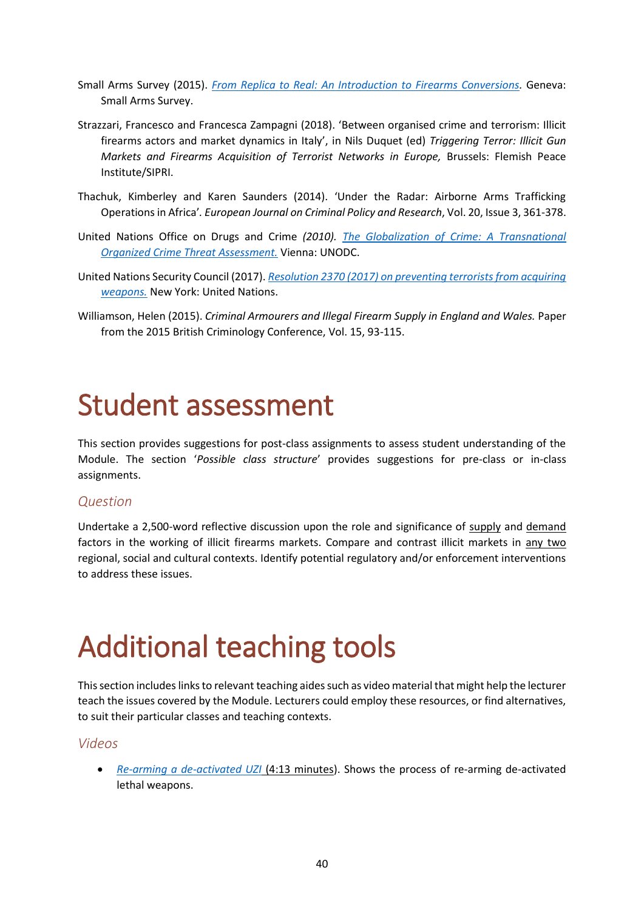Small Arms Survey (2015). *From Replica to Real: An Introduction to Firearms Conversions.* Geneva: Small Arms Survey.

Strazzari, Francesco and Francesca Zampagni (2018). 'Between organised crime and terrorism: Illicit firearms actors and market dynamics in Italy', in Nils Duquet (ed) *Triggering Terror: Illicit Gun Markets and Firearms Acquisition of Terrorist Networks in Europe,* Brussels: Flemish Peace Institute/SIPRI.

Thachuk, Kimberley and Karen Saunders (2014). 'Under the Radar: Airborne Arms Trafficking Operations in Africa'. *European Journal on Criminal Policy and Research*, Vol. 20, Issue 3, 361-378.

United Nations Office on Drugs and Crime *(2010). The Globalization of Crime: A Transnational Organized Crime Threat Assessment.* Vienna: UNODC.

United Nations Security Council (2017). *Resolution 2370 (2017) on preventing terrorists from acquiring weapons.* New York: United Nations.

Williamson, Helen (2015). *Criminal Armourers and Illegal Firearm Supply in England and Wales.* Paper from the 2015 British Criminology Conference, Vol. 15, 93-115.

# Student assessment

This section provides suggestions for post-class assignments to assess student understanding of the Module. The section '*Possible class structure*' provides suggestions for pre-class or in-class assignments.

### *Question*

Undertake a 2,500-word reflective discussion upon the role and significance of supply and demand factors in the working of illicit firearms markets. Compare and contrast illicit markets in any two regional, social and cultural contexts. Identify potential regulatory and/or enforcement interventions to address these issues.

# Additional teaching tools

This section includes links to relevant teaching aides such as video material that might help the lecturer teach the issues covered by the Module. Lecturers could employ these resources, or find alternatives, to suit their particular classes and teaching contexts.

### *Videos*

- *Re-arming a de-activated UZI* (4:13 minutes). Shows the process of re-arming de-activated lethal weapons.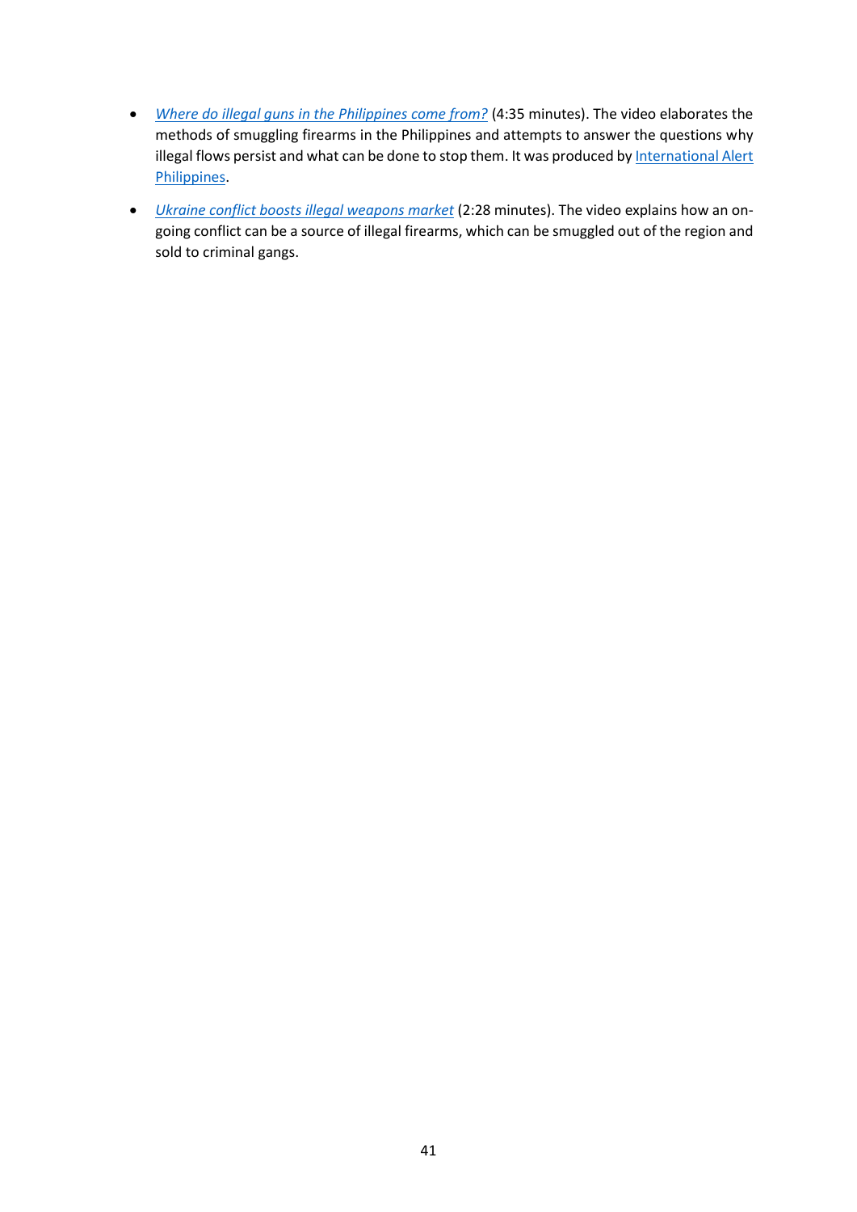- *Where do illegal guns in the Philippines come from?* (4:35 minutes). The video elaborates the methods of smuggling firearms in the Philippines and attempts to answer the questions why illegal flows persist and what can be done to stop them. It was produced by International Alert Philippines.

- *Ukraine conflict boosts illegal weapons market* (2:28 minutes). The video explains how an on-going conflict can be a source of illegal firearms, which can be smuggled out of the region and sold to criminal gangs.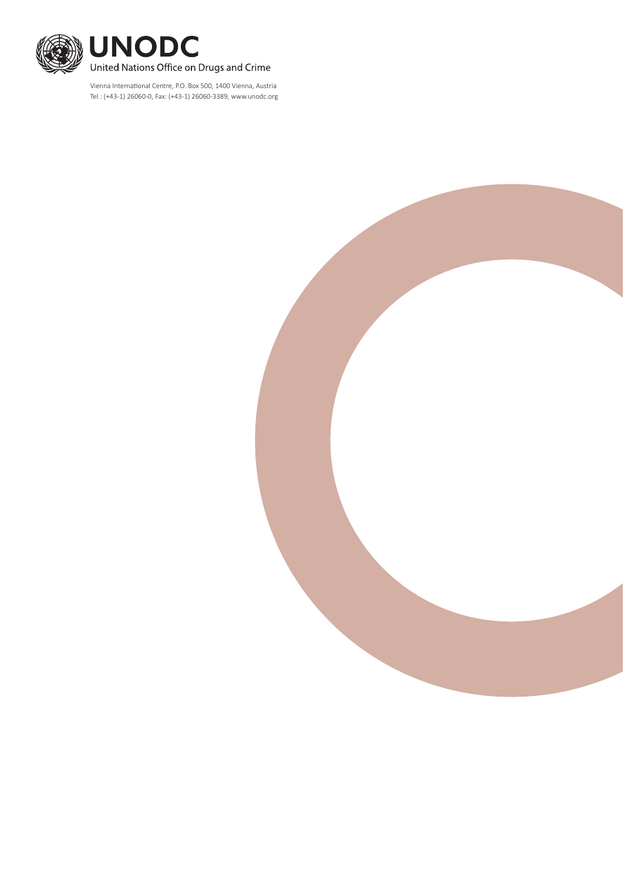**UNODC**

United Nations Office on Drugs and Crime

Vienna International Centre, P.O. Box 500, 1400 Vienna, Austria
Tel.: (+43-1) 26060-0, Fax: (+43-1) 26060-3389, www.unodc.org